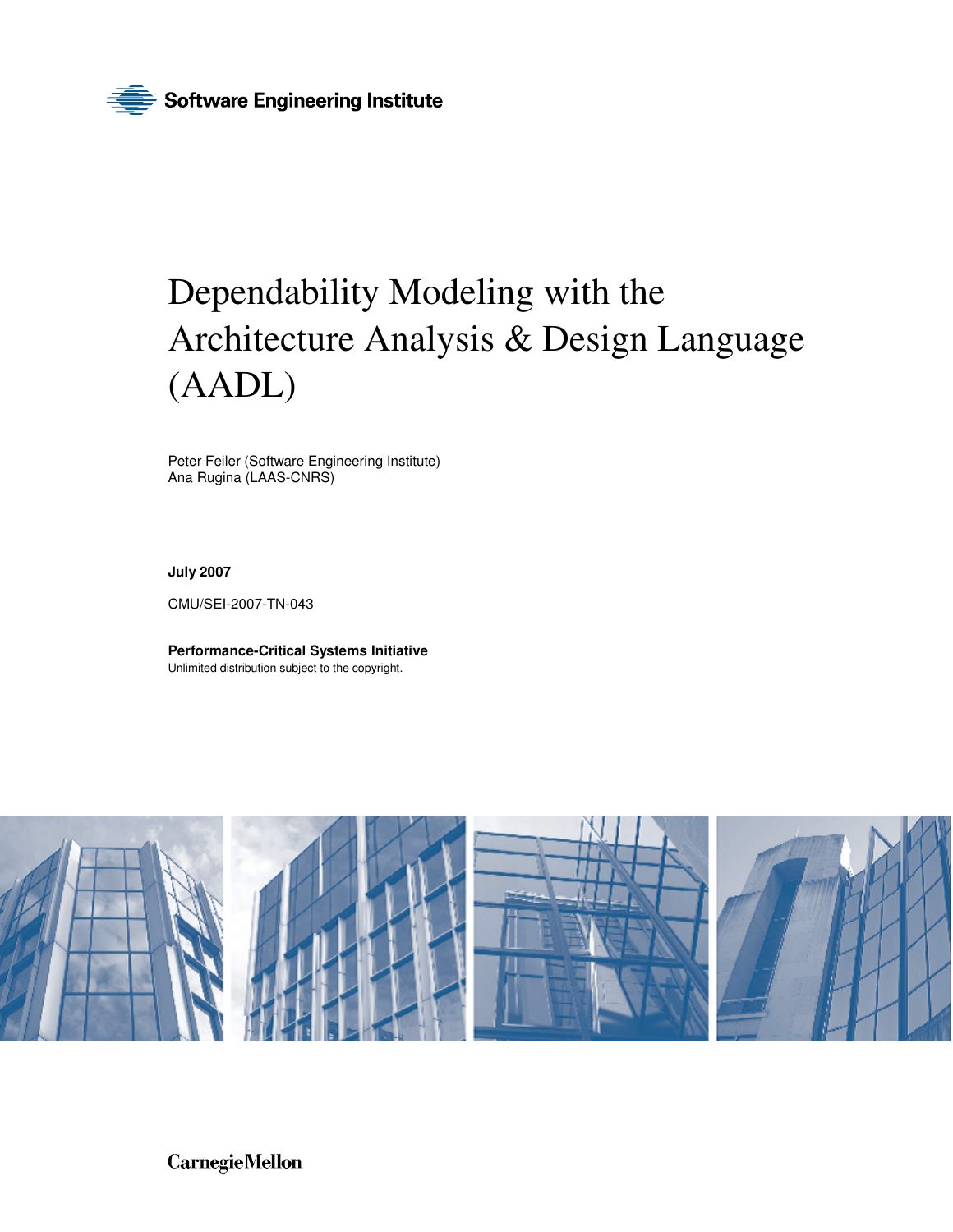Software Engineering Institute

# Dependability Modeling with the Architecture Analysis & Design Language (AADL)

Peter Feiler (Software Engineering Institute)
Ana Rugina (LAAS-CNRS)

**July 2007**

CMU/SEI-2007-TN-043

**Performance-Critical Systems Initiative**
Unlimited distribution subject to the copyright.

Carnegie Mellon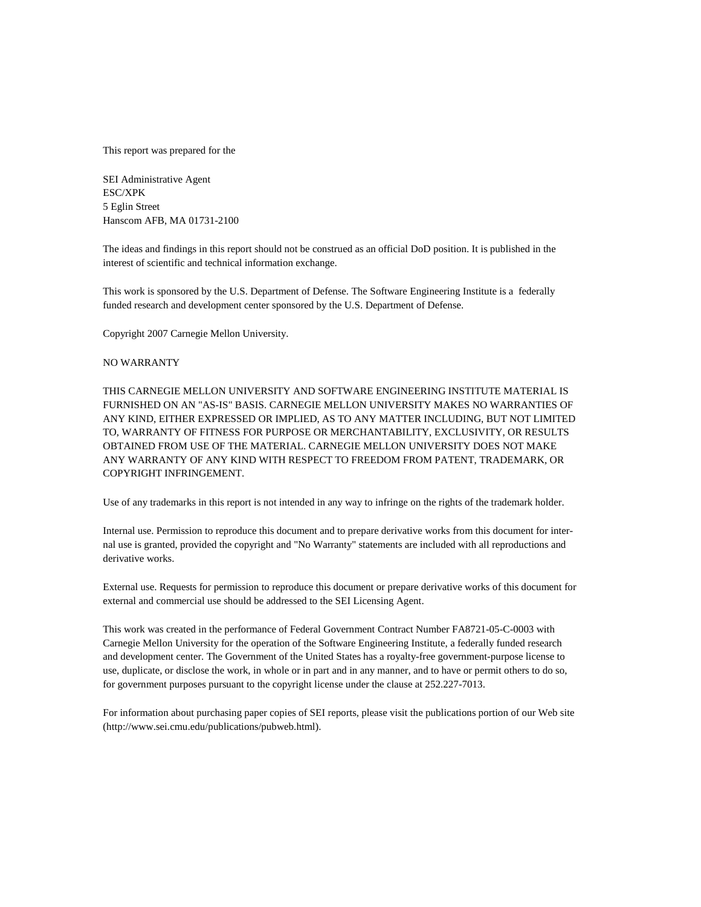This report was prepared for the

SEI Administrative Agent
ESC/XPK
5 Eglin Street
Hanscom AFB, MA 01731-2100

The ideas and findings in this report should not be construed as an official DoD position. It is published in the interest of scientific and technical information exchange.

This work is sponsored by the U.S. Department of Defense. The Software Engineering Institute is a federally funded research and development center sponsored by the U.S. Department of Defense.

Copyright 2007 Carnegie Mellon University.

NO WARRANTY

THIS CARNEGIE MELLON UNIVERSITY AND SOFTWARE ENGINEERING INSTITUTE MATERIAL IS FURNISHED ON AN "AS-IS" BASIS. CARNEGIE MELLON UNIVERSITY MAKES NO WARRANTIES OF ANY KIND, EITHER EXPRESSED OR IMPLIED, AS TO ANY MATTER INCLUDING, BUT NOT LIMITED TO, WARRANTY OF FITNESS FOR PURPOSE OR MERCHANTABILITY, EXCLUSIVITY, OR RESULTS OBTAINED FROM USE OF THE MATERIAL. CARNEGIE MELLON UNIVERSITY DOES NOT MAKE ANY WARRANTY OF ANY KIND WITH RESPECT TO FREEDOM FROM PATENT, TRADEMARK, OR COPYRIGHT INFRINGEMENT.

Use of any trademarks in this report is not intended in any way to infringe on the rights of the trademark holder.

Internal use. Permission to reproduce this document and to prepare derivative works from this document for internal use is granted, provided the copyright and "No Warranty" statements are included with all reproductions and derivative works.

External use. Requests for permission to reproduce this document or prepare derivative works of this document for external and commercial use should be addressed to the SEI Licensing Agent.

This work was created in the performance of Federal Government Contract Number FA8721-05-C-0003 with Carnegie Mellon University for the operation of the Software Engineering Institute, a federally funded research and development center. The Government of the United States has a royalty-free government-purpose license to use, duplicate, or disclose the work, in whole or in part and in any manner, and to have or permit others to do so, for government purposes pursuant to the copyright license under the clause at 252.227-7013.

For information about purchasing paper copies of SEI reports, please visit the publications portion of our Web site (http://www.sei.cmu.edu/publications/pubweb.html).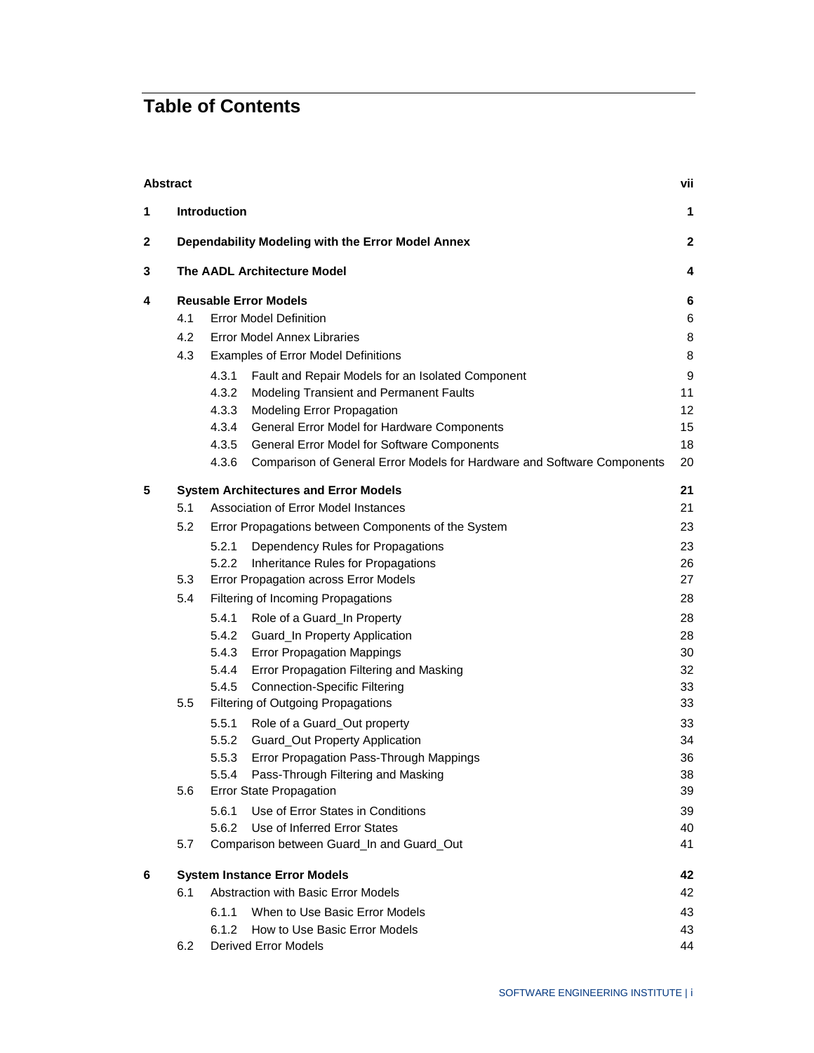# Table of Contents

| | | |
|---|---|---|
| **Abstract** | | **vii** |
| **1** | **Introduction** | **1** |
| **2** | **Dependability Modeling with the Error Model Annex** | **2** |
| **3** | **The AADL Architecture Model** | **4** |
| **4** | **Reusable Error Models** | **6** |
| | 4.1 Error Model Definition | 6 |
| | 4.2 Error Model Annex Libraries | 8 |
| | 4.3 Examples of Error Model Definitions | 8 |
| | 4.3.1 Fault and Repair Models for an Isolated Component | 9 |
| | 4.3.2 Modeling Transient and Permanent Faults | 11 |
| | 4.3.3 Modeling Error Propagation | 12 |
| | 4.3.4 General Error Model for Hardware Components | 15 |
| | 4.3.5 General Error Model for Software Components | 18 |
| | 4.3.6 Comparison of General Error Models for Hardware and Software Components | 20 |
| **5** | **System Architectures and Error Models** | **21** |
| | 5.1 Association of Error Model Instances | 21 |
| | 5.2 Error Propagations between Components of the System | 23 |
| | 5.2.1 Dependency Rules for Propagations | 23 |
| | 5.2.2 Inheritance Rules for Propagations | 26 |
| | 5.3 Error Propagation across Error Models | 27 |
| | 5.4 Filtering of Incoming Propagations | 28 |
| | 5.4.1 Role of a Guard_In Property | 28 |
| | 5.4.2 Guard_In Property Application | 28 |
| | 5.4.3 Error Propagation Mappings | 30 |
| | 5.4.4 Error Propagation Filtering and Masking | 32 |
| | 5.4.5 Connection-Specific Filtering | 33 |
| | 5.5 Filtering of Outgoing Propagations | 33 |
| | 5.5.1 Role of a Guard_Out property | 33 |
| | 5.5.2 Guard_Out Property Application | 34 |
| | 5.5.3 Error Propagation Pass-Through Mappings | 36 |
| | 5.5.4 Pass-Through Filtering and Masking | 38 |
| | 5.6 Error State Propagation | 39 |
| | 5.6.1 Use of Error States in Conditions | 39 |
| | 5.6.2 Use of Inferred Error States | 40 |
| | 5.7 Comparison between Guard_In and Guard_Out | 41 |
| **6** | **System Instance Error Models** | **42** |
| | 6.1 Abstraction with Basic Error Models | 42 |
| | 6.1.1 When to Use Basic Error Models | 43 |
| | 6.1.2 How to Use Basic Error Models | 43 |
| | 6.2 Derived Error Models | 44 |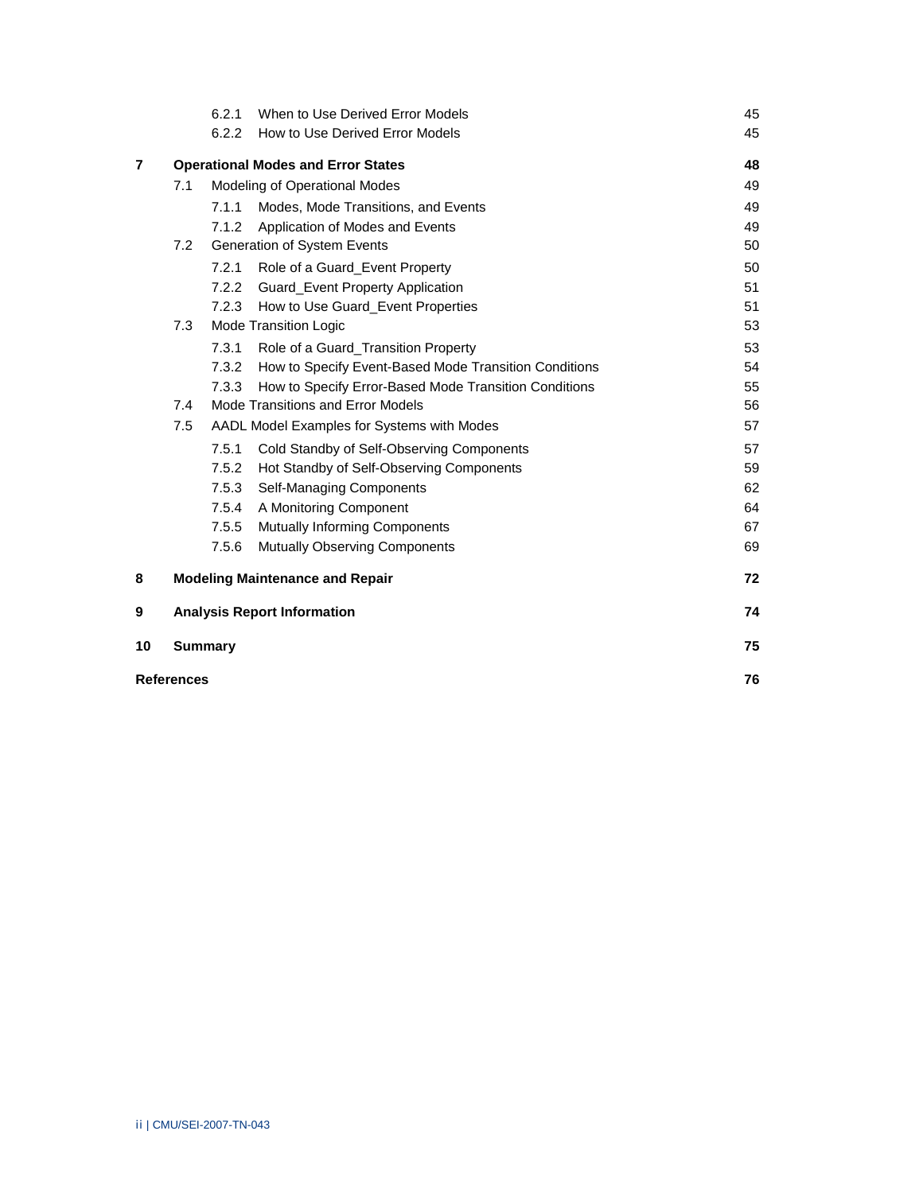| | | | |
|---|---|---|---|
| | 6.2.1 | When to Use Derived Error Models | 45 |
| | 6.2.2 | How to Use Derived Error Models | 45 |
| **7** | | **Operational Modes and Error States** | **48** |
| | 7.1 | Modeling of Operational Modes | 49 |
| | 7.1.1 | Modes, Mode Transitions, and Events | 49 |
| | 7.1.2 | Application of Modes and Events | 49 |
| | 7.2 | Generation of System Events | 50 |
| | 7.2.1 | Role of a Guard_Event Property | 50 |
| | 7.2.2 | Guard_Event Property Application | 51 |
| | 7.2.3 | How to Use Guard_Event Properties | 51 |
| | 7.3 | Mode Transition Logic | 53 |
| | 7.3.1 | Role of a Guard_Transition Property | 53 |
| | 7.3.2 | How to Specify Event-Based Mode Transition Conditions | 54 |
| | 7.3.3 | How to Specify Error-Based Mode Transition Conditions | 55 |
| | 7.4 | Mode Transitions and Error Models | 56 |
| | 7.5 | AADL Model Examples for Systems with Modes | 57 |
| | 7.5.1 | Cold Standby of Self-Observing Components | 57 |
| | 7.5.2 | Hot Standby of Self-Observing Components | 59 |
| | 7.5.3 | Self-Managing Components | 62 |
| | 7.5.4 | A Monitoring Component | 64 |
| | 7.5.5 | Mutually Informing Components | 67 |
| | 7.5.6 | Mutually Observing Components | 69 |
| **8** | | **Modeling Maintenance and Repair** | **72** |
| **9** | | **Analysis Report Information** | **74** |
| **10** | | **Summary** | **75** |
| **References** | | | **76** |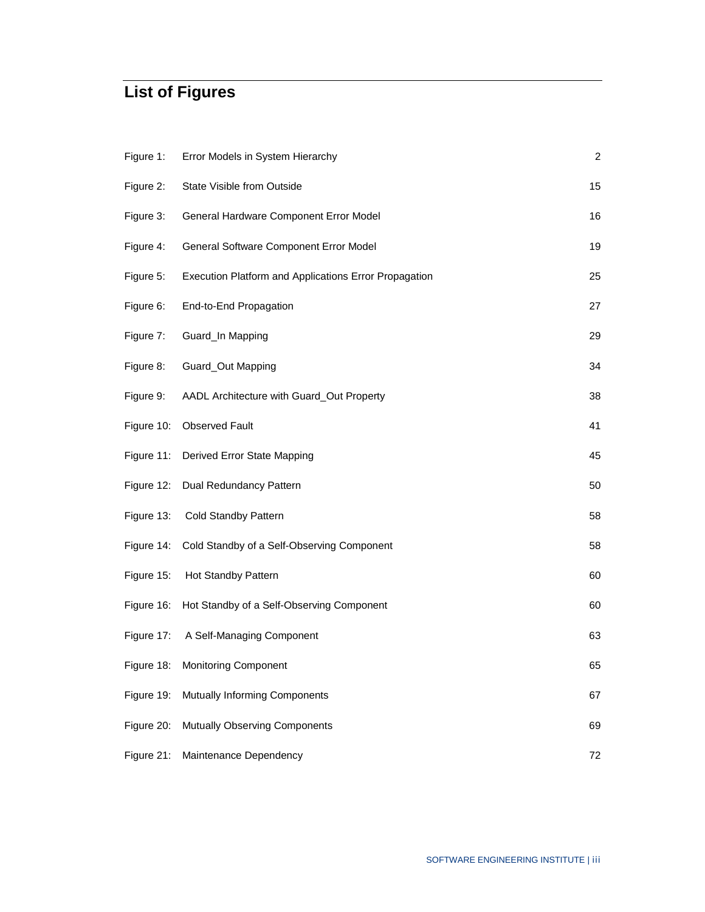# List of Figures

| | | |
|---|---|---|
| Figure 1: | Error Models in System Hierarchy | 2 |
| Figure 2: | State Visible from Outside | 15 |
| Figure 3: | General Hardware Component Error Model | 16 |
| Figure 4: | General Software Component Error Model | 19 |
| Figure 5: | Execution Platform and Applications Error Propagation | 25 |
| Figure 6: | End-to-End Propagation | 27 |
| Figure 7: | Guard_In Mapping | 29 |
| Figure 8: | Guard_Out Mapping | 34 |
| Figure 9: | AADL Architecture with Guard_Out Property | 38 |
| Figure 10: | Observed Fault | 41 |
| Figure 11: | Derived Error State Mapping | 45 |
| Figure 12: | Dual Redundancy Pattern | 50 |
| Figure 13: | Cold Standby Pattern | 58 |
| Figure 14: | Cold Standby of a Self-Observing Component | 58 |
| Figure 15: | Hot Standby Pattern | 60 |
| Figure 16: | Hot Standby of a Self-Observing Component | 60 |
| Figure 17: | A Self-Managing Component | 63 |
| Figure 18: | Monitoring Component | 65 |
| Figure 19: | Mutually Informing Components | 67 |
| Figure 20: | Mutually Observing Components | 69 |
| Figure 21: | Maintenance Dependency | 72 |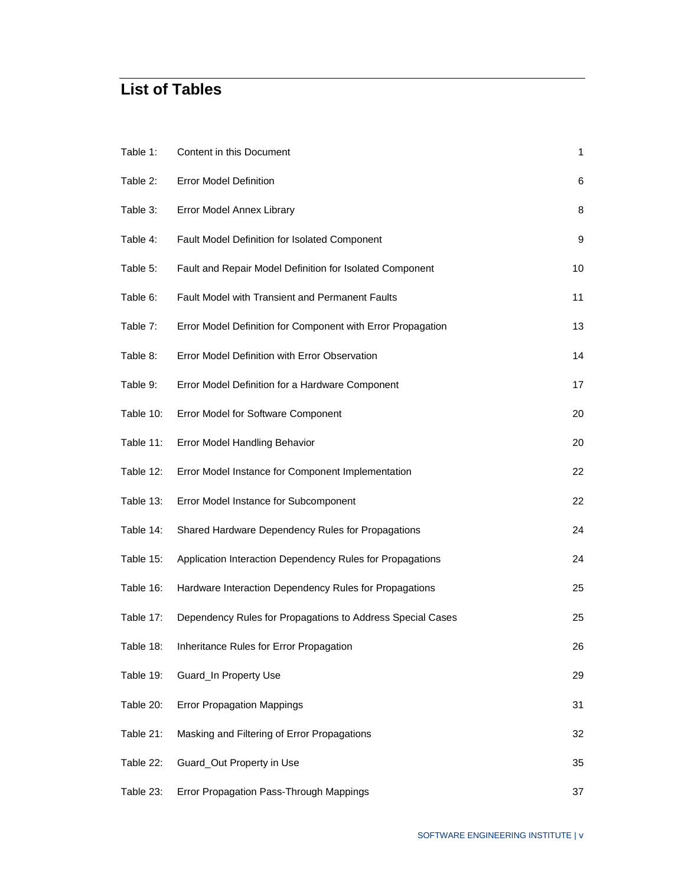# List of Tables

| | | |
|---|---|---|
| Table 1: | Content in this Document | 1 |
| Table 2: | Error Model Definition | 6 |
| Table 3: | Error Model Annex Library | 8 |
| Table 4: | Fault Model Definition for Isolated Component | 9 |
| Table 5: | Fault and Repair Model Definition for Isolated Component | 10 |
| Table 6: | Fault Model with Transient and Permanent Faults | 11 |
| Table 7: | Error Model Definition for Component with Error Propagation | 13 |
| Table 8: | Error Model Definition with Error Observation | 14 |
| Table 9: | Error Model Definition for a Hardware Component | 17 |
| Table 10: | Error Model for Software Component | 20 |
| Table 11: | Error Model Handling Behavior | 20 |
| Table 12: | Error Model Instance for Component Implementation | 22 |
| Table 13: | Error Model Instance for Subcomponent | 22 |
| Table 14: | Shared Hardware Dependency Rules for Propagations | 24 |
| Table 15: | Application Interaction Dependency Rules for Propagations | 24 |
| Table 16: | Hardware Interaction Dependency Rules for Propagations | 25 |
| Table 17: | Dependency Rules for Propagations to Address Special Cases | 25 |
| Table 18: | Inheritance Rules for Error Propagation | 26 |
| Table 19: | Guard_In Property Use | 29 |
| Table 20: | Error Propagation Mappings | 31 |
| Table 21: | Masking and Filtering of Error Propagations | 32 |
| Table 22: | Guard_Out Property in Use | 35 |
| Table 23: | Error Propagation Pass-Through Mappings | 37 |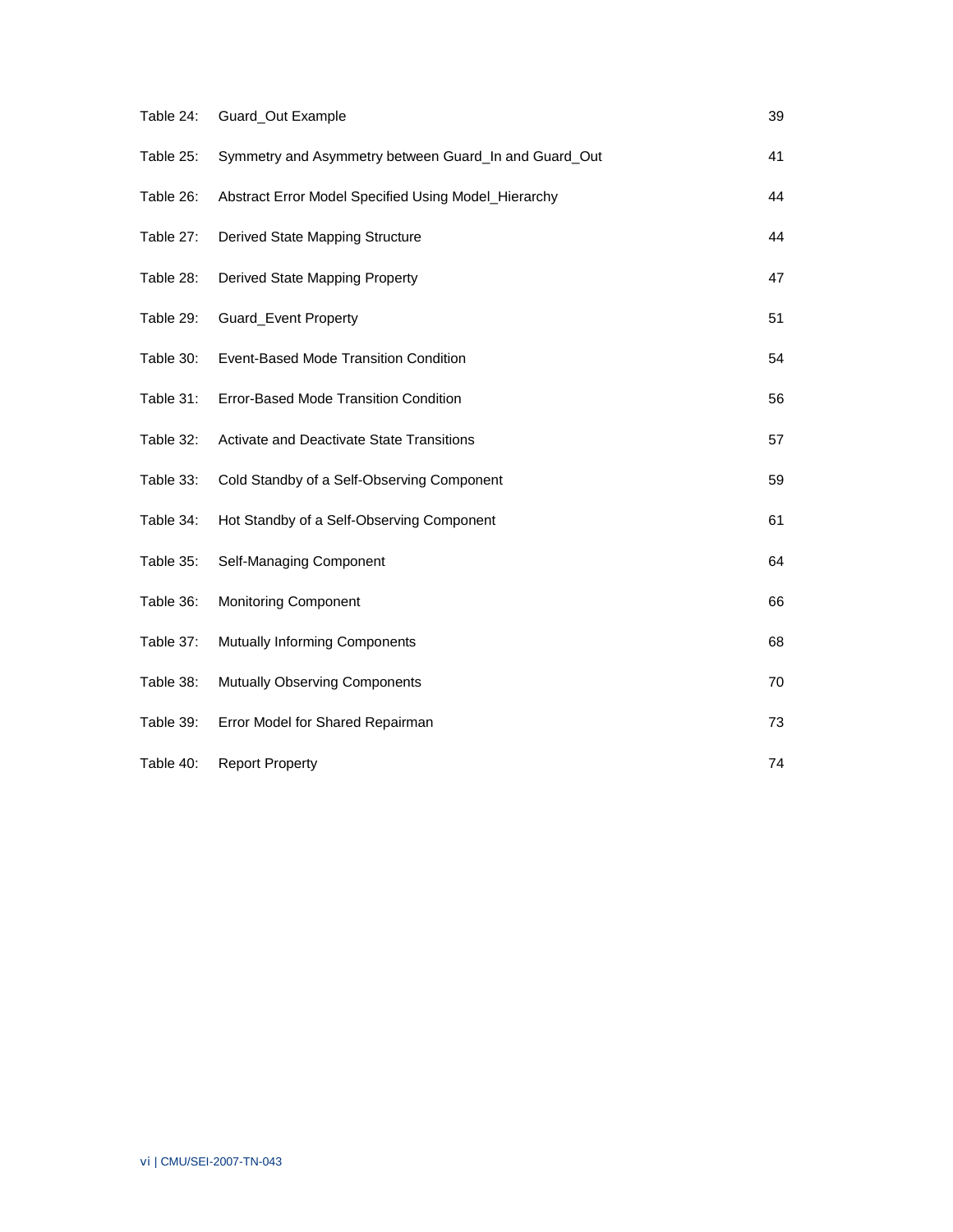| | | |
|---|---|---|
| Table 24: | Guard_Out Example | 39 |
| Table 25: | Symmetry and Asymmetry between Guard_In and Guard_Out | 41 |
| Table 26: | Abstract Error Model Specified Using Model_Hierarchy | 44 |
| Table 27: | Derived State Mapping Structure | 44 |
| Table 28: | Derived State Mapping Property | 47 |
| Table 29: | Guard_Event Property | 51 |
| Table 30: | Event-Based Mode Transition Condition | 54 |
| Table 31: | Error-Based Mode Transition Condition | 56 |
| Table 32: | Activate and Deactivate State Transitions | 57 |
| Table 33: | Cold Standby of a Self-Observing Component | 59 |
| Table 34: | Hot Standby of a Self-Observing Component | 61 |
| Table 35: | Self-Managing Component | 64 |
| Table 36: | Monitoring Component | 66 |
| Table 37: | Mutually Informing Components | 68 |
| Table 38: | Mutually Observing Components | 70 |
| Table 39: | Error Model for Shared Repairman | 73 |
| Table 40: | Report Property | 74 |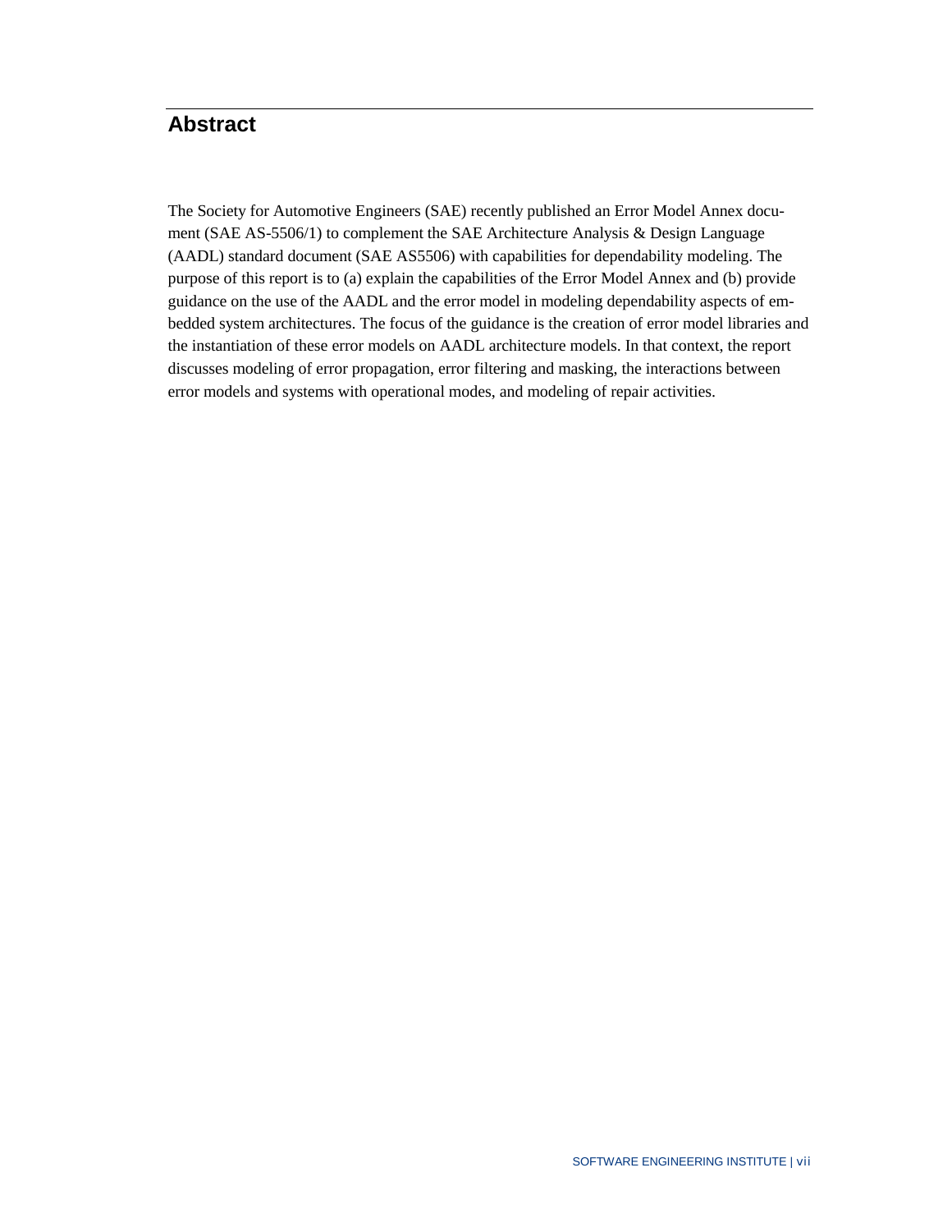# Abstract

The Society for Automotive Engineers (SAE) recently published an Error Model Annex document (SAE AS-5506/1) to complement the SAE Architecture Analysis & Design Language (AADL) standard document (SAE AS5506) with capabilities for dependability modeling. The purpose of this report is to (a) explain the capabilities of the Error Model Annex and (b) provide guidance on the use of the AADL and the error model in modeling dependability aspects of embedded system architectures. The focus of the guidance is the creation of error model libraries and the instantiation of these error models on AADL architecture models. In that context, the report discusses modeling of error propagation, error filtering and masking, the interactions between error models and systems with operational modes, and modeling of repair activities.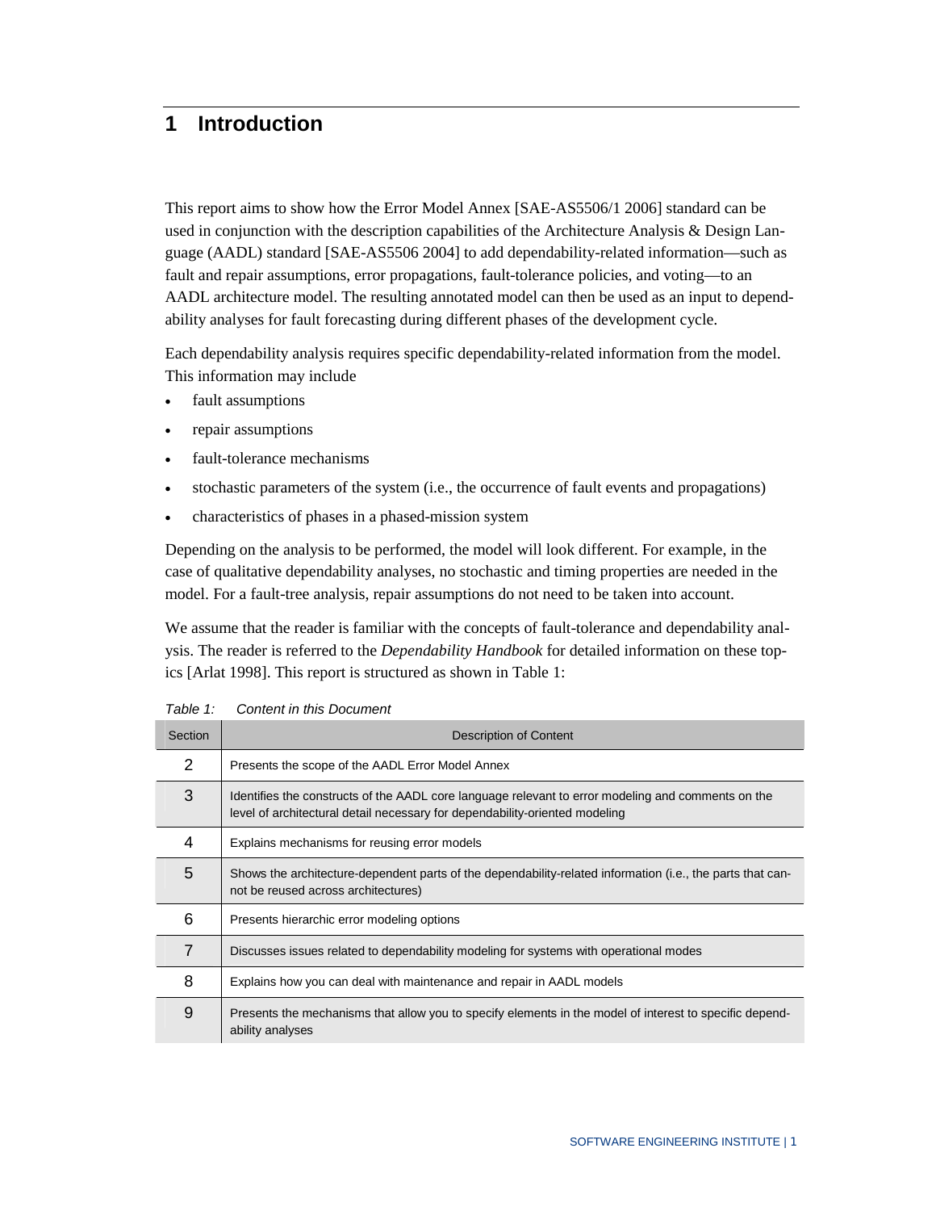# 1 Introduction

This report aims to show how the Error Model Annex [SAE-AS5506/1 2006] standard can be used in conjunction with the description capabilities of the Architecture Analysis & Design Language (AADL) standard [SAE-AS5506 2004] to add dependability-related information—such as fault and repair assumptions, error propagations, fault-tolerance policies, and voting—to an AADL architecture model. The resulting annotated model can then be used as an input to dependability analyses for fault forecasting during different phases of the development cycle.

Each dependability analysis requires specific dependability-related information from the model. This information may include

- fault assumptions
- repair assumptions
- fault-tolerance mechanisms
- stochastic parameters of the system (i.e., the occurrence of fault events and propagations)
- characteristics of phases in a phased-mission system

Depending on the analysis to be performed, the model will look different. For example, in the case of qualitative dependability analyses, no stochastic and timing properties are needed in the model. For a fault-tree analysis, repair assumptions do not need to be taken into account.

We assume that the reader is familiar with the concepts of fault-tolerance and dependability analysis. The reader is referred to the *Dependability Handbook* for detailed information on these topics [Arlat 1998]. This report is structured as shown in Table 1:

*Table 1: Content in this Document*

| Section | Description of Content |
|---|---|
| 2 | Presents the scope of the AADL Error Model Annex |
| 3 | Identifies the constructs of the AADL core language relevant to error modeling and comments on the level of architectural detail necessary for dependability-oriented modeling |
| 4 | Explains mechanisms for reusing error models |
| 5 | Shows the architecture-dependent parts of the dependability-related information (i.e., the parts that cannot be reused across architectures) |
| 6 | Presents hierarchic error modeling options |
| 7 | Discusses issues related to dependability modeling for systems with operational modes |
| 8 | Explains how you can deal with maintenance and repair in AADL models |
| 9 | Presents the mechanisms that allow you to specify elements in the model of interest to specific dependability analyses |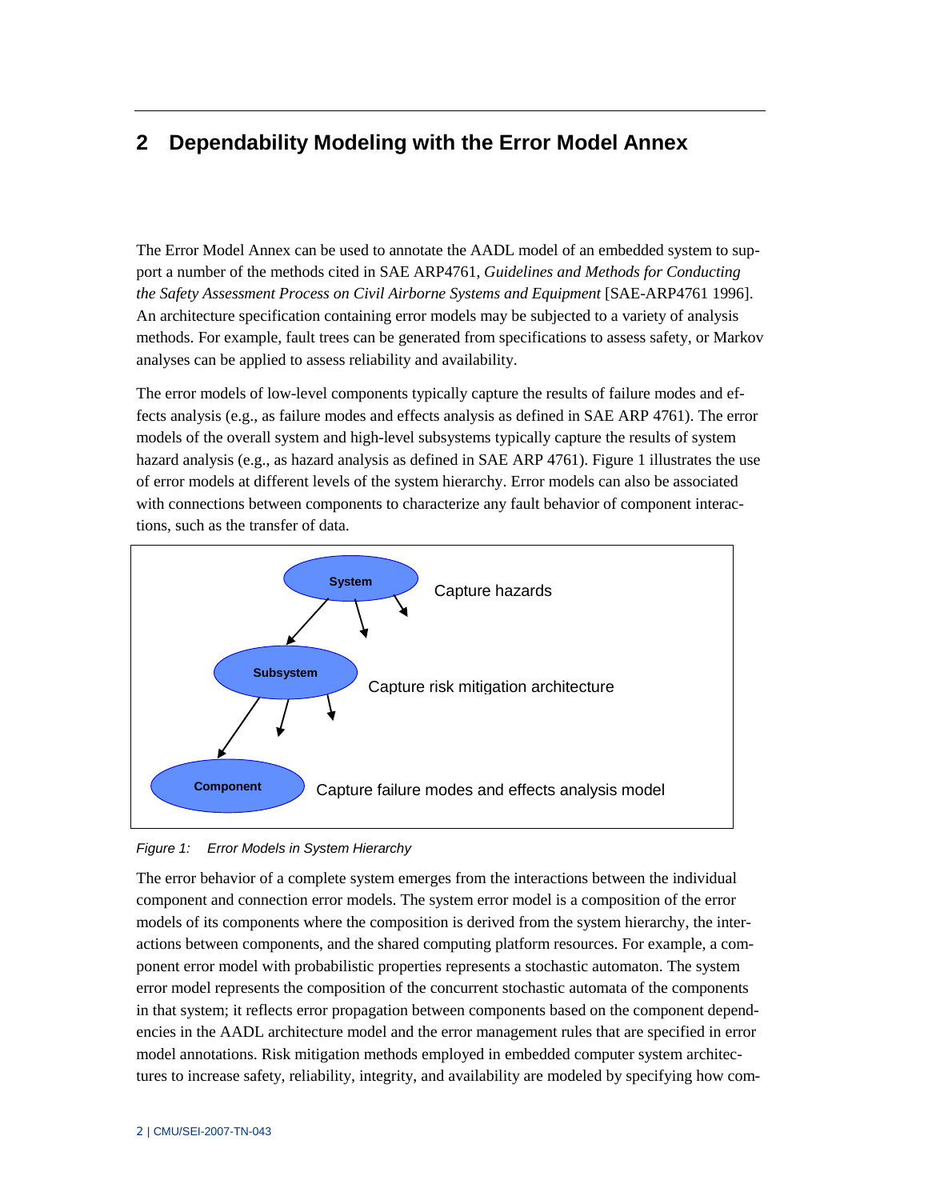# 2 Dependability Modeling with the Error Model Annex

The Error Model Annex can be used to annotate the AADL model of an embedded system to support a number of the methods cited in SAE ARP4761, *Guidelines and Methods for Conducting the Safety Assessment Process on Civil Airborne Systems and Equipment* [SAE-ARP4761 1996]. An architecture specification containing error models may be subjected to a variety of analysis methods. For example, fault trees can be generated from specifications to assess safety, or Markov analyses can be applied to assess reliability and availability.

The error models of low-level components typically capture the results of failure modes and effects analysis (e.g., as failure modes and effects analysis as defined in SAE ARP 4761). The error models of the overall system and high-level subsystems typically capture the results of system hazard analysis (e.g., as hazard analysis as defined in SAE ARP 4761). Figure 1 illustrates the use of error models at different levels of the system hierarchy. Error models can also be associated with connections between components to characterize any fault behavior of component interactions, such as the transfer of data.

System — Capture hazards

Subsystem — Capture risk mitigation architecture

Component — Capture failure modes and effects analysis model

*Figure 1: Error Models in System Hierarchy*

The error behavior of a complete system emerges from the interactions between the individual component and connection error models. The system error model is a composition of the error models of its components where the composition is derived from the system hierarchy, the interactions between components, and the shared computing platform resources. For example, a component error model with probabilistic properties represents a stochastic automaton. The system error model represents the composition of the concurrent stochastic automata of the components in that system; it reflects error propagation between components based on the component dependencies in the AADL architecture model and the error management rules that are specified in error model annotations. Risk mitigation methods employed in embedded computer system architectures to increase safety, reliability, integrity, and availability are modeled by specifying how com-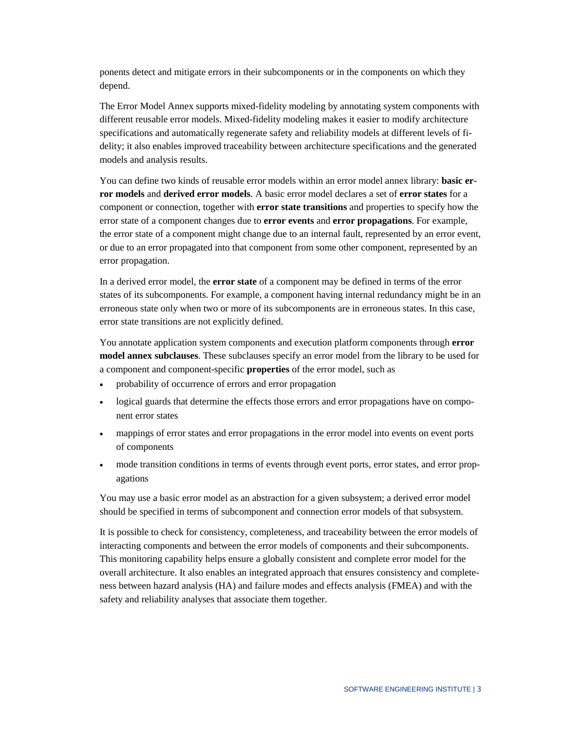ponents detect and mitigate errors in their subcomponents or in the components on which they depend.

The Error Model Annex supports mixed-fidelity modeling by annotating system components with different reusable error models. Mixed-fidelity modeling makes it easier to modify architecture specifications and automatically regenerate safety and reliability models at different levels of fidelity; it also enables improved traceability between architecture specifications and the generated models and analysis results.

You can define two kinds of reusable error models within an error model annex library: **basic error models** and **derived error models**. A basic error model declares a set of **error states** for a component or connection, together with **error state transitions** and properties to specify how the error state of a component changes due to **error events** and **error propagations**. For example, the error state of a component might change due to an internal fault, represented by an error event, or due to an error propagated into that component from some other component, represented by an error propagation.

In a derived error model, the **error state** of a component may be defined in terms of the error states of its subcomponents. For example, a component having internal redundancy might be in an erroneous state only when two or more of its subcomponents are in erroneous states. In this case, error state transitions are not explicitly defined.

You annotate application system components and execution platform components through **error model annex subclauses**. These subclauses specify an error model from the library to be used for a component and component-specific **properties** of the error model, such as

- probability of occurrence of errors and error propagation
- logical guards that determine the effects those errors and error propagations have on component error states
- mappings of error states and error propagations in the error model into events on event ports of components
- mode transition conditions in terms of events through event ports, error states, and error propagations

You may use a basic error model as an abstraction for a given subsystem; a derived error model should be specified in terms of subcomponent and connection error models of that subsystem.

It is possible to check for consistency, completeness, and traceability between the error models of interacting components and between the error models of components and their subcomponents. This monitoring capability helps ensure a globally consistent and complete error model for the overall architecture. It also enables an integrated approach that ensures consistency and completeness between hazard analysis (HA) and failure modes and effects analysis (FMEA) and with the safety and reliability analyses that associate them together.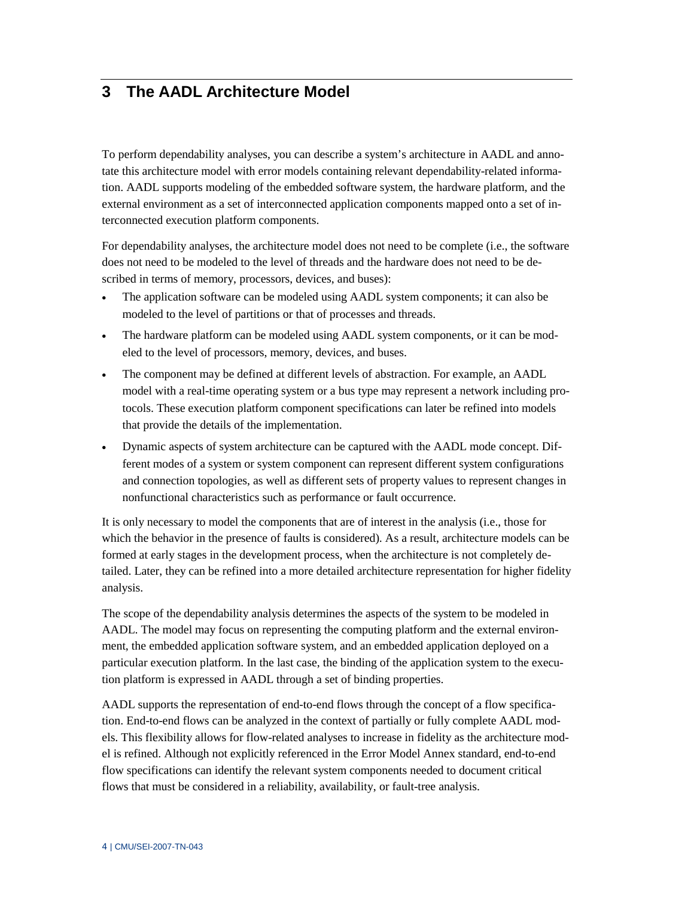# 3 The AADL Architecture Model

To perform dependability analyses, you can describe a system's architecture in AADL and annotate this architecture model with error models containing relevant dependability-related information. AADL supports modeling of the embedded software system, the hardware platform, and the external environment as a set of interconnected application components mapped onto a set of interconnected execution platform components.

For dependability analyses, the architecture model does not need to be complete (i.e., the software does not need to be modeled to the level of threads and the hardware does not need to be described in terms of memory, processors, devices, and buses):

- The application software can be modeled using AADL system components; it can also be modeled to the level of partitions or that of processes and threads.
- The hardware platform can be modeled using AADL system components, or it can be modeled to the level of processors, memory, devices, and buses.
- The component may be defined at different levels of abstraction. For example, an AADL model with a real-time operating system or a bus type may represent a network including protocols. These execution platform component specifications can later be refined into models that provide the details of the implementation.
- Dynamic aspects of system architecture can be captured with the AADL mode concept. Different modes of a system or system component can represent different system configurations and connection topologies, as well as different sets of property values to represent changes in nonfunctional characteristics such as performance or fault occurrence.

It is only necessary to model the components that are of interest in the analysis (i.e., those for which the behavior in the presence of faults is considered). As a result, architecture models can be formed at early stages in the development process, when the architecture is not completely detailed. Later, they can be refined into a more detailed architecture representation for higher fidelity analysis.

The scope of the dependability analysis determines the aspects of the system to be modeled in AADL. The model may focus on representing the computing platform and the external environment, the embedded application software system, and an embedded application deployed on a particular execution platform. In the last case, the binding of the application system to the execution platform is expressed in AADL through a set of binding properties.

AADL supports the representation of end-to-end flows through the concept of a flow specification. End-to-end flows can be analyzed in the context of partially or fully complete AADL models. This flexibility allows for flow-related analyses to increase in fidelity as the architecture model is refined. Although not explicitly referenced in the Error Model Annex standard, end-to-end flow specifications can identify the relevant system components needed to document critical flows that must be considered in a reliability, availability, or fault-tree analysis.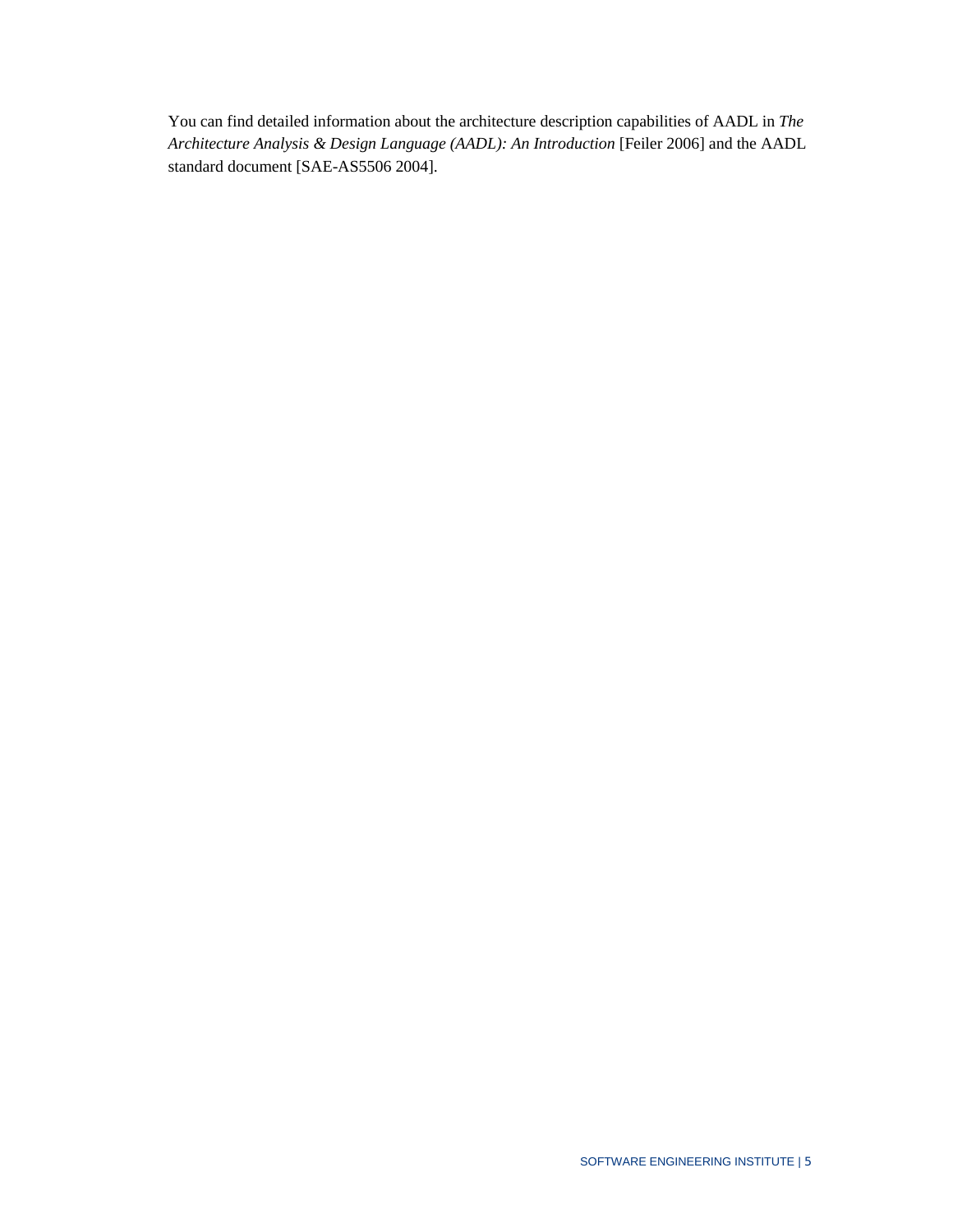You can find detailed information about the architecture description capabilities of AADL in *The Architecture Analysis & Design Language (AADL): An Introduction* [Feiler 2006] and the AADL standard document [SAE-AS5506 2004].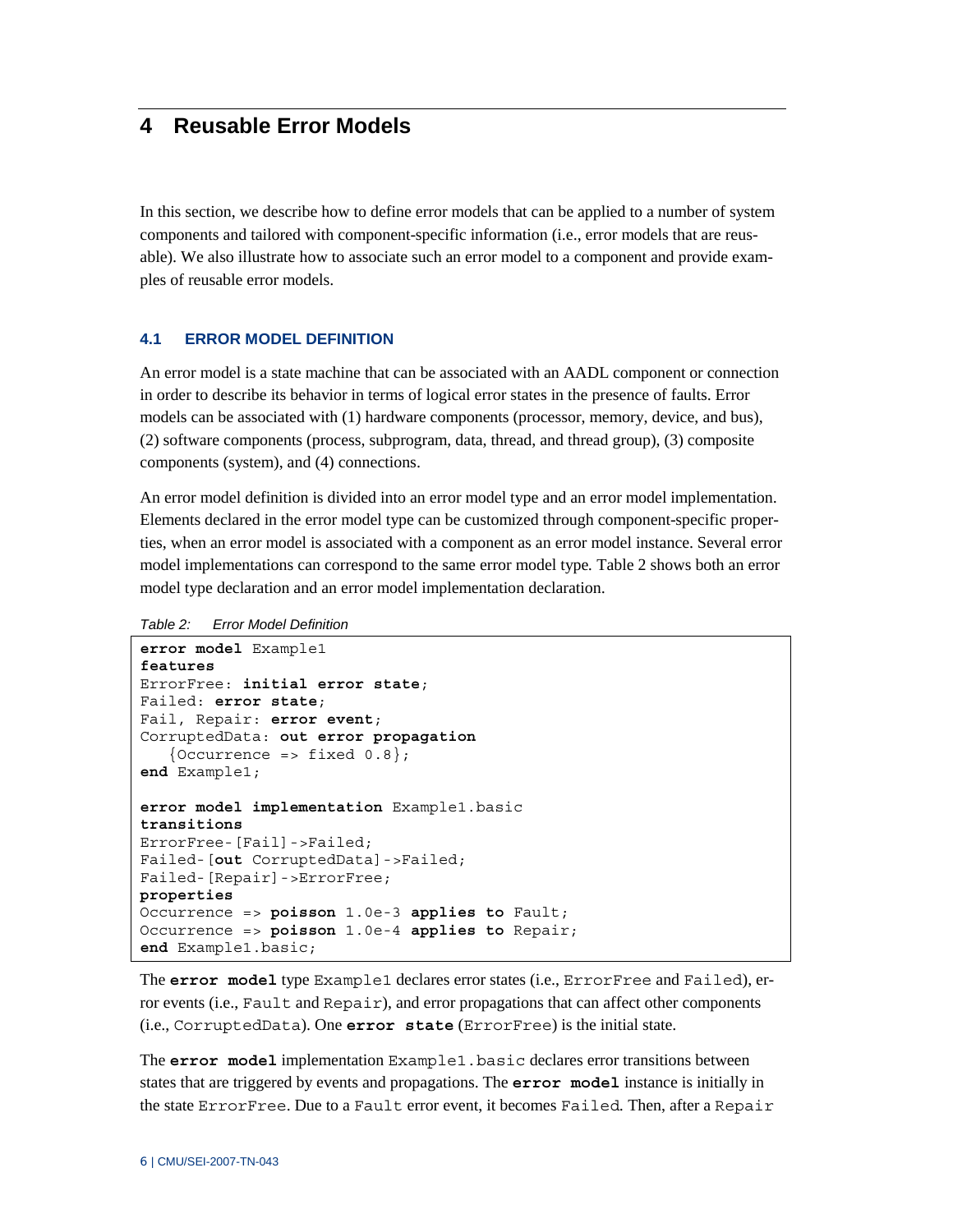# 4 Reusable Error Models

In this section, we describe how to define error models that can be applied to a number of system components and tailored with component-specific information (i.e., error models that are reusable). We also illustrate how to associate such an error model to a component and provide examples of reusable error models.

## 4.1 ERROR MODEL DEFINITION

An error model is a state machine that can be associated with an AADL component or connection in order to describe its behavior in terms of logical error states in the presence of faults. Error models can be associated with (1) hardware components (processor, memory, device, and bus), (2) software components (process, subprogram, data, thread, and thread group), (3) composite components (system), and (4) connections.

An error model definition is divided into an error model type and an error model implementation. Elements declared in the error model type can be customized through component-specific properties, when an error model is associated with a component as an error model instance. Several error model implementations can correspond to the same error model type. Table 2 shows both an error model type declaration and an error model implementation declaration.

*Table 2: Error Model Definition*

```
error model Example1
features
ErrorFree: initial error state;
Failed: error state;
Fail, Repair: error event;
CorruptedData: out error propagation
   {Occurrence => fixed 0.8};
end Example1;

error model implementation Example1.basic
transitions
ErrorFree-[Fail]->Failed;
Failed-[out CorruptedData]->Failed;
Failed-[Repair]->ErrorFree;
properties
Occurrence => poisson 1.0e-3 applies to Fault;
Occurrence => poisson 1.0e-4 applies to Repair;
end Example1.basic;
```

The **error model** type `Example1` declares error states (i.e., `ErrorFree` and `Failed`), error events (i.e., `Fault` and `Repair`), and error propagations that can affect other components (i.e., `CorruptedData`). One **error state** (`ErrorFree`) is the initial state.

The **error model** implementation `Example1.basic` declares error transitions between states that are triggered by events and propagations. The **error model** instance is initially in the state `ErrorFree`. Due to a `Fault` error event, it becomes `Failed`. Then, after a `Repair`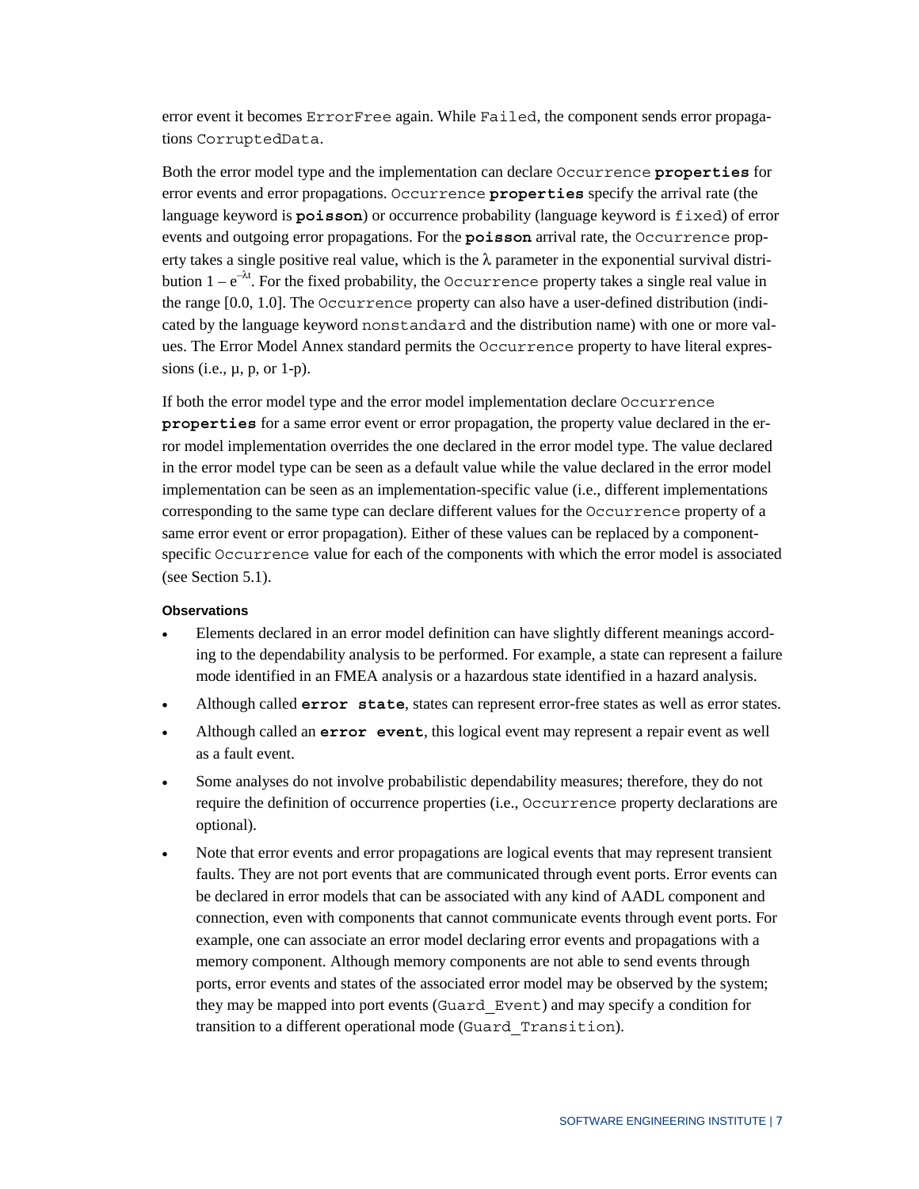error event it becomes ErrorFree again. While Failed, the component sends error propagations CorruptedData.

Both the error model type and the implementation can declare Occurrence **properties** for error events and error propagations. Occurrence **properties** specify the arrival rate (the language keyword is **poisson**) or occurrence probability (language keyword is fixed) of error events and outgoing error propagations. For the **poisson** arrival rate, the Occurrence property takes a single positive real value, which is the λ parameter in the exponential survival distribution $1 - e^{-\lambda t}$. For the fixed probability, the Occurrence property takes a single real value in the range [0.0, 1.0]. The Occurrence property can also have a user-defined distribution (indicated by the language keyword nonstandard and the distribution name) with one or more values. The Error Model Annex standard permits the Occurrence property to have literal expressions (i.e., μ, p, or 1-p).

If both the error model type and the error model implementation declare Occurrence **properties** for a same error event or error propagation, the property value declared in the error model implementation overrides the one declared in the error model type. The value declared in the error model type can be seen as a default value while the value declared in the error model implementation can be seen as an implementation-specific value (i.e., different implementations corresponding to the same type can declare different values for the Occurrence property of a same error event or error propagation). Either of these values can be replaced by a component-specific Occurrence value for each of the components with which the error model is associated (see Section 5.1).

#### Observations

- Elements declared in an error model definition can have slightly different meanings according to the dependability analysis to be performed. For example, a state can represent a failure mode identified in an FMEA analysis or a hazardous state identified in a hazard analysis.
- Although called **error state**, states can represent error-free states as well as error states.
- Although called an **error event**, this logical event may represent a repair event as well as a fault event.
- Some analyses do not involve probabilistic dependability measures; therefore, they do not require the definition of occurrence properties (i.e., Occurrence property declarations are optional).
- Note that error events and error propagations are logical events that may represent transient faults. They are not port events that are communicated through event ports. Error events can be declared in error models that can be associated with any kind of AADL component and connection, even with components that cannot communicate events through event ports. For example, one can associate an error model declaring error events and propagations with a memory component. Although memory components are not able to send events through ports, error events and states of the associated error model may be observed by the system; they may be mapped into port events (Guard_Event) and may specify a condition for transition to a different operational mode (Guard_Transition).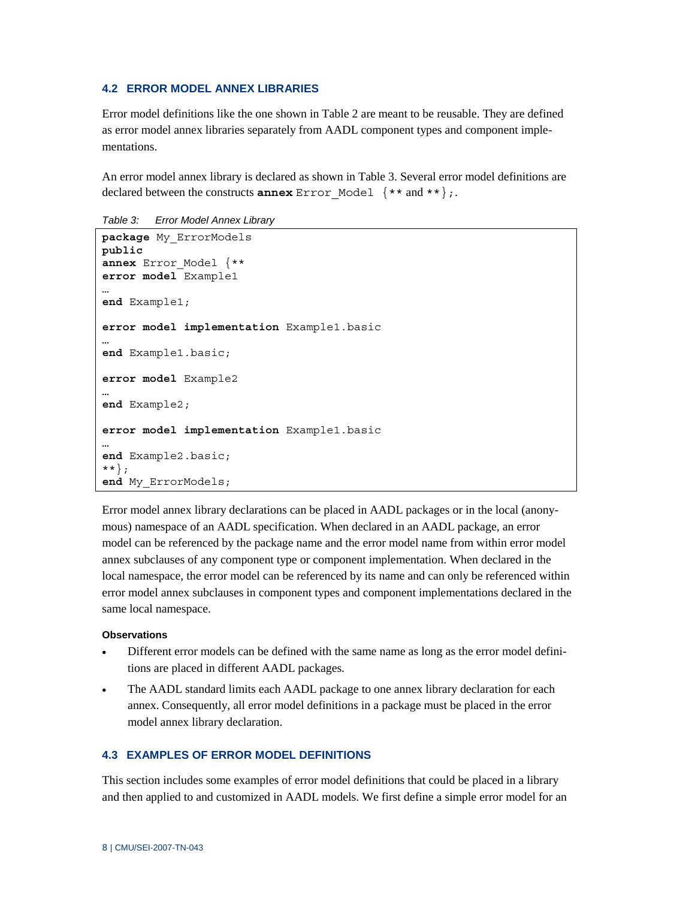### 4.2 ERROR MODEL ANNEX LIBRARIES

Error model definitions like the one shown in Table 2 are meant to be reusable. They are defined as error model annex libraries separately from AADL component types and component implementations.

An error model annex library is declared as shown in Table 3. Several error model definitions are declared between the constructs **annex** `Error_Model {**` and `**};`.

*Table 3: Error Model Annex Library*

```
package My_ErrorModels
public
annex Error_Model {**
error model Example1
…
end Example1;

error model implementation Example1.basic
…
end Example1.basic;

error model Example2
…
end Example2;

error model implementation Example1.basic
…
end Example2.basic;
**};
end My_ErrorModels;
```

Error model annex library declarations can be placed in AADL packages or in the local (anonymous) namespace of an AADL specification. When declared in an AADL package, an error model can be referenced by the package name and the error model name from within error model annex subclauses of any component type or component implementation. When declared in the local namespace, the error model can be referenced by its name and can only be referenced within error model annex subclauses in component types and component implementations declared in the same local namespace.

**Observations**

- Different error models can be defined with the same name as long as the error model definitions are placed in different AADL packages.
- The AADL standard limits each AADL package to one annex library declaration for each annex. Consequently, all error model definitions in a package must be placed in the error model annex library declaration.

### 4.3 EXAMPLES OF ERROR MODEL DEFINITIONS

This section includes some examples of error model definitions that could be placed in a library and then applied to and customized in AADL models. We first define a simple error model for an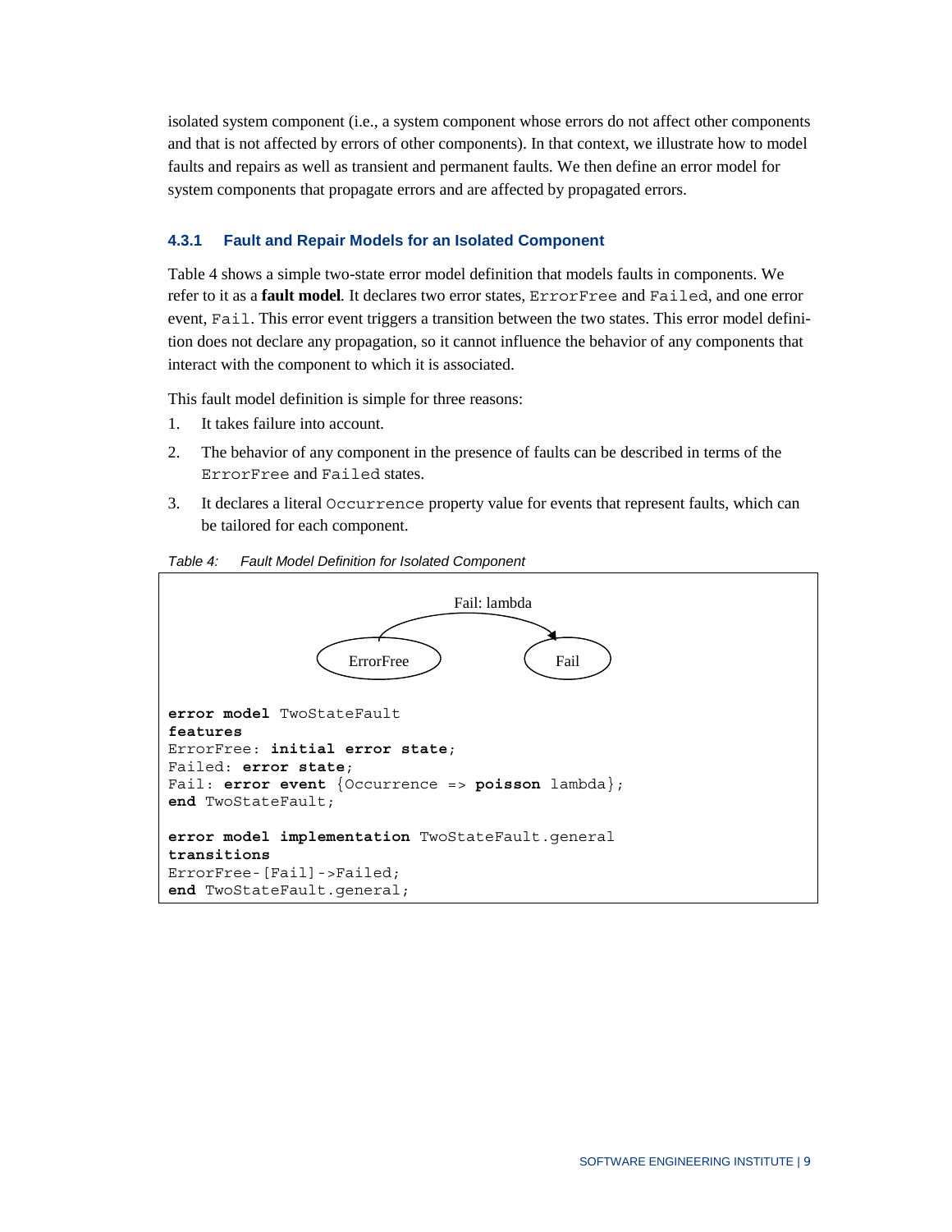isolated system component (i.e., a system component whose errors do not affect other components and that is not affected by errors of other components). In that context, we illustrate how to model faults and repairs as well as transient and permanent faults. We then define an error model for system components that propagate errors and are affected by propagated errors.

### 4.3.1 Fault and Repair Models for an Isolated Component

Table 4 shows a simple two-state error model definition that models faults in components. We refer to it as a **fault model**. It declares two error states, `ErrorFree` and `Failed`, and one error event, `Fail`. This error event triggers a transition between the two states. This error model definition does not declare any propagation, so it cannot influence the behavior of any components that interact with the component to which it is associated.

This fault model definition is simple for three reasons:

1. It takes failure into account.
2. The behavior of any component in the presence of faults can be described in terms of the `ErrorFree` and `Failed` states.
3. It declares a literal `Occurrence` property value for events that represent faults, which can be tailored for each component.

*Table 4: Fault Model Definition for Isolated Component*

Fail: lambda

ErrorFree → Fail

```
error model TwoStateFault
features
ErrorFree: initial error state;
Failed: error state;
Fail: error event {Occurrence => poisson lambda};
end TwoStateFault;

error model implementation TwoStateFault.general
transitions
ErrorFree-[Fail]->Failed;
end TwoStateFault.general;
```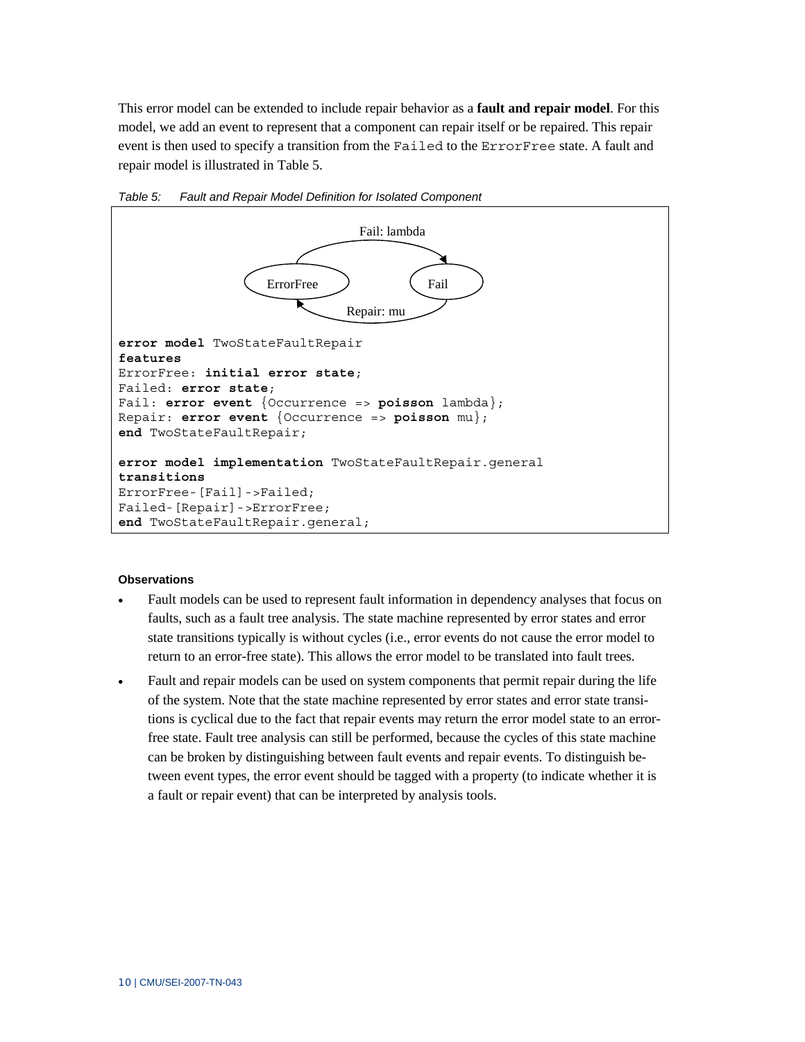This error model can be extended to include repair behavior as a **fault and repair model**. For this model, we add an event to represent that a component can repair itself or be repaired. This repair event is then used to specify a transition from the `Failed` to the `ErrorFree` state. A fault and repair model is illustrated in Table 5.

*Table 5: Fault and Repair Model Definition for Isolated Component*

Fail: lambda

ErrorFree

Fail

Repair: mu

```
error model TwoStateFaultRepair
features
ErrorFree: initial error state;
Failed: error state;
Fail: error event {Occurrence => poisson lambda};
Repair: error event {Occurrence => poisson mu};
end TwoStateFaultRepair;

error model implementation TwoStateFaultRepair.general
transitions
ErrorFree-[Fail]->Failed;
Failed-[Repair]->ErrorFree;
end TwoStateFaultRepair.general;
```

**Observations**

- Fault models can be used to represent fault information in dependency analyses that focus on faults, such as a fault tree analysis. The state machine represented by error states and error state transitions typically is without cycles (i.e., error events do not cause the error model to return to an error-free state). This allows the error model to be translated into fault trees.
- Fault and repair models can be used on system components that permit repair during the life of the system. Note that the state machine represented by error states and error state transitions is cyclical due to the fact that repair events may return the error model state to an error-free state. Fault tree analysis can still be performed, because the cycles of this state machine can be broken by distinguishing between fault events and repair events. To distinguish between event types, the error event should be tagged with a property (to indicate whether it is a fault or repair event) that can be interpreted by analysis tools.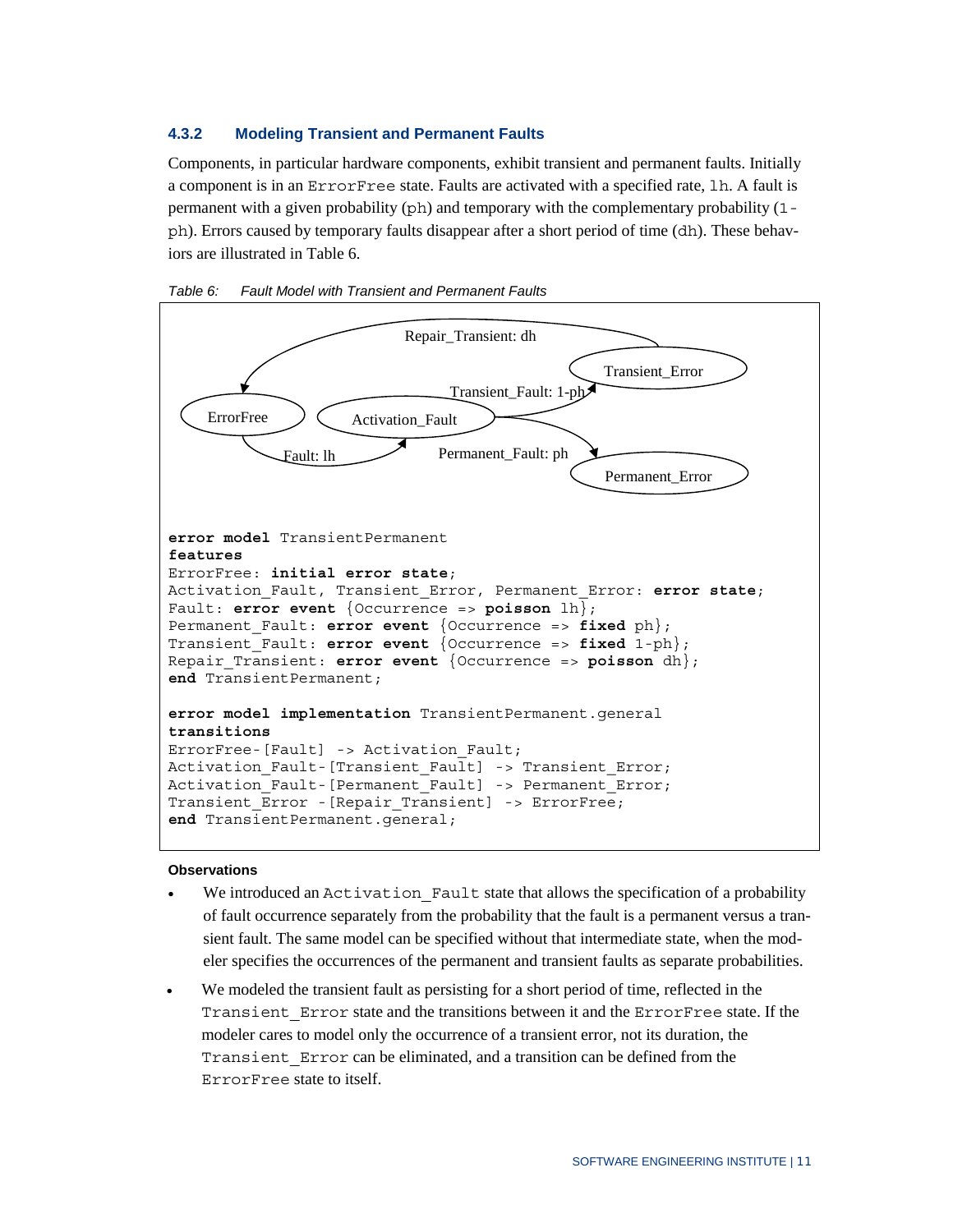### 4.3.2 Modeling Transient and Permanent Faults

Components, in particular hardware components, exhibit transient and permanent faults. Initially a component is in an `ErrorFree` state. Faults are activated with a specified rate, `lh`. A fault is permanent with a given probability (`ph`) and temporary with the complementary probability (`1-ph`). Errors caused by temporary faults disappear after a short period of time (`dh`). These behaviors are illustrated in Table 6.

*Table 6: Fault Model with Transient and Permanent Faults*

Repair_Transient: dh

Transient_Error

Transient_Fault: 1-ph

ErrorFree

Activation_Fault

Fault: lh

Permanent_Fault: ph

Permanent_Error

```
error model TransientPermanent
features
ErrorFree: initial error state;
Activation_Fault, Transient_Error, Permanent_Error: error state;
Fault: error event {Occurrence => poisson lh};
Permanent_Fault: error event {Occurrence => fixed ph};
Transient_Fault: error event {Occurrence => fixed 1-ph};
Repair_Transient: error event {Occurrence => poisson dh};
end TransientPermanent;

error model implementation TransientPermanent.general
transitions
ErrorFree-[Fault] -> Activation_Fault;
Activation_Fault-[Transient_Fault] -> Transient_Error;
Activation_Fault-[Permanent_Fault] -> Permanent_Error;
Transient_Error -[Repair_Transient] -> ErrorFree;
end TransientPermanent.general;
```

#### Observations

- We introduced an `Activation_Fault` state that allows the specification of a probability of fault occurrence separately from the probability that the fault is a permanent versus a transient fault. The same model can be specified without that intermediate state, when the modeler specifies the occurrences of the permanent and transient faults as separate probabilities.
- We modeled the transient fault as persisting for a short period of time, reflected in the `Transient_Error` state and the transitions between it and the `ErrorFree` state. If the modeler cares to model only the occurrence of a transient error, not its duration, the `Transient_Error` can be eliminated, and a transition can be defined from the `ErrorFree` state to itself.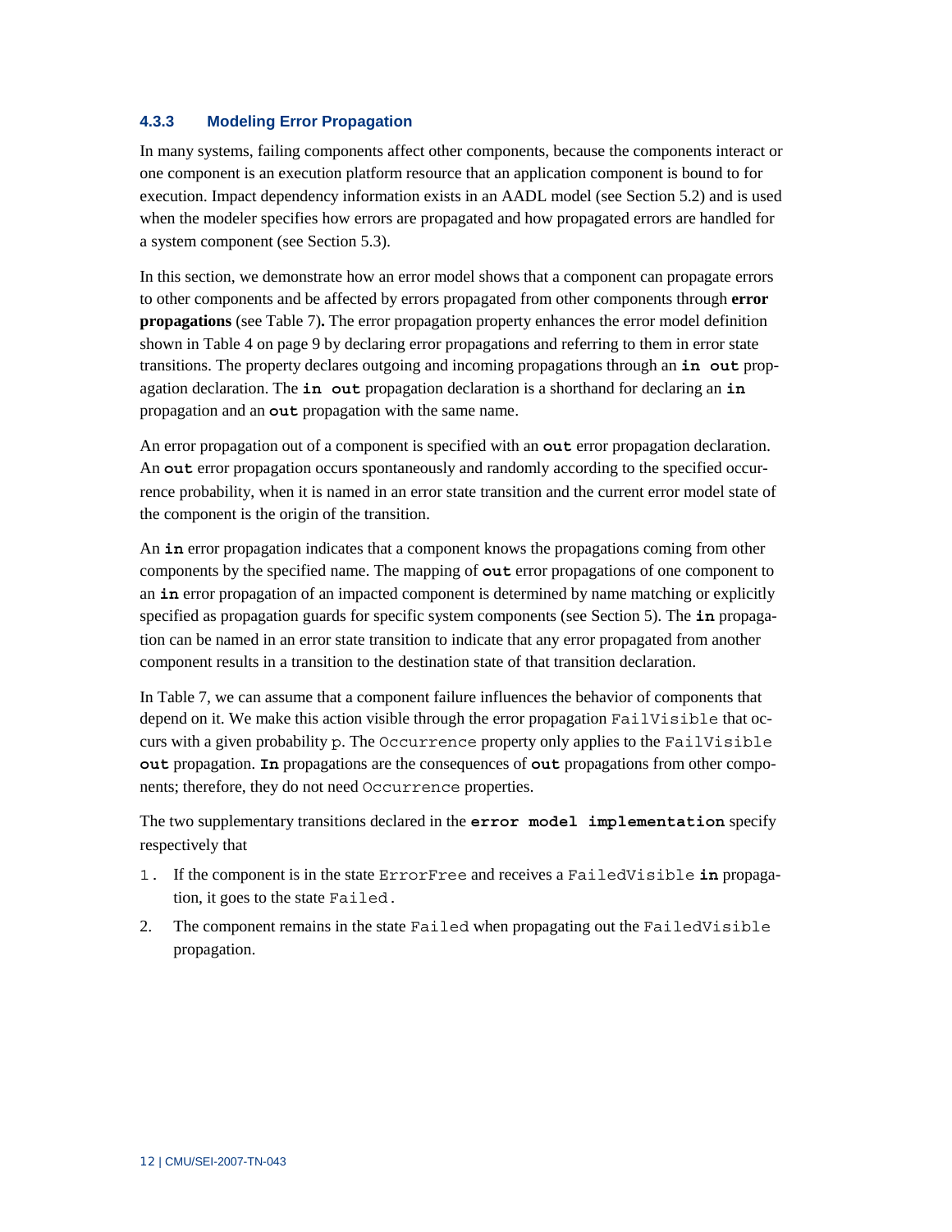### 4.3.3 Modeling Error Propagation

In many systems, failing components affect other components, because the components interact or one component is an execution platform resource that an application component is bound to for execution. Impact dependency information exists in an AADL model (see Section 5.2) and is used when the modeler specifies how errors are propagated and how propagated errors are handled for a system component (see Section 5.3).

In this section, we demonstrate how an error model shows that a component can propagate errors to other components and be affected by errors propagated from other components through **error propagations** (see Table 7)**.** The error propagation property enhances the error model definition shown in Table 4 on page 9 by declaring error propagations and referring to them in error state transitions. The property declares outgoing and incoming propagations through an **`in out`** propagation declaration. The **`in out`** propagation declaration is a shorthand for declaring an **`in`** propagation and an **`out`** propagation with the same name.

An error propagation out of a component is specified with an **`out`** error propagation declaration. An **`out`** error propagation occurs spontaneously and randomly according to the specified occurrence probability, when it is named in an error state transition and the current error model state of the component is the origin of the transition.

An **`in`** error propagation indicates that a component knows the propagations coming from other components by the specified name. The mapping of **`out`** error propagations of one component to an **`in`** error propagation of an impacted component is determined by name matching or explicitly specified as propagation guards for specific system components (see Section 5). The **`in`** propagation can be named in an error state transition to indicate that any error propagated from another component results in a transition to the destination state of that transition declaration.

In Table 7, we can assume that a component failure influences the behavior of components that depend on it. We make this action visible through the error propagation `FailVisible` that occurs with a given probability `p`. The `Occurrence` property only applies to the `FailVisible` **`out`** propagation. **`In`** propagations are the consequences of **`out`** propagations from other components; therefore, they do not need `Occurrence` properties.

The two supplementary transitions declared in the **`error model implementation`** specify respectively that

1. If the component is in the state `ErrorFree` and receives a `FailedVisible` **`in`** propagation, it goes to the state `Failed`.
2. The component remains in the state `Failed` when propagating out the `FailedVisible` propagation.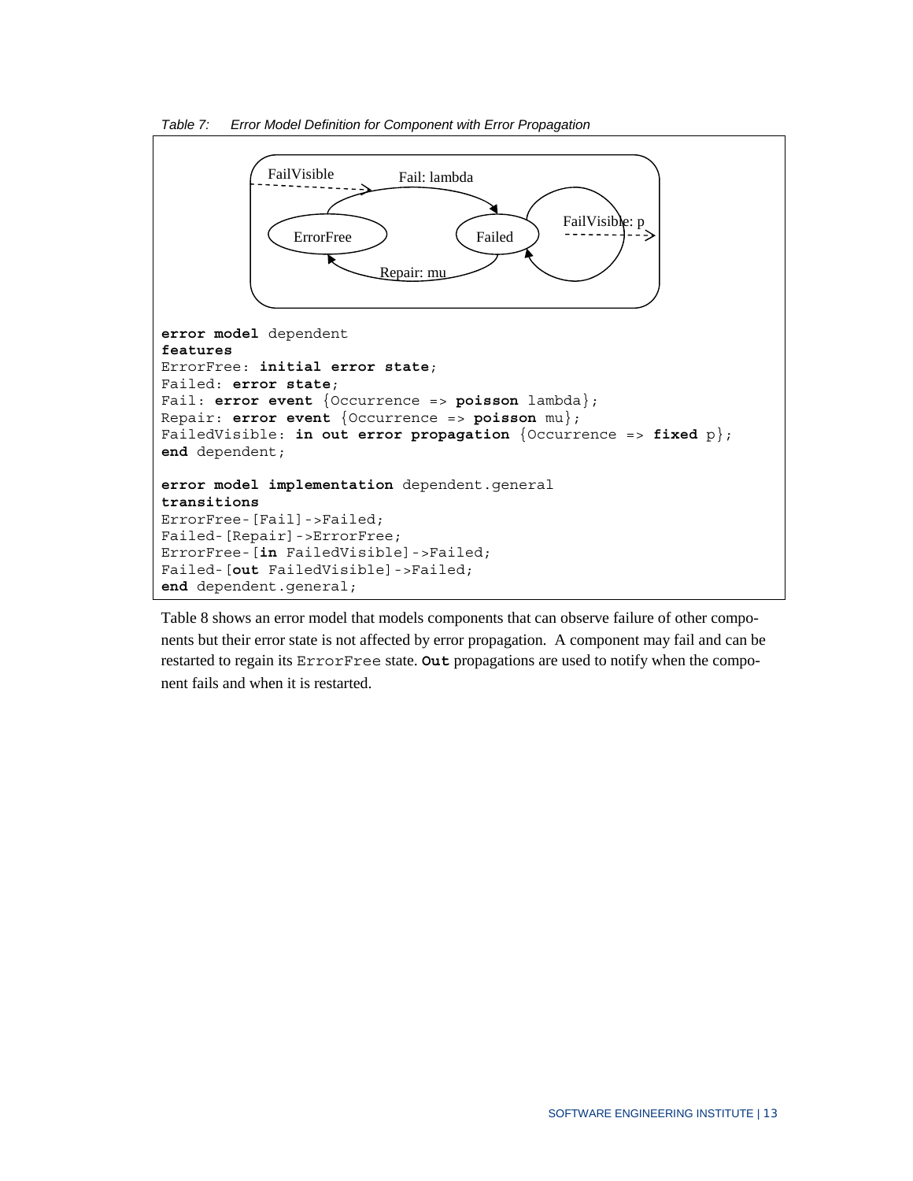*Table 7: Error Model Definition for Component with Error Propagation*

```
error model dependent
features
ErrorFree: initial error state;
Failed: error state;
Fail: error event {Occurrence => poisson lambda};
Repair: error event {Occurrence => poisson mu};
FailedVisible: in out error propagation {Occurrence => fixed p};
end dependent;

error model implementation dependent.general
transitions
ErrorFree-[Fail]->Failed;
Failed-[Repair]->ErrorFree;
ErrorFree-[in FailedVisible]->Failed;
Failed-[out FailedVisible]->Failed;
end dependent.general;
```

Table 8 shows an error model that models components that can observe failure of other components but their error state is not affected by error propagation. A component may fail and can be restarted to regain its `ErrorFree` state. **`Out`** propagations are used to notify when the component fails and when it is restarted.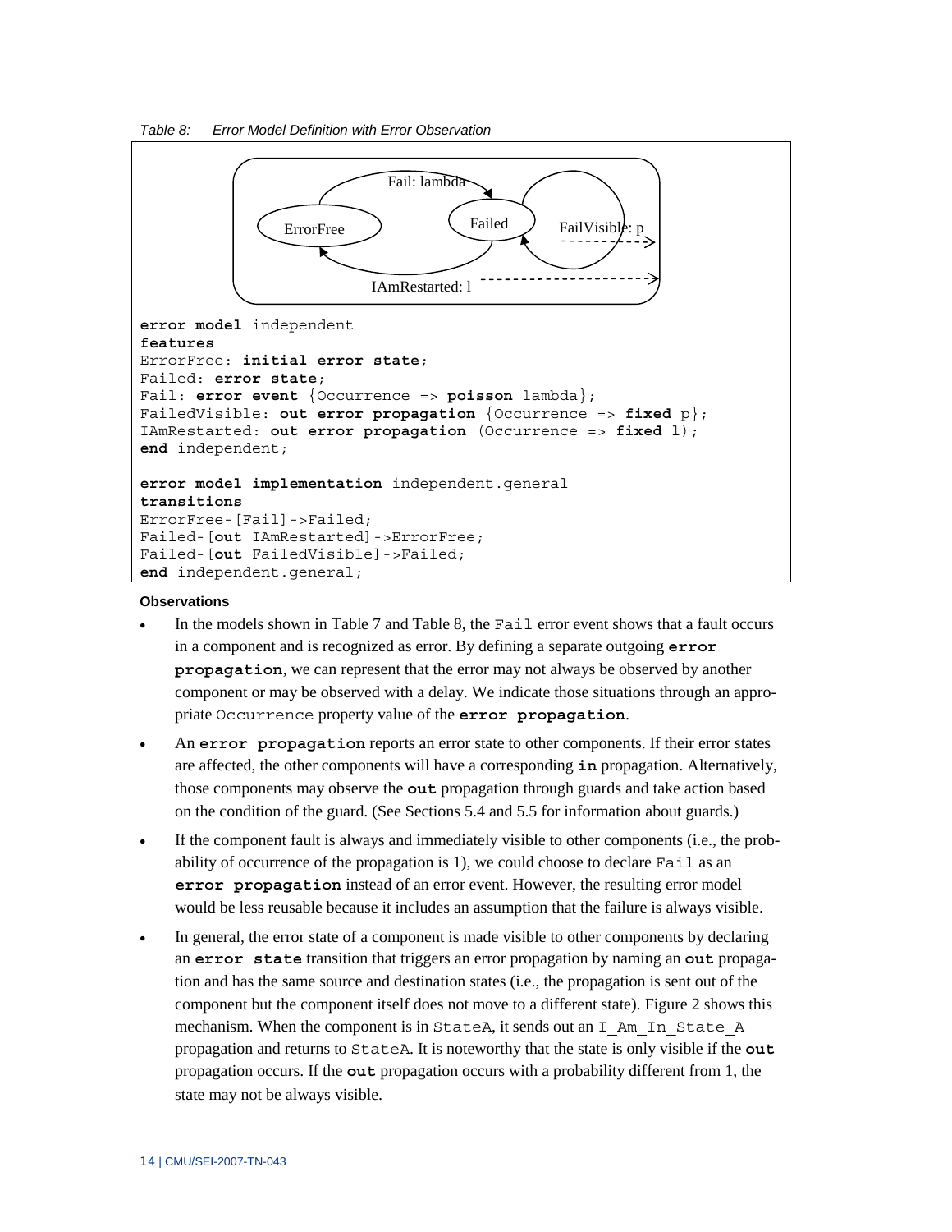*Table 8: Error Model Definition with Error Observation*

```
error model independent
features
ErrorFree: initial error state;
Failed: error state;
Fail: error event {Occurrence => poisson lambda};
FailedVisible: out error propagation {Occurrence => fixed p};
IAmRestarted: out error propagation (Occurrence => fixed 1);
end independent;

error model implementation independent.general
transitions
ErrorFree-[Fail]->Failed;
Failed-[out IAmRestarted]->ErrorFree;
Failed-[out FailedVisible]->Failed;
end independent.general;
```

**Observations**

- In the models shown in Table 7 and Table 8, the `Fail` error event shows that a fault occurs in a component and is recognized as error. By defining a separate outgoing **`error propagation`**, we can represent that the error may not always be observed by another component or may be observed with a delay. We indicate those situations through an appropriate `Occurrence` property value of the **`error propagation`**.
- An **`error propagation`** reports an error state to other components. If their error states are affected, the other components will have a corresponding **`in`** propagation. Alternatively, those components may observe the **`out`** propagation through guards and take action based on the condition of the guard. (See Sections 5.4 and 5.5 for information about guards.)
- If the component fault is always and immediately visible to other components (i.e., the probability of occurrence of the propagation is 1), we could choose to declare `Fail` as an **`error propagation`** instead of an error event. However, the resulting error model would be less reusable because it includes an assumption that the failure is always visible.
- In general, the error state of a component is made visible to other components by declaring an **`error state`** transition that triggers an error propagation by naming an **`out`** propagation and has the same source and destination states (i.e., the propagation is sent out of the component but the component itself does not move to a different state). Figure 2 shows this mechanism. When the component is in `StateA`, it sends out an `I_Am_In_State_A` propagation and returns to `StateA`. It is noteworthy that the state is only visible if the **`out`** propagation occurs. If the **`out`** propagation occurs with a probability different from 1, the state may not be always visible.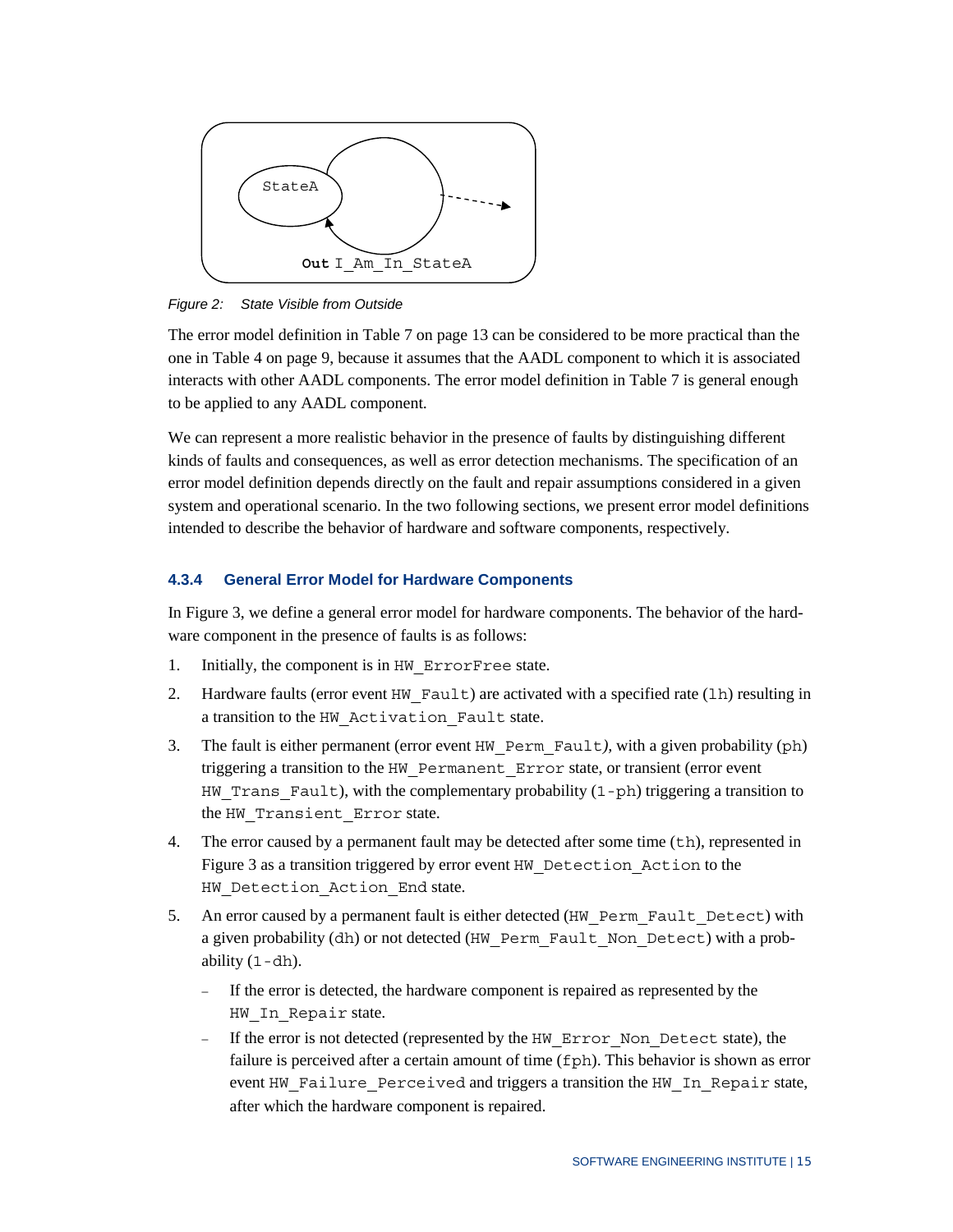*Figure 2: State Visible from Outside*

The error model definition in Table 7 on page 13 can be considered to be more practical than the one in Table 4 on page 9, because it assumes that the AADL component to which it is associated interacts with other AADL components. The error model definition in Table 7 is general enough to be applied to any AADL component.

We can represent a more realistic behavior in the presence of faults by distinguishing different kinds of faults and consequences, as well as error detection mechanisms. The specification of an error model definition depends directly on the fault and repair assumptions considered in a given system and operational scenario. In the two following sections, we present error model definitions intended to describe the behavior of hardware and software components, respectively.

### 4.3.4 General Error Model for Hardware Components

In Figure 3, we define a general error model for hardware components. The behavior of the hardware component in the presence of faults is as follows:

1. Initially, the component is in `HW_ErrorFree` state.
2. Hardware faults (error event `HW_Fault`) are activated with a specified rate (`lh`) resulting in a transition to the `HW_Activation_Fault` state.
3. The fault is either permanent (error event `HW_Perm_Fault`*),* with a given probability (`ph`) triggering a transition to the `HW_Permanent_Error` state, or transient (error event `HW_Trans_Fault`), with the complementary probability (`1-ph`) triggering a transition to the `HW_Transient_Error` state.
4. The error caused by a permanent fault may be detected after some time (`th`), represented in Figure 3 as a transition triggered by error event `HW_Detection_Action` to the `HW_Detection_Action_End` state.
5. An error caused by a permanent fault is either detected (`HW_Perm_Fault_Detect`) with a given probability (`dh`) or not detected (`HW_Perm_Fault_Non_Detect`) with a probability (`1-dh`).
   - If the error is detected, the hardware component is repaired as represented by the `HW_In_Repair` state.
   - If the error is not detected (represented by the `HW_Error_Non_Detect` state), the failure is perceived after a certain amount of time (`fph`). This behavior is shown as error event `HW_Failure_Perceived` and triggers a transition the `HW_In_Repair` state, after which the hardware component is repaired.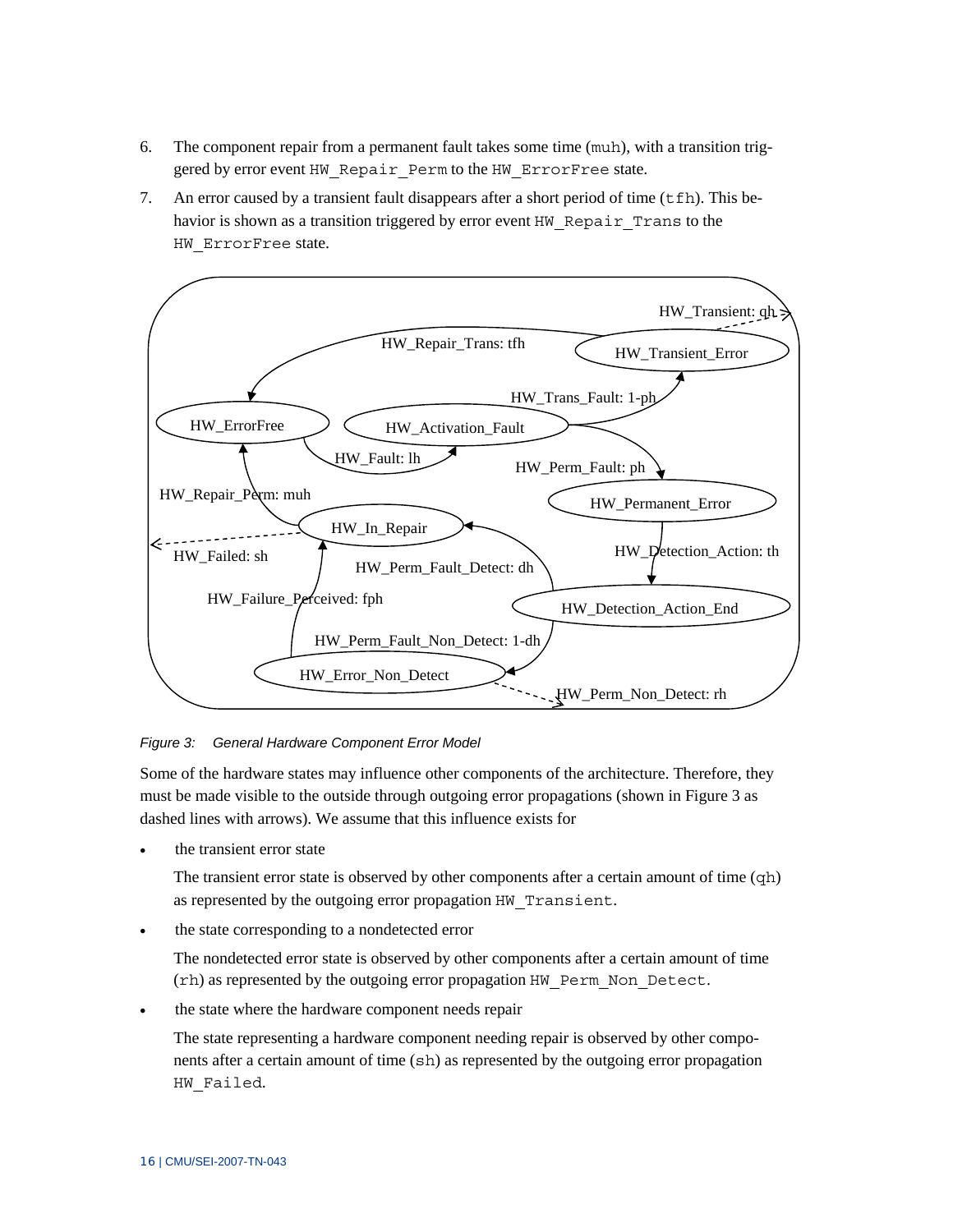6. The component repair from a permanent fault takes some time (`muh`), with a transition triggered by error event `HW_Repair_Perm` to the `HW_ErrorFree` state.

7. An error caused by a transient fault disappears after a short period of time (`tfh`). This behavior is shown as a transition triggered by error event `HW_Repair_Trans` to the `HW_ErrorFree` state.

*Figure 3: General Hardware Component Error Model*

Some of the hardware states may influence other components of the architecture. Therefore, they must be made visible to the outside through outgoing error propagations (shown in Figure 3 as dashed lines with arrows). We assume that this influence exists for

- the transient error state

  The transient error state is observed by other components after a certain amount of time (`qh`) as represented by the outgoing error propagation `HW_Transient`.

- the state corresponding to a nondetected error

  The nondetected error state is observed by other components after a certain amount of time (`rh`) as represented by the outgoing error propagation `HW_Perm_Non_Detect`.

- the state where the hardware component needs repair

  The state representing a hardware component needing repair is observed by other components after a certain amount of time (`sh`) as represented by the outgoing error propagation `HW_Failed`.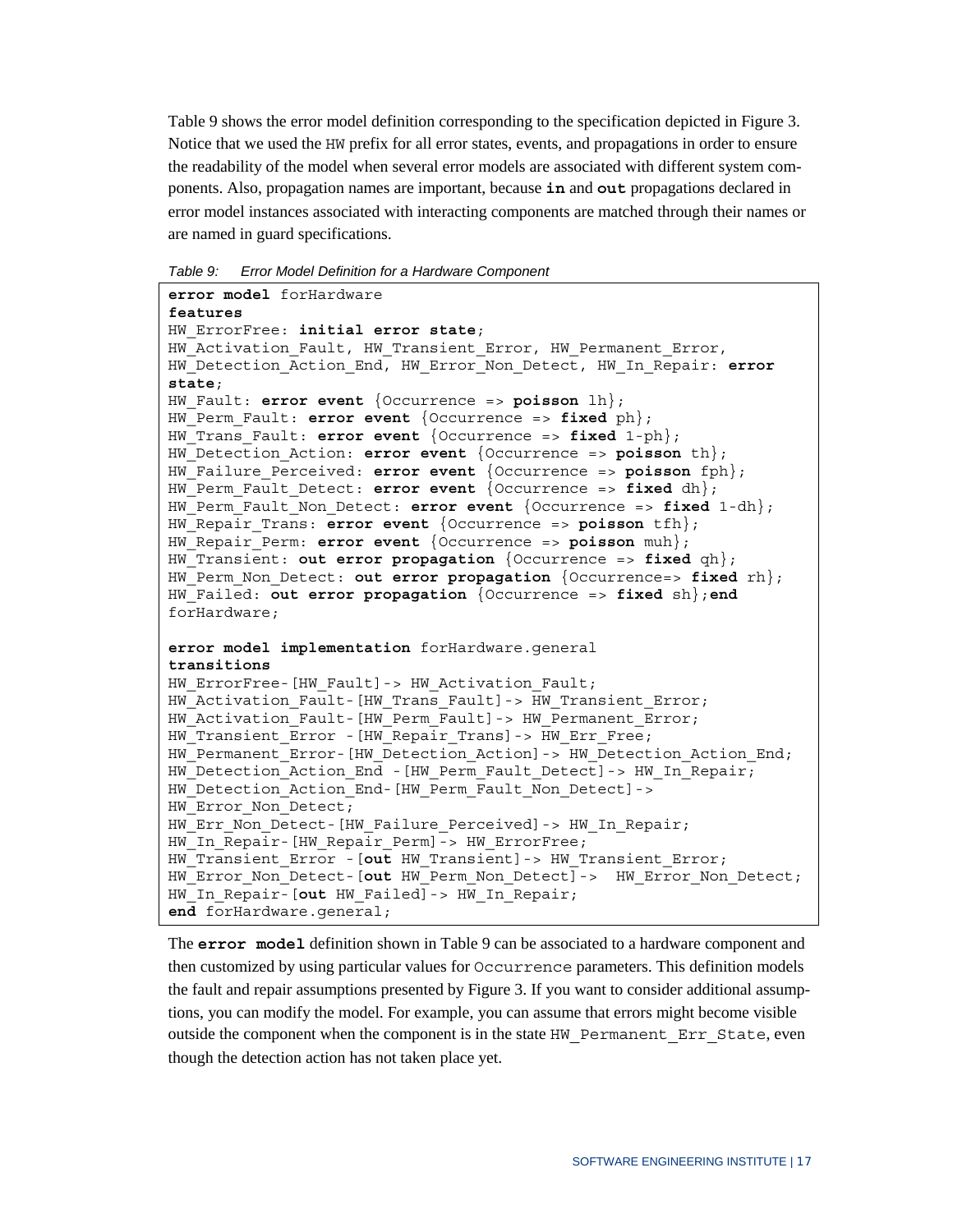Table 9 shows the error model definition corresponding to the specification depicted in Figure 3. Notice that we used the HW prefix for all error states, events, and propagations in order to ensure the readability of the model when several error models are associated with different system components. Also, propagation names are important, because **in** and **out** propagations declared in error model instances associated with interacting components are matched through their names or are named in guard specifications.

*Table 9: Error Model Definition for a Hardware Component*

```
error model forHardware
features
HW_ErrorFree: initial error state;
HW_Activation_Fault, HW_Transient_Error, HW_Permanent_Error,
HW_Detection_Action_End, HW_Error_Non_Detect, HW_In_Repair: error
state;
HW_Fault: error event {Occurrence => poisson lh};
HW_Perm_Fault: error event {Occurrence => fixed ph};
HW_Trans_Fault: error event {Occurrence => fixed 1-ph};
HW_Detection_Action: error event {Occurrence => poisson th};
HW_Failure_Perceived: error event {Occurrence => poisson fph};
HW_Perm_Fault_Detect: error event {Occurrence => fixed dh};
HW_Perm_Fault_Non_Detect: error event {Occurrence => fixed 1-dh};
HW_Repair_Trans: error event {Occurrence => poisson tfh};
HW_Repair_Perm: error event {Occurrence => poisson muh};
HW_Transient: out error propagation {Occurrence => fixed qh};
HW_Perm_Non_Detect: out error propagation {Occurrence=> fixed rh};
HW_Failed: out error propagation {Occurrence => fixed sh};end
forHardware;

error model implementation forHardware.general
transitions
HW_ErrorFree-[HW_Fault]-> HW_Activation_Fault;
HW_Activation_Fault-[HW_Trans_Fault]-> HW_Transient_Error;
HW_Activation_Fault-[HW_Perm_Fault]-> HW_Permanent_Error;
HW_Transient_Error -[HW_Repair_Trans]-> HW_Err_Free;
HW_Permanent_Error-[HW_Detection_Action]-> HW_Detection_Action_End;
HW_Detection_Action_End -[HW_Perm_Fault_Detect]-> HW_In_Repair;
HW_Detection_Action_End-[HW_Perm_Fault_Non_Detect]->
HW_Error_Non_Detect;
HW_Err_Non_Detect-[HW_Failure_Perceived]-> HW_In_Repair;
HW_In_Repair-[HW_Repair_Perm]-> HW_ErrorFree;
HW_Transient_Error -[out HW_Transient]-> HW_Transient_Error;
HW_Error_Non_Detect-[out HW_Perm_Non_Detect]->  HW_Error_Non_Detect;
HW_In_Repair-[out HW_Failed]-> HW_In_Repair;
end forHardware.general;
```

The **error model** definition shown in Table 9 can be associated to a hardware component and then customized by using particular values for Occurrence parameters. This definition models the fault and repair assumptions presented by Figure 3. If you want to consider additional assumptions, you can modify the model. For example, you can assume that errors might become visible outside the component when the component is in the state HW_Permanent_Err_State, even though the detection action has not taken place yet.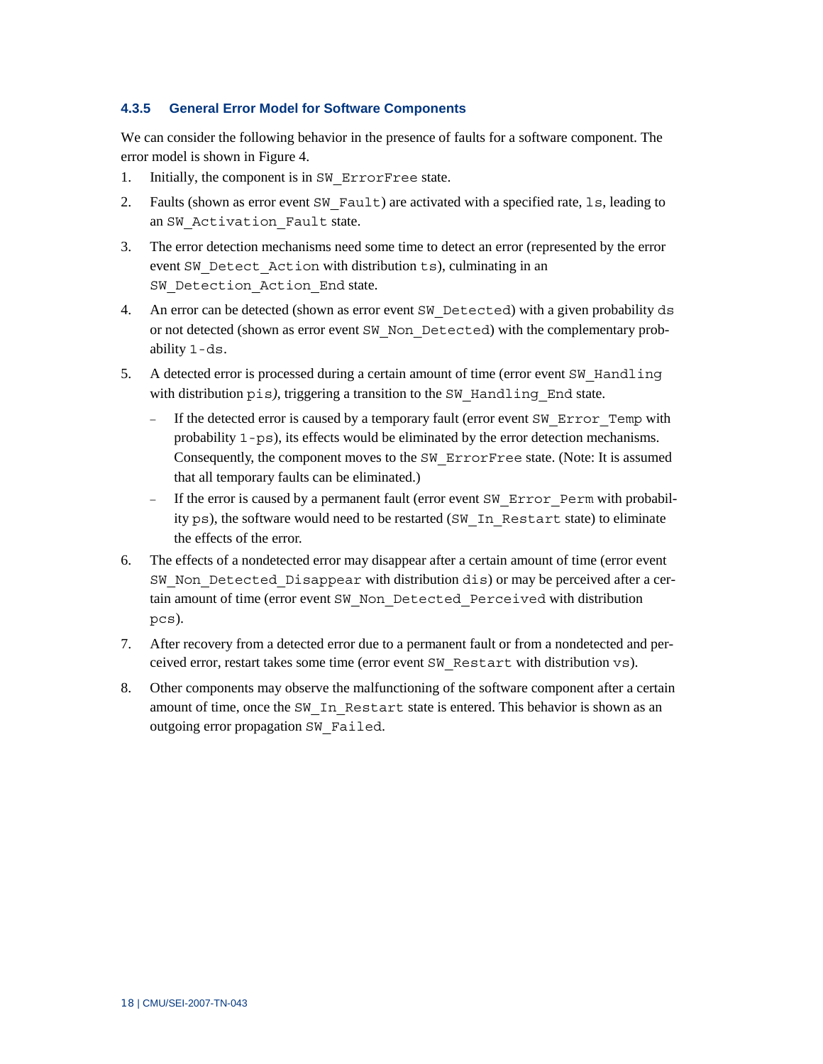### 4.3.5 General Error Model for Software Components

We can consider the following behavior in the presence of faults for a software component. The error model is shown in Figure 4.

1. Initially, the component is in `SW_ErrorFree` state.
2. Faults (shown as error event `SW_Fault`) are activated with a specified rate, `ls`, leading to an `SW_Activation_Fault` state.
3. The error detection mechanisms need some time to detect an error (represented by the error event `SW_Detect_Action` with distribution `ts`), culminating in an `SW_Detection_Action_End` state.
4. An error can be detected (shown as error event `SW_Detected`) with a given probability `ds` or not detected (shown as error event `SW_Non_Detected`) with the complementary probability `1-ds`.
5. A detected error is processed during a certain amount of time (error event `SW_Handling` with distribution `pis`*)*, triggering a transition to the `SW_Handling_End` state.
   - If the detected error is caused by a temporary fault (error event `SW_Error_Temp` with probability `1-ps`), its effects would be eliminated by the error detection mechanisms. Consequently, the component moves to the `SW_ErrorFree` state. (Note: It is assumed that all temporary faults can be eliminated.)
   - If the error is caused by a permanent fault (error event `SW_Error_Perm` with probability `ps`), the software would need to be restarted (`SW_In_Restart` state) to eliminate the effects of the error.
6. The effects of a nondetected error may disappear after a certain amount of time (error event `SW_Non_Detected_Disappear` with distribution `dis`) or may be perceived after a certain amount of time (error event `SW_Non_Detected_Perceived` with distribution `pcs`).
7. After recovery from a detected error due to a permanent fault or from a nondetected and perceived error, restart takes some time (error event `SW_Restart` with distribution `vs`).
8. Other components may observe the malfunctioning of the software component after a certain amount of time, once the `SW_In_Restart` state is entered. This behavior is shown as an outgoing error propagation `SW_Failed`.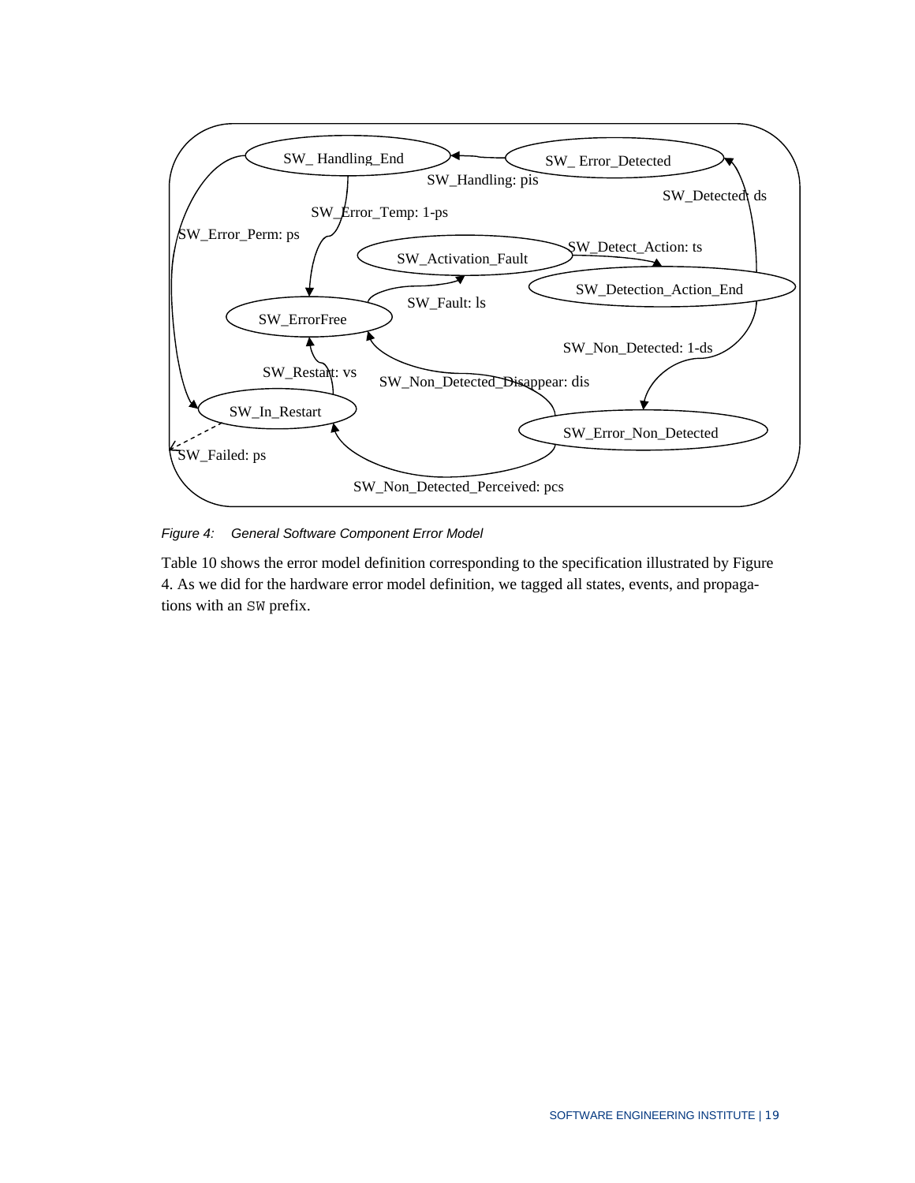SW_ Handling_End

SW_ Error_Detected

SW_Handling: pis

SW_Detected: ds

SW_Error_Temp: 1-ps

SW_Error_Perm: ps

SW_Activation_Fault

SW_Detect_Action: ts

SW_Detection_Action_End

SW_Fault: ls

SW_ErrorFree

SW_Non_Detected: 1-ds

SW_Restart: vs

SW_Non_Detected_Disappear: dis

SW_In_Restart

SW_Error_Non_Detected

SW_Failed: ps

SW_Non_Detected_Perceived: pcs

*Figure 4: General Software Component Error Model*

Table 10 shows the error model definition corresponding to the specification illustrated by Figure 4. As we did for the hardware error model definition, we tagged all states, events, and propagations with an `SW` prefix.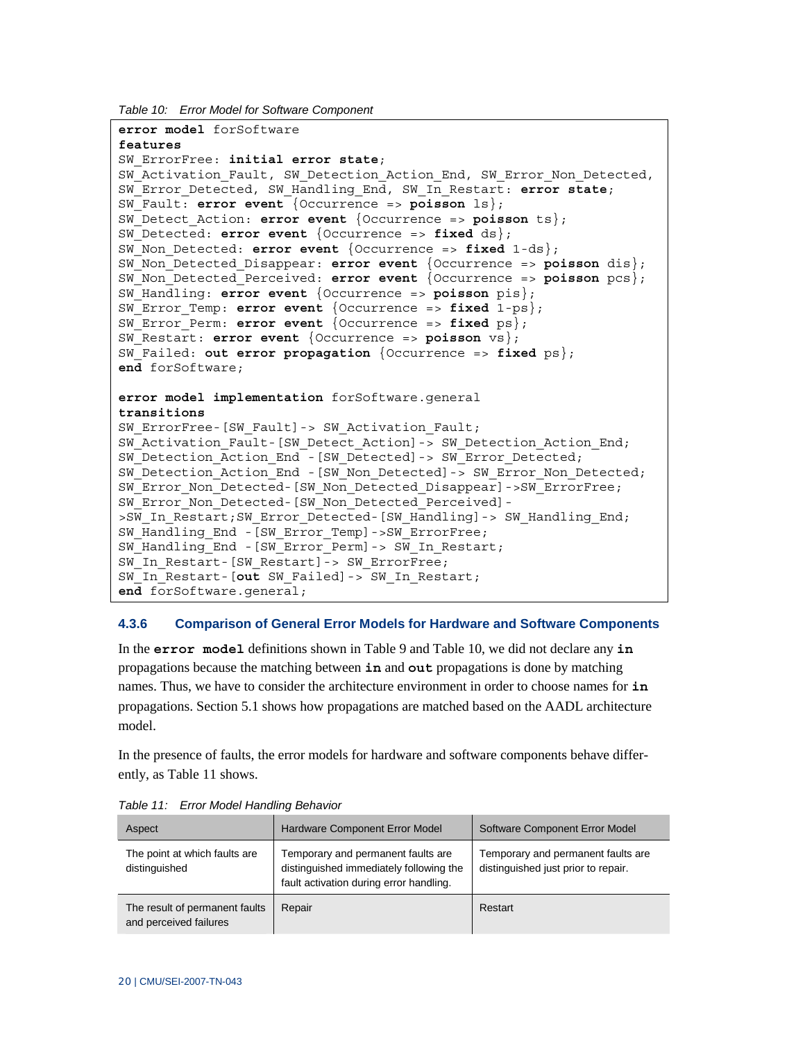*Table 10: Error Model for Software Component*

```
error model forSoftware
features
SW_ErrorFree: initial error state;
SW_Activation_Fault, SW_Detection_Action_End, SW_Error_Non_Detected,
SW_Error_Detected, SW_Handling_End, SW_In_Restart: error state;
SW_Fault: error event {Occurrence => poisson ls};
SW_Detect_Action: error event {Occurrence => poisson ts};
SW_Detected: error event {Occurrence => fixed ds};
SW_Non_Detected: error event {Occurrence => fixed 1-ds};
SW_Non_Detected_Disappear: error event {Occurrence => poisson dis};
SW_Non_Detected_Perceived: error event {Occurrence => poisson pcs};
SW_Handling: error event {Occurrence => poisson pis};
SW_Error_Temp: error event {Occurrence => fixed 1-ps};
SW_Error_Perm: error event {Occurrence => fixed ps};
SW_Restart: error event {Occurrence => poisson vs};
SW_Failed: out error propagation {Occurrence => fixed ps};
end forSoftware;

error model implementation forSoftware.general
transitions
SW_ErrorFree-[SW_Fault]-> SW_Activation_Fault;
SW_Activation_Fault-[SW_Detect_Action]-> SW_Detection_Action_End;
SW_Detection_Action_End -[SW_Detected]-> SW_Error_Detected;
SW_Detection_Action_End -[SW_Non_Detected]-> SW_Error_Non_Detected;
SW_Error_Non_Detected-[SW_Non_Detected_Disappear]->SW_ErrorFree;
SW_Error_Non_Detected-[SW_Non_Detected_Perceived]-
>SW_In_Restart;SW_Error_Detected-[SW_Handling]-> SW_Handling_End;
SW_Handling_End -[SW_Error_Temp]->SW_ErrorFree;
SW_Handling_End -[SW_Error_Perm]-> SW_In_Restart;
SW_In_Restart-[SW_Restart]-> SW_ErrorFree;
SW_In_Restart-[out SW_Failed]-> SW_In_Restart;
end forSoftware.general;
```

### 4.3.6 Comparison of General Error Models for Hardware and Software Components

In the **error model** definitions shown in Table 9 and Table 10, we did not declare any **in** propagations because the matching between **in** and **out** propagations is done by matching names. Thus, we have to consider the architecture environment in order to choose names for **in** propagations. Section 5.1 shows how propagations are matched based on the AADL architecture model.

In the presence of faults, the error models for hardware and software components behave differently, as Table 11 shows.

*Table 11: Error Model Handling Behavior*

| Aspect | Hardware Component Error Model | Software Component Error Model |
|---|---|---|
| The point at which faults are distinguished | Temporary and permanent faults are distinguished immediately following the fault activation during error handling. | Temporary and permanent faults are distinguished just prior to repair. |
| The result of permanent faults and perceived failures | Repair | Restart |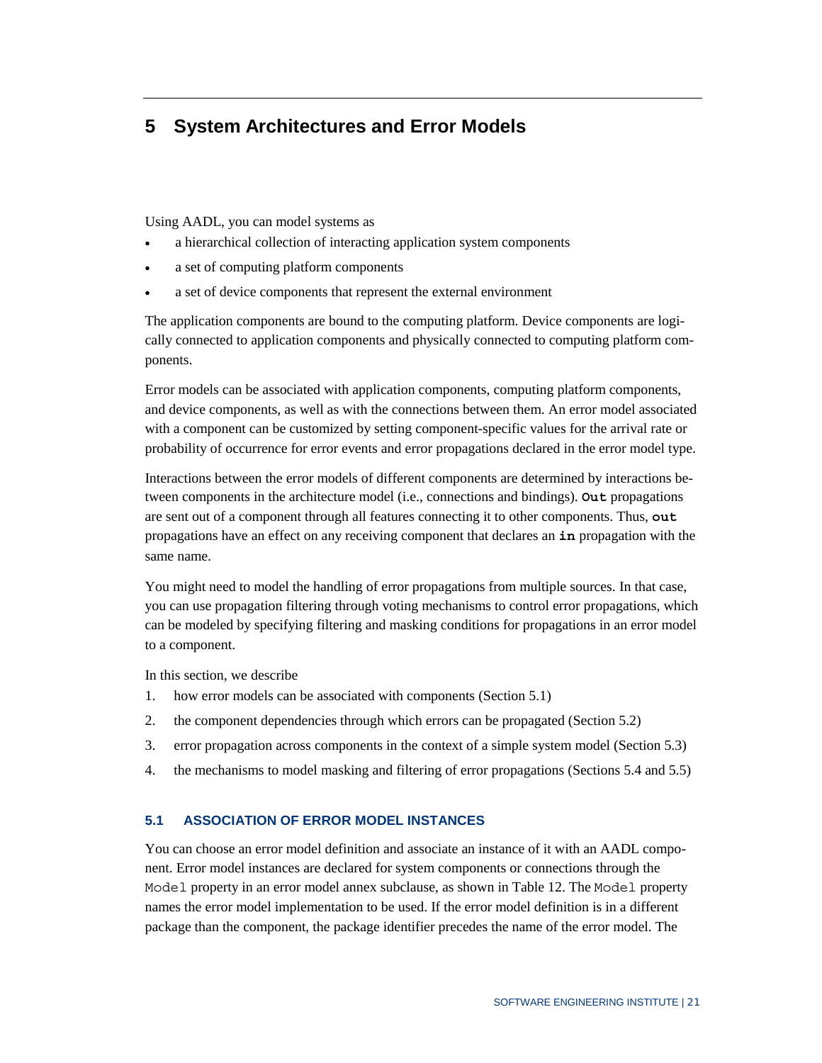# 5 System Architectures and Error Models

Using AADL, you can model systems as

- a hierarchical collection of interacting application system components
- a set of computing platform components
- a set of device components that represent the external environment

The application components are bound to the computing platform. Device components are logically connected to application components and physically connected to computing platform components.

Error models can be associated with application components, computing platform components, and device components, as well as with the connections between them. An error model associated with a component can be customized by setting component-specific values for the arrival rate or probability of occurrence for error events and error propagations declared in the error model type.

Interactions between the error models of different components are determined by interactions between components in the architecture model (i.e., connections and bindings). **`Out`** propagations are sent out of a component through all features connecting it to other components. Thus, **`out`** propagations have an effect on any receiving component that declares an **`in`** propagation with the same name.

You might need to model the handling of error propagations from multiple sources. In that case, you can use propagation filtering through voting mechanisms to control error propagations, which can be modeled by specifying filtering and masking conditions for propagations in an error model to a component.

In this section, we describe

1. how error models can be associated with components (Section 5.1)
2. the component dependencies through which errors can be propagated (Section 5.2)
3. error propagation across components in the context of a simple system model (Section 5.3)
4. the mechanisms to model masking and filtering of error propagations (Sections 5.4 and 5.5)

## 5.1 ASSOCIATION OF ERROR MODEL INSTANCES

You can choose an error model definition and associate an instance of it with an AADL component. Error model instances are declared for system components or connections through the `Model` property in an error model annex subclause, as shown in Table 12. The `Model` property names the error model implementation to be used. If the error model definition is in a different package than the component, the package identifier precedes the name of the error model. The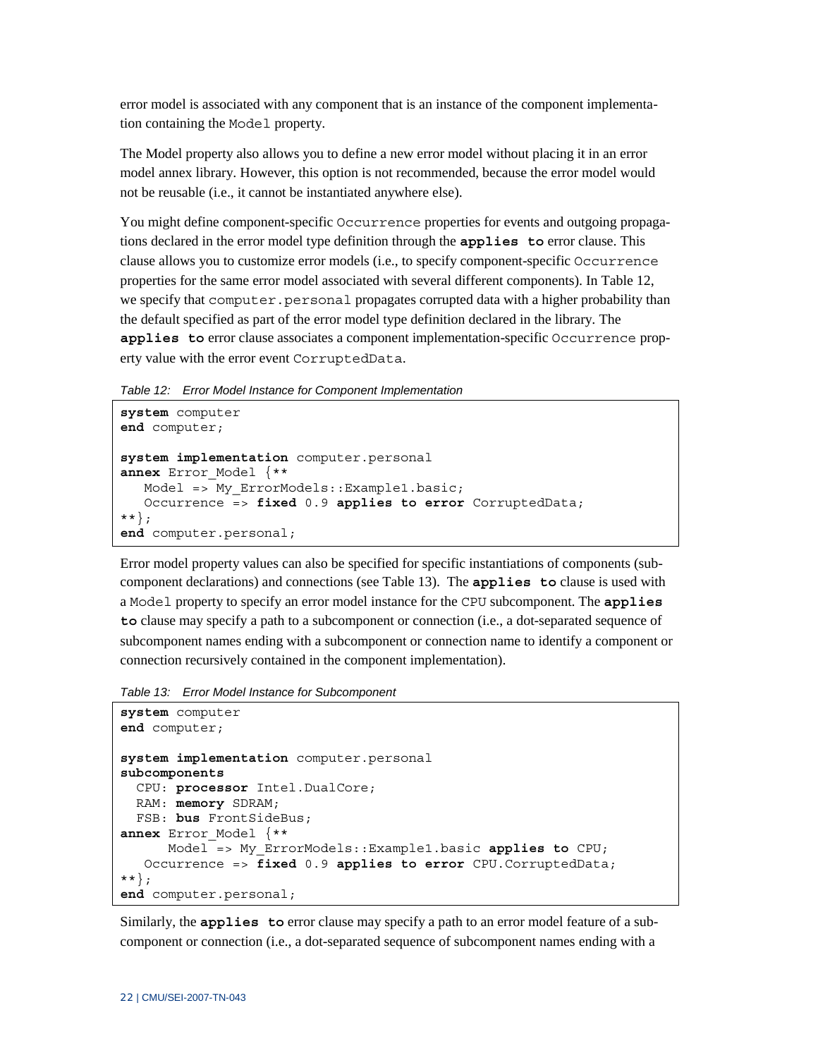error model is associated with any component that is an instance of the component implementation containing the Model property.

The Model property also allows you to define a new error model without placing it in an error model annex library. However, this option is not recommended, because the error model would not be reusable (i.e., it cannot be instantiated anywhere else).

You might define component-specific Occurrence properties for events and outgoing propagations declared in the error model type definition through the **applies to** error clause. This clause allows you to customize error models (i.e., to specify component-specific Occurrence properties for the same error model associated with several different components). In Table 12, we specify that computer.personal propagates corrupted data with a higher probability than the default specified as part of the error model type definition declared in the library. The **applies to** error clause associates a component implementation-specific Occurrence property value with the error event CorruptedData.

*Table 12: Error Model Instance for Component Implementation*

```
system computer
end computer;

system implementation computer.personal
annex Error_Model {**
   Model => My_ErrorModels::Example1.basic;
   Occurrence => fixed 0.9 applies to error CorruptedData;
**};
end computer.personal;
```

Error model property values can also be specified for specific instantiations of components (subcomponent declarations) and connections (see Table 13). The **applies to** clause is used with a Model property to specify an error model instance for the CPU subcomponent. The **applies to** clause may specify a path to a subcomponent or connection (i.e., a dot-separated sequence of subcomponent names ending with a subcomponent or connection name to identify a component or connection recursively contained in the component implementation).

*Table 13: Error Model Instance for Subcomponent*

```
system computer
end computer;

system implementation computer.personal
subcomponents
  CPU: processor Intel.DualCore;
  RAM: memory SDRAM;
  FSB: bus FrontSideBus;
annex Error_Model {**
      Model => My_ErrorModels::Example1.basic applies to CPU;
   Occurrence => fixed 0.9 applies to error CPU.CorruptedData;
**};
end computer.personal;
```

Similarly, the **applies to** error clause may specify a path to an error model feature of a subcomponent or connection (i.e., a dot-separated sequence of subcomponent names ending with a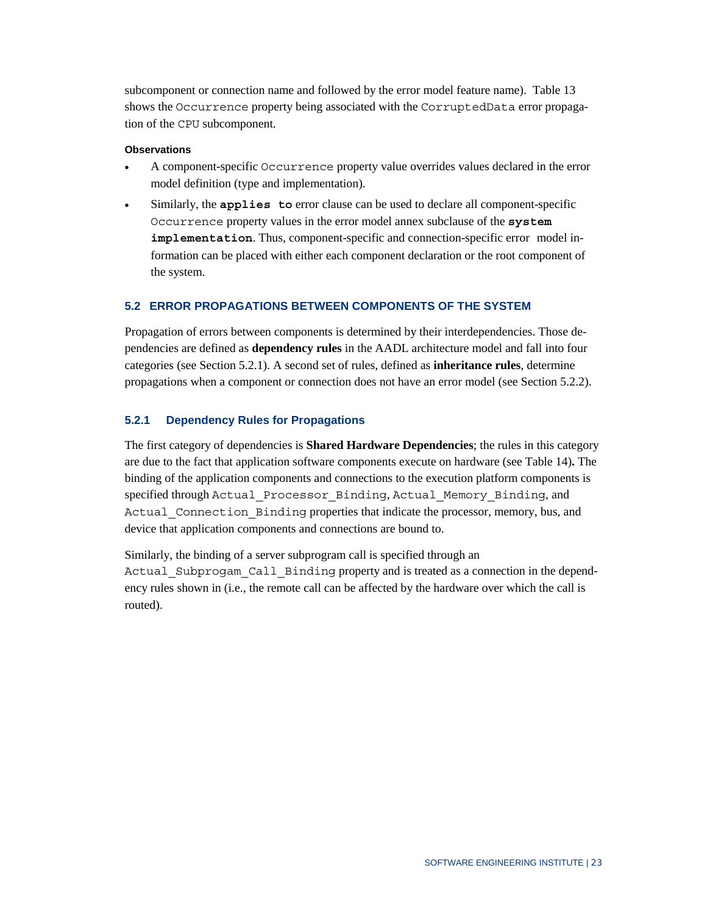subcomponent or connection name and followed by the error model feature name). Table 13 shows the `Occurrence` property being associated with the `CorruptedData` error propagation of the `CPU` subcomponent.

#### Observations

- A component-specific `Occurrence` property value overrides values declared in the error model definition (type and implementation).
- Similarly, the **`applies to`** error clause can be used to declare all component-specific `Occurrence` property values in the error model annex subclause of the **`system implementation`**. Thus, component-specific and connection-specific error model information can be placed with either each component declaration or the root component of the system.

## 5.2 ERROR PROPAGATIONS BETWEEN COMPONENTS OF THE SYSTEM

Propagation of errors between components is determined by their interdependencies. Those dependencies are defined as **dependency rules** in the AADL architecture model and fall into four categories (see Section 5.2.1). A second set of rules, defined as **inheritance rules**, determine propagations when a component or connection does not have an error model (see Section 5.2.2).

### 5.2.1 Dependency Rules for Propagations

The first category of dependencies is **Shared Hardware Dependencies**; the rules in this category are due to the fact that application software components execute on hardware (see Table 14)**.** The binding of the application components and connections to the execution platform components is specified through `Actual_Processor_Binding`, `Actual_Memory_Binding`, and `Actual_Connection_Binding` properties that indicate the processor, memory, bus, and device that application components and connections are bound to.

Similarly, the binding of a server subprogram call is specified through an `Actual_Subprogam_Call_Binding` property and is treated as a connection in the dependency rules shown in (i.e., the remote call can be affected by the hardware over which the call is routed).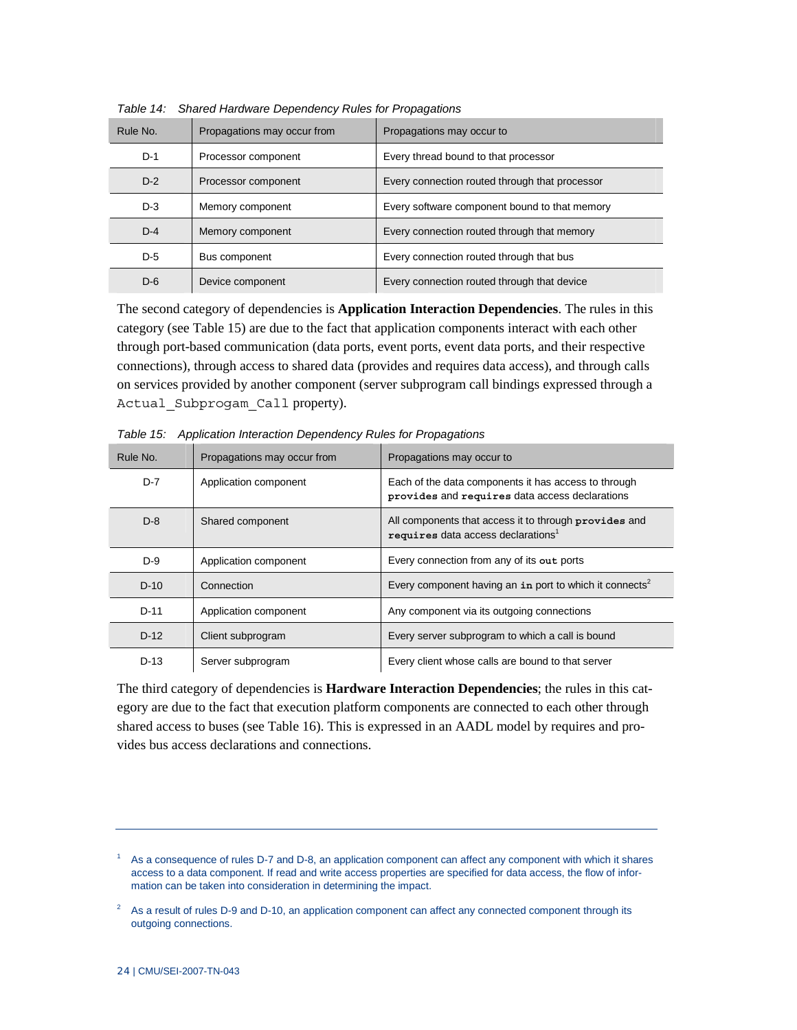*Table 14: Shared Hardware Dependency Rules for Propagations*

| Rule No. | Propagations may occur from | Propagations may occur to |
|---|---|---|
| D-1 | Processor component | Every thread bound to that processor |
| D-2 | Processor component | Every connection routed through that processor |
| D-3 | Memory component | Every software component bound to that memory |
| D-4 | Memory component | Every connection routed through that memory |
| D-5 | Bus component | Every connection routed through that bus |
| D-6 | Device component | Every connection routed through that device |

The second category of dependencies is **Application Interaction Dependencies**. The rules in this category (see Table 15) are due to the fact that application components interact with each other through port-based communication (data ports, event ports, event data ports, and their respective connections), through access to shared data (provides and requires data access), and through calls on services provided by another component (server subprogram call bindings expressed through a `Actual_Subprogam_Call` property).

*Table 15: Application Interaction Dependency Rules for Propagations*

| Rule No. | Propagations may occur from | Propagations may occur to |
|---|---|---|
| D-7 | Application component | Each of the data components it has access to through **`provides`** and **`requires`** data access declarations |
| D-8 | Shared component | All components that access it to through **`provides`** and **`requires`** data access declarations[1] |
| D-9 | Application component | Every connection from any of its **`out`** ports |
| D-10 | Connection | Every component having an **`in`** port to which it connects[2] |
| D-11 | Application component | Any component via its outgoing connections |
| D-12 | Client subprogram | Every server subprogram to which a call is bound |
| D-13 | Server subprogram | Every client whose calls are bound to that server |

The third category of dependencies is **Hardware Interaction Dependencies**; the rules in this category are due to the fact that execution platform components are connected to each other through shared access to buses (see Table 16). This is expressed in an AADL model by requires and provides bus access declarations and connections.

---

[1] As a consequence of rules D-7 and D-8, an application component can affect any component with which it shares access to a data component. If read and write access properties are specified for data access, the flow of information can be taken into consideration in determining the impact.

[2] As a result of rules D-9 and D-10, an application component can affect any connected component through its outgoing connections.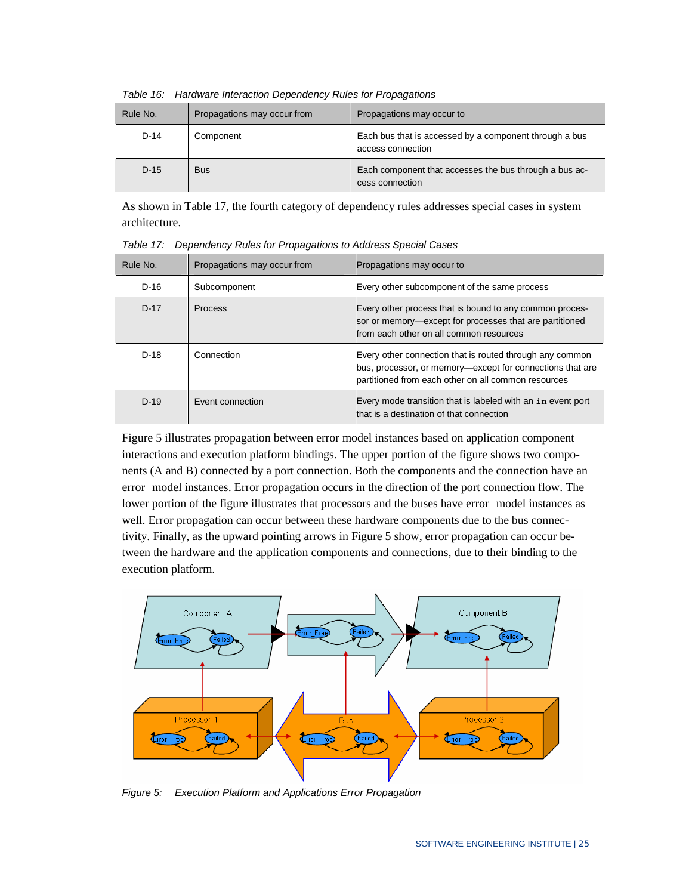*Table 16: Hardware Interaction Dependency Rules for Propagations*

| Rule No. | Propagations may occur from | Propagations may occur to |
|---|---|---|
| D-14 | Component | Each bus that is accessed by a component through a bus access connection |
| D-15 | Bus | Each component that accesses the bus through a bus access connection |

As shown in Table 17, the fourth category of dependency rules addresses special cases in system architecture.

*Table 17: Dependency Rules for Propagations to Address Special Cases*

| Rule No. | Propagations may occur from | Propagations may occur to |
|---|---|---|
| D-16 | Subcomponent | Every other subcomponent of the same process |
| D-17 | Process | Every other process that is bound to any common processor or memory—except for processes that are partitioned from each other on all common resources |
| D-18 | Connection | Every other connection that is routed through any common bus, processor, or memory—except for connections that are partitioned from each other on all common resources |
| D-19 | Event connection | Every mode transition that is labeled with an `in` event port that is a destination of that connection |

Figure 5 illustrates propagation between error model instances based on application component interactions and execution platform bindings. The upper portion of the figure shows two components (A and B) connected by a port connection. Both the components and the connection have an error model instances. Error propagation occurs in the direction of the port connection flow. The lower portion of the figure illustrates that processors and the buses have error model instances as well. Error propagation can occur between these hardware components due to the bus connectivity. Finally, as the upward pointing arrows in Figure 5 show, error propagation can occur between the hardware and the application components and connections, due to their binding to the execution platform.

*Figure 5: Execution Platform and Applications Error Propagation*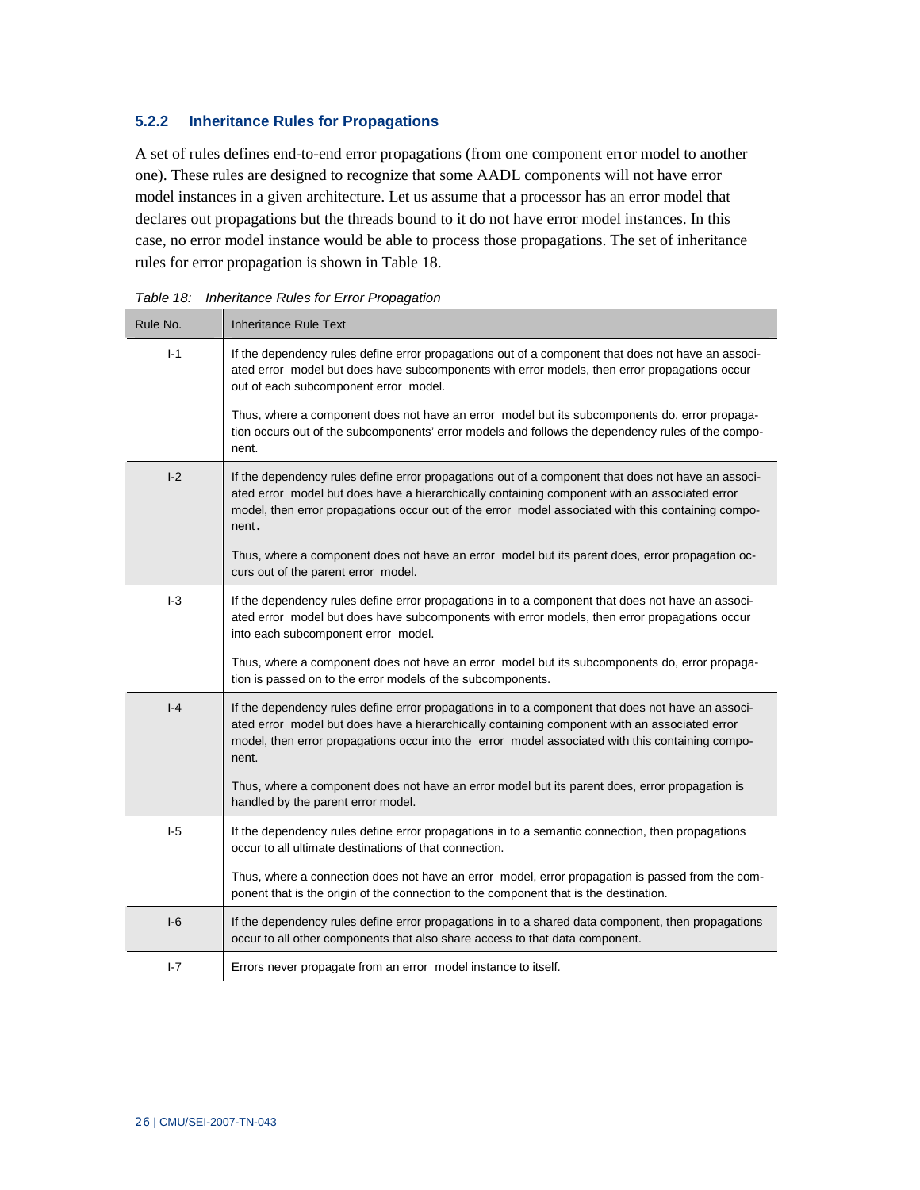### 5.2.2 Inheritance Rules for Propagations

A set of rules defines end-to-end error propagations (from one component error model to another one). These rules are designed to recognize that some AADL components will not have error model instances in a given architecture. Let us assume that a processor has an error model that declares out propagations but the threads bound to it do not have error model instances. In this case, no error model instance would be able to process those propagations. The set of inheritance rules for error propagation is shown in Table 18.

*Table 18: Inheritance Rules for Error Propagation*

| Rule No. | Inheritance Rule Text |
|---|---|
| I-1 | If the dependency rules define error propagations out of a component that does not have an associated error model but does have subcomponents with error models, then error propagations occur out of each subcomponent error model.<br><br>Thus, where a component does not have an error model but its subcomponents do, error propagation occurs out of the subcomponents' error models and follows the dependency rules of the component. |
| I-2 | If the dependency rules define error propagations out of a component that does not have an associated error model but does have a hierarchically containing component with an associated error model, then error propagations occur out of the error model associated with this containing component.<br><br>Thus, where a component does not have an error model but its parent does, error propagation occurs out of the parent error model. |
| I-3 | If the dependency rules define error propagations in to a component that does not have an associated error model but does have subcomponents with error models, then error propagations occur into each subcomponent error model.<br><br>Thus, where a component does not have an error model but its subcomponents do, error propagation is passed on to the error models of the subcomponents. |
| I-4 | If the dependency rules define error propagations in to a component that does not have an associated error model but does have a hierarchically containing component with an associated error model, then error propagations occur into the error model associated with this containing component.<br><br>Thus, where a component does not have an error model but its parent does, error propagation is handled by the parent error model. |
| I-5 | If the dependency rules define error propagations in to a semantic connection, then propagations occur to all ultimate destinations of that connection.<br><br>Thus, where a connection does not have an error model, error propagation is passed from the component that is the origin of the connection to the component that is the destination. |
| I-6 | If the dependency rules define error propagations in to a shared data component, then propagations occur to all other components that also share access to that data component. |
| I-7 | Errors never propagate from an error model instance to itself. |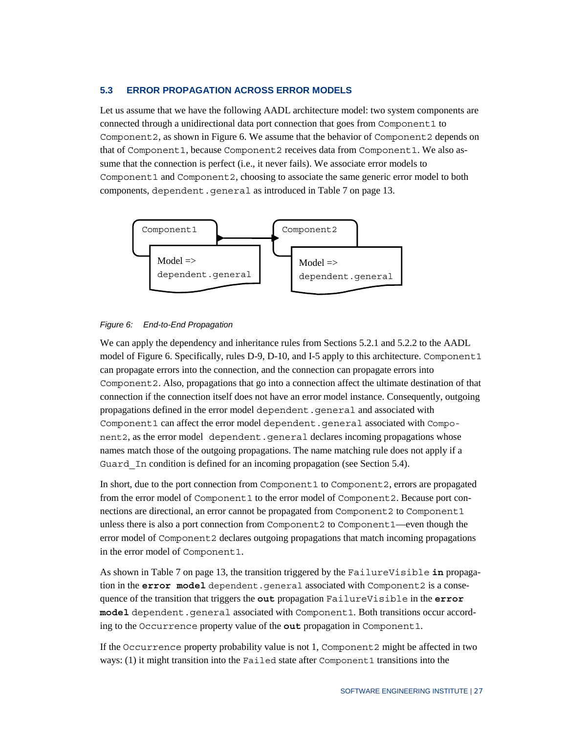### 5.3 ERROR PROPAGATION ACROSS ERROR MODELS

Let us assume that we have the following AADL architecture model: two system components are connected through a unidirectional data port connection that goes from `Component1` to `Component2`, as shown in Figure 6. We assume that the behavior of `Component2` depends on that of `Component1`, because `Component2` receives data from `Component1`. We also assume that the connection is perfect (i.e., it never fails). We associate error models to `Component1` and `Component2`, choosing to associate the same generic error model to both components, `dependent.general` as introduced in Table 7 on page 13.

Component1 → Component2

Model => dependent.general | Model => dependent.general

*Figure 6: End-to-End Propagation*

We can apply the dependency and inheritance rules from Sections 5.2.1 and 5.2.2 to the AADL model of Figure 6. Specifically, rules D-9, D-10, and I-5 apply to this architecture. `Component1` can propagate errors into the connection, and the connection can propagate errors into `Component2`. Also, propagations that go into a connection affect the ultimate destination of that connection if the connection itself does not have an error model instance. Consequently, outgoing propagations defined in the error model `dependent.general` and associated with `Component1` can affect the error model `dependent.general` associated with `Component2`, as the error model `dependent.general` declares incoming propagations whose names match those of the outgoing propagations. The name matching rule does not apply if a `Guard_In` condition is defined for an incoming propagation (see Section 5.4).

In short, due to the port connection from `Component1` to `Component2`, errors are propagated from the error model of `Component1` to the error model of `Component2`. Because port connections are directional, an error cannot be propagated from `Component2` to `Component1` unless there is also a port connection from `Component2` to `Component1`—even though the error model of `Component2` declares outgoing propagations that match incoming propagations in the error model of `Component1`.

As shown in Table 7 on page 13, the transition triggered by the `FailureVisible` **`in`** propagation in the **`error model`** `dependent.general` associated with `Component2` is a consequence of the transition that triggers the **`out`** propagation `FailureVisible` in the **`error model`** `dependent.general` associated with `Component1`. Both transitions occur according to the `Occurrence` property value of the **`out`** propagation in `Component1`.

If the `Occurrence` property probability value is not 1, `Component2` might be affected in two ways: (1) it might transition into the `Failed` state after `Component1` transitions into the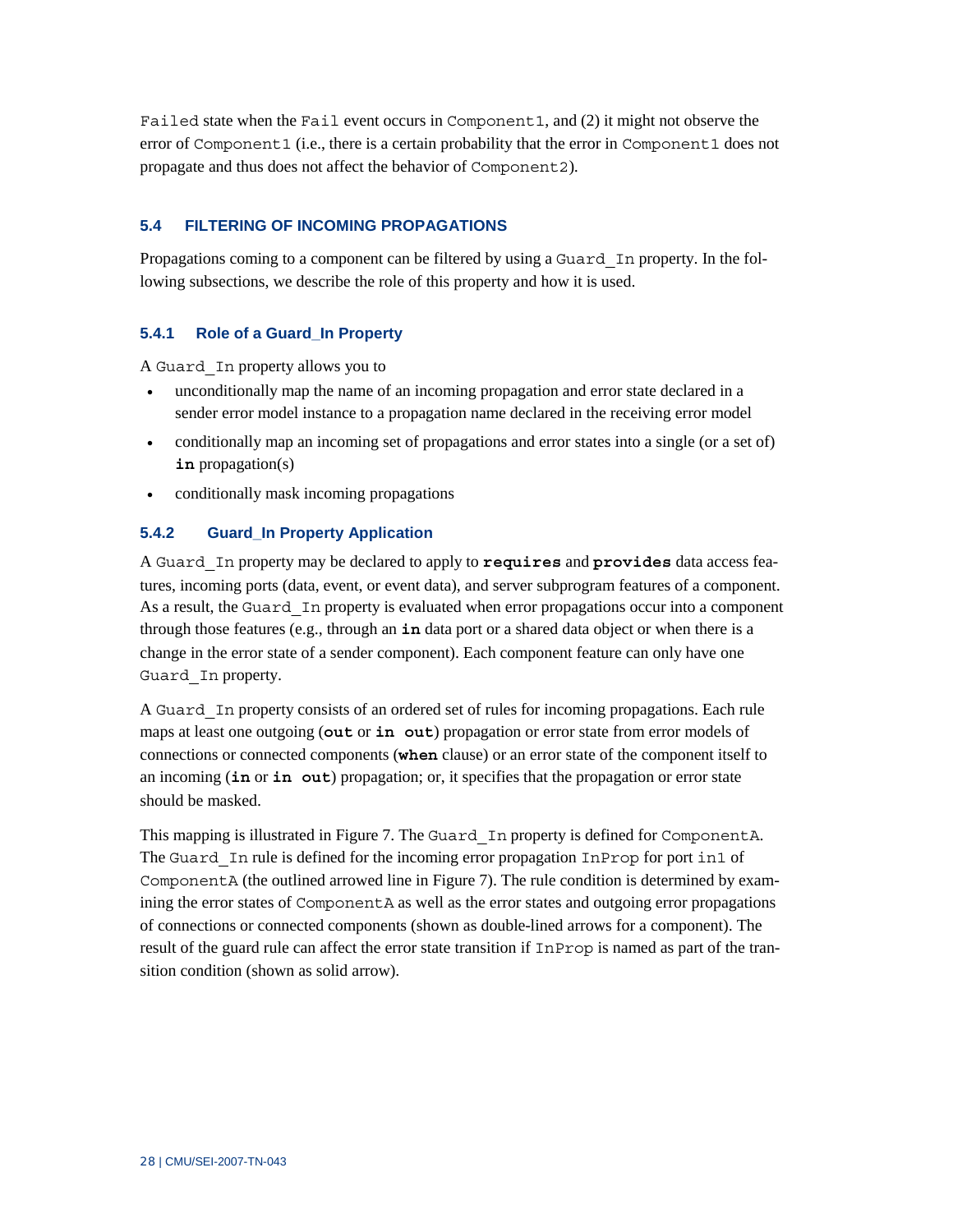Failed state when the Fail event occurs in Component1, and (2) it might not observe the error of Component1 (i.e., there is a certain probability that the error in Component1 does not propagate and thus does not affect the behavior of Component2).

## 5.4 FILTERING OF INCOMING PROPAGATIONS

Propagations coming to a component can be filtered by using a Guard_In property. In the following subsections, we describe the role of this property and how it is used.

### 5.4.1 Role of a Guard_In Property

A Guard_In property allows you to

- unconditionally map the name of an incoming propagation and error state declared in a sender error model instance to a propagation name declared in the receiving error model
- conditionally map an incoming set of propagations and error states into a single (or a set of) **in** propagation(s)
- conditionally mask incoming propagations

### 5.4.2 Guard_In Property Application

A Guard_In property may be declared to apply to **requires** and **provides** data access features, incoming ports (data, event, or event data), and server subprogram features of a component. As a result, the Guard_In property is evaluated when error propagations occur into a component through those features (e.g., through an **in** data port or a shared data object or when there is a change in the error state of a sender component). Each component feature can only have one Guard_In property.

A Guard_In property consists of an ordered set of rules for incoming propagations. Each rule maps at least one outgoing (**out** or **in out**) propagation or error state from error models of connections or connected components (**when** clause) or an error state of the component itself to an incoming (**in** or **in out**) propagation; or, it specifies that the propagation or error state should be masked.

This mapping is illustrated in Figure 7. The Guard_In property is defined for ComponentA. The Guard_In rule is defined for the incoming error propagation InProp for port in1 of ComponentA (the outlined arrowed line in Figure 7). The rule condition is determined by examining the error states of ComponentA as well as the error states and outgoing error propagations of connections or connected components (shown as double-lined arrows for a component). The result of the guard rule can affect the error state transition if InProp is named as part of the transition condition (shown as solid arrow).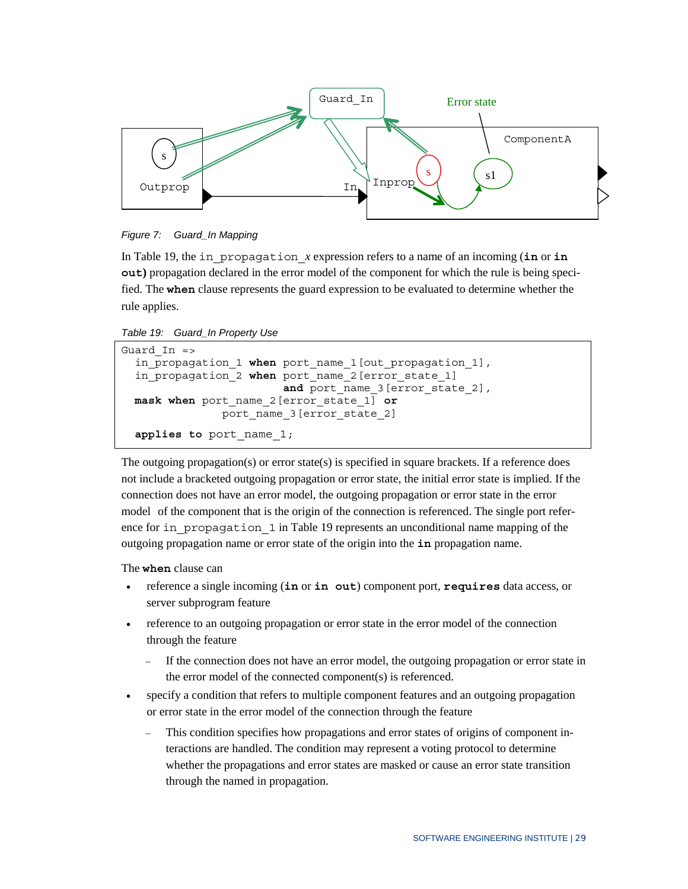Figure 7: Guard_In Mapping

In Table 19, the `in_propagation_x` expression refers to a name of an incoming (**in** or **in out)** propagation declared in the error model of the component for which the rule is being specified. The **when** clause represents the guard expression to be evaluated to determine whether the rule applies.

Table 19: Guard_In Property Use

```
Guard_In =>
  in_propagation_1 when port_name_1[out_propagation_1],
  in_propagation_2 when port_name_2[error_state_1]
                       and port_name_3[error_state_2],
  mask when port_name_2[error_state_1] or
              port_name_3[error_state_2]
  applies to port_name_1;
```

The outgoing propagation(s) or error state(s) is specified in square brackets. If a reference does not include a bracketed outgoing propagation or error state, the initial error state is implied. If the connection does not have an error model, the outgoing propagation or error state in the error model of the component that is the origin of the connection is referenced. The single port reference for `in_propagation_1` in Table 19 represents an unconditional name mapping of the outgoing propagation name or error state of the origin into the **in** propagation name.

The **when** clause can

- reference a single incoming (**in** or **in out**) component port, **requires** data access, or server subprogram feature
- reference to an outgoing propagation or error state in the error model of the connection through the feature
  - If the connection does not have an error model, the outgoing propagation or error state in the error model of the connected component(s) is referenced.
- specify a condition that refers to multiple component features and an outgoing propagation or error state in the error model of the connection through the feature
  - This condition specifies how propagations and error states of origins of component interactions are handled. The condition may represent a voting protocol to determine whether the propagations and error states are masked or cause an error state transition through the named in propagation.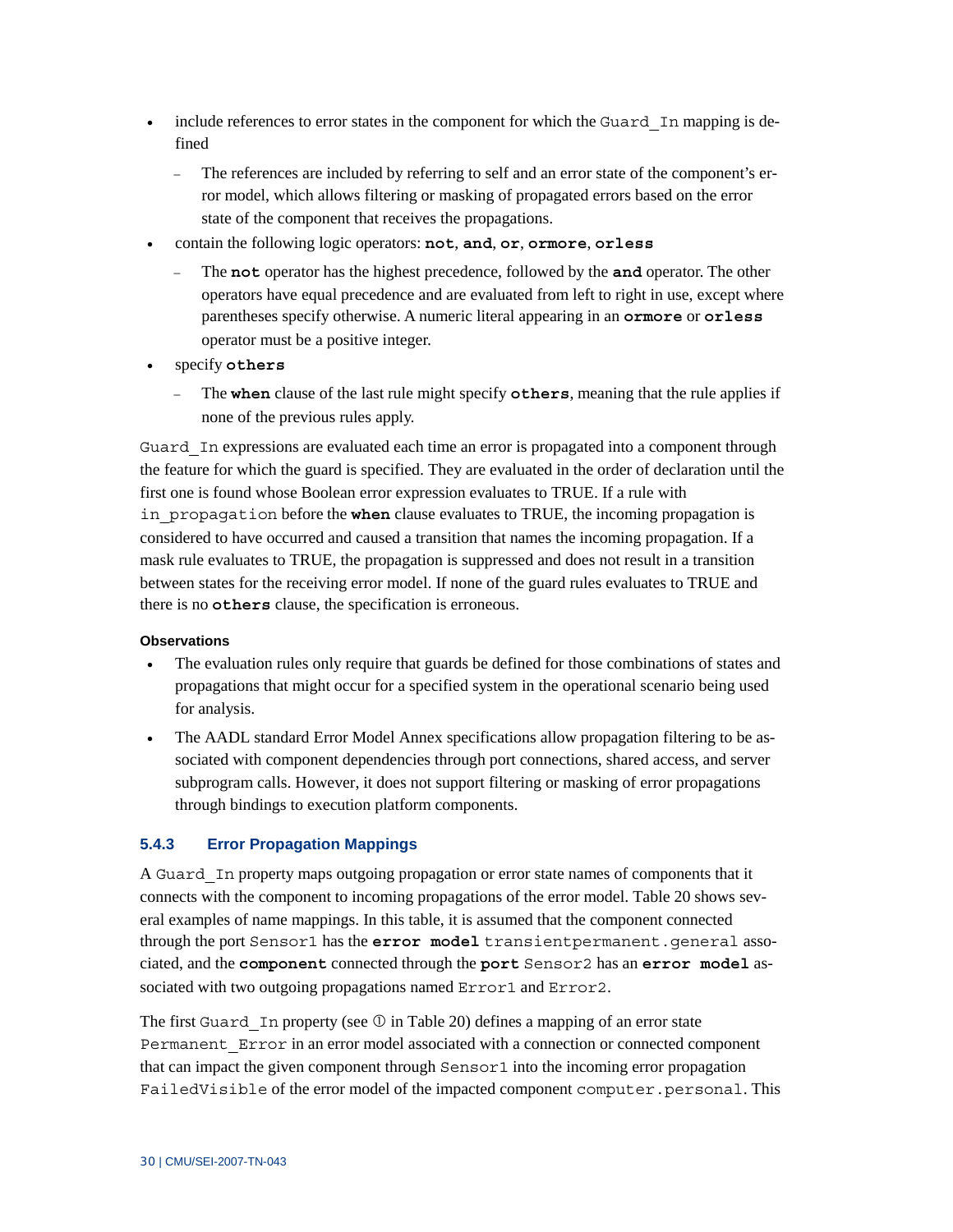- include references to error states in the component for which the `Guard_In` mapping is defined
  - The references are included by referring to self and an error state of the component's error model, which allows filtering or masking of propagated errors based on the error state of the component that receives the propagations.
- contain the following logic operators: **`not`**, **`and`**, **`or`**, **`ormore`**, **`orless`**
  - The **`not`** operator has the highest precedence, followed by the **`and`** operator. The other operators have equal precedence and are evaluated from left to right in use, except where parentheses specify otherwise. A numeric literal appearing in an **`ormore`** or **`orless`** operator must be a positive integer.
- specify **`others`**
  - The **`when`** clause of the last rule might specify **`others`**, meaning that the rule applies if none of the previous rules apply.

`Guard_In` expressions are evaluated each time an error is propagated into a component through the feature for which the guard is specified. They are evaluated in the order of declaration until the first one is found whose Boolean error expression evaluates to TRUE. If a rule with `in_propagation` before the **`when`** clause evaluates to TRUE, the incoming propagation is considered to have occurred and caused a transition that names the incoming propagation. If a mask rule evaluates to TRUE, the propagation is suppressed and does not result in a transition between states for the receiving error model. If none of the guard rules evaluates to TRUE and there is no **`others`** clause, the specification is erroneous.

**Observations**

- The evaluation rules only require that guards be defined for those combinations of states and propagations that might occur for a specified system in the operational scenario being used for analysis.
- The AADL standard Error Model Annex specifications allow propagation filtering to be associated with component dependencies through port connections, shared access, and server subprogram calls. However, it does not support filtering or masking of error propagations through bindings to execution platform components.

### 5.4.3 Error Propagation Mappings

A `Guard_In` property maps outgoing propagation or error state names of components that it connects with the component to incoming propagations of the error model. Table 20 shows several examples of name mappings. In this table, it is assumed that the component connected through the port `Sensor1` has the **`error model`** `transientpermanent.general` associated, and the **`component`** connected through the **`port`** `Sensor2` has an **`error model`** associated with two outgoing propagations named `Error1` and `Error2`.

The first `Guard_In` property (see ① in Table 20) defines a mapping of an error state `Permanent_Error` in an error model associated with a connection or connected component that can impact the given component through `Sensor1` into the incoming error propagation `FailedVisible` of the error model of the impacted component `computer.personal`. This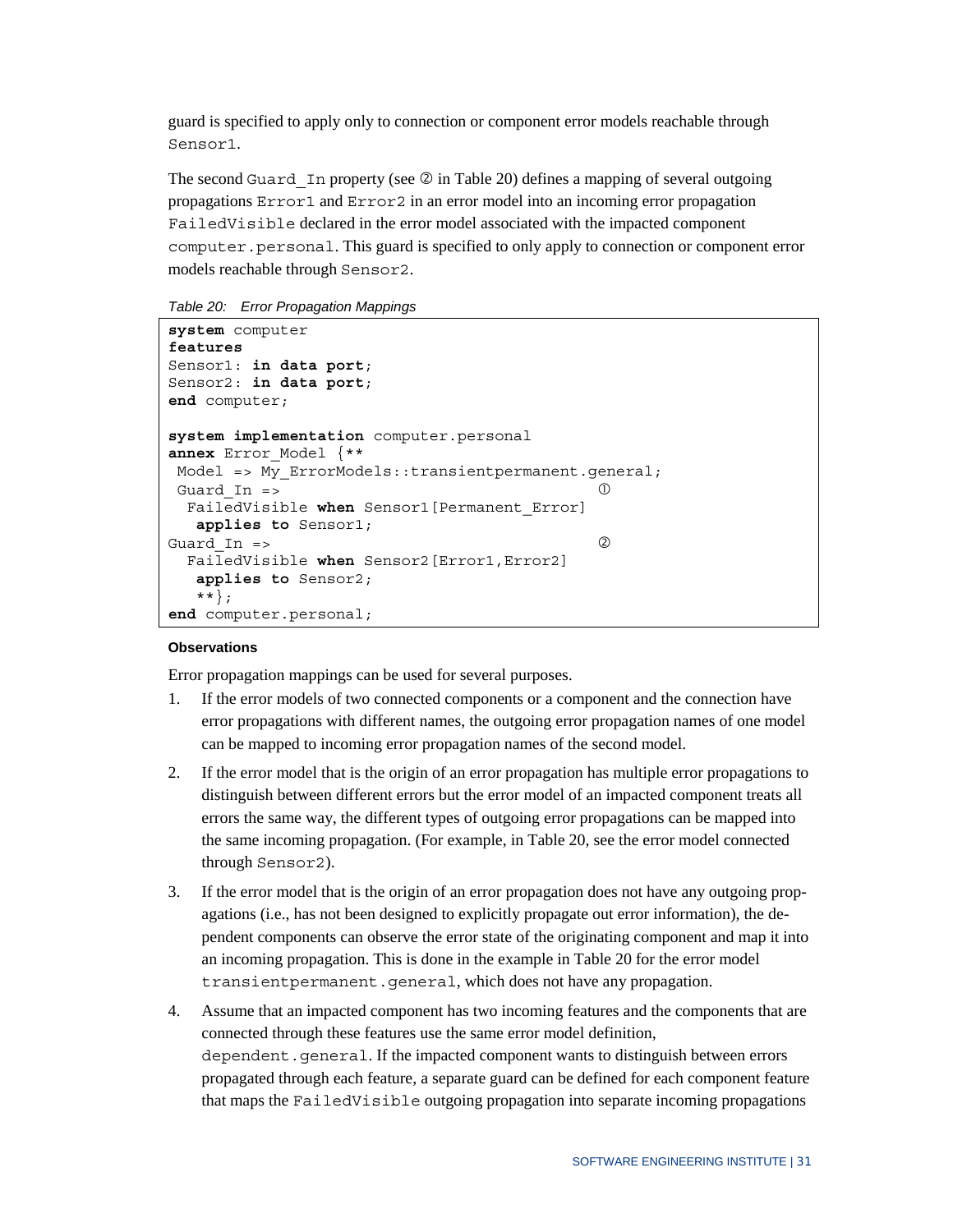guard is specified to apply only to connection or component error models reachable through Sensor1.

The second Guard_In property (see ② in Table 20) defines a mapping of several outgoing propagations Error1 and Error2 in an error model into an incoming error propagation FailedVisible declared in the error model associated with the impacted component computer.personal. This guard is specified to only apply to connection or component error models reachable through Sensor2.

*Table 20: Error Propagation Mappings*

```
system computer
features
Sensor1: in data port;
Sensor2: in data port;
end computer;

system implementation computer.personal
annex Error_Model {**
 Model => My_ErrorModels::transientpermanent.general;
 Guard_In =>                                          ①
  FailedVisible when Sensor1[Permanent_Error]
   applies to Sensor1;
Guard_In =>                                           ②
  FailedVisible when Sensor2[Error1,Error2]
   applies to Sensor2;
   **};
end computer.personal;
```

#### Observations

Error propagation mappings can be used for several purposes.

1. If the error models of two connected components or a component and the connection have error propagations with different names, the outgoing error propagation names of one model can be mapped to incoming error propagation names of the second model.
2. If the error model that is the origin of an error propagation has multiple error propagations to distinguish between different errors but the error model of an impacted component treats all errors the same way, the different types of outgoing error propagations can be mapped into the same incoming propagation. (For example, in Table 20, see the error model connected through Sensor2).
3. If the error model that is the origin of an error propagation does not have any outgoing propagations (i.e., has not been designed to explicitly propagate out error information), the dependent components can observe the error state of the originating component and map it into an incoming propagation. This is done in the example in Table 20 for the error model transientpermanent.general, which does not have any propagation.
4. Assume that an impacted component has two incoming features and the components that are connected through these features use the same error model definition, dependent.general. If the impacted component wants to distinguish between errors propagated through each feature, a separate guard can be defined for each component feature that maps the FailedVisible outgoing propagation into separate incoming propagations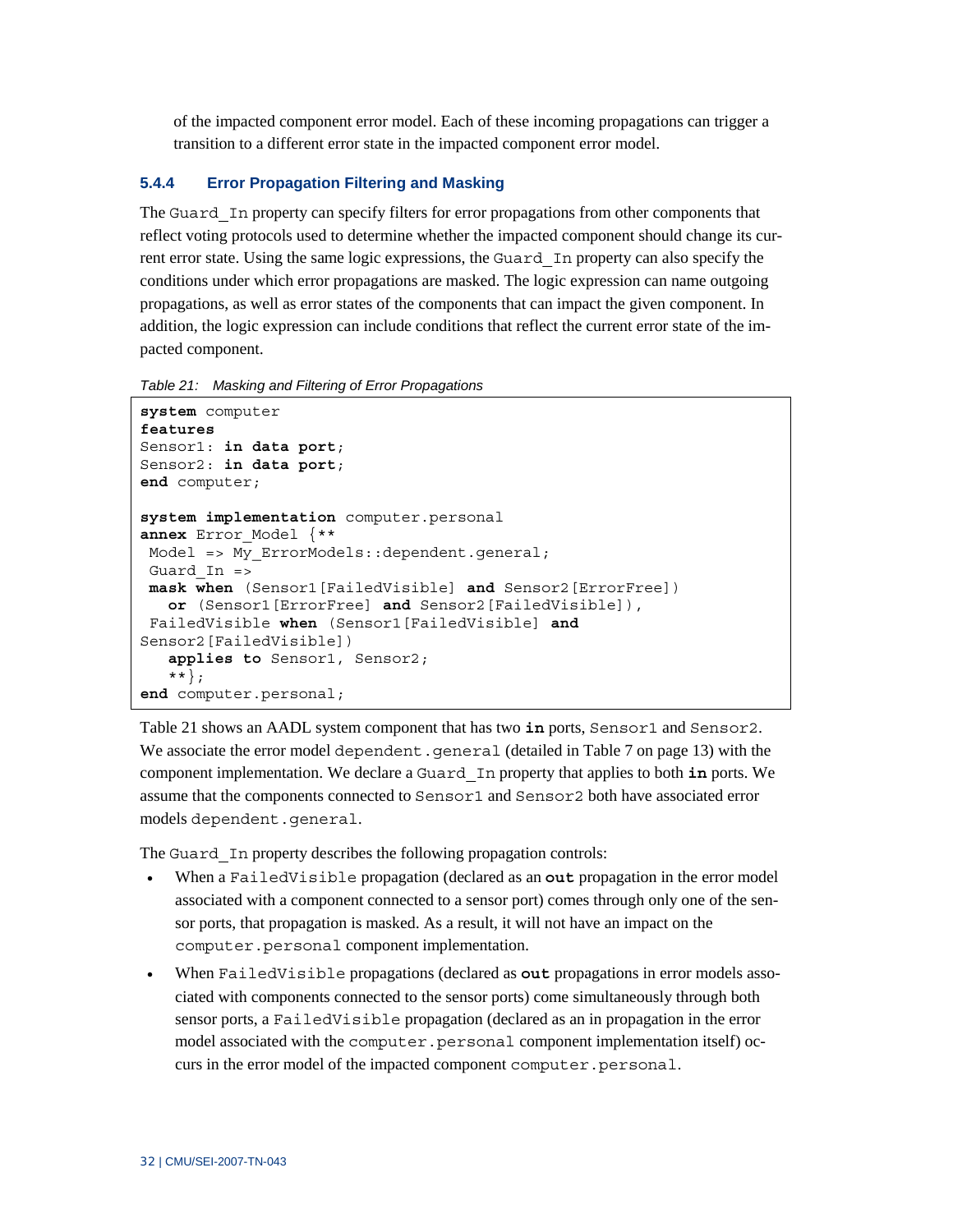of the impacted component error model. Each of these incoming propagations can trigger a transition to a different error state in the impacted component error model.

### 5.4.4 Error Propagation Filtering and Masking

The `Guard_In` property can specify filters for error propagations from other components that reflect voting protocols used to determine whether the impacted component should change its current error state. Using the same logic expressions, the `Guard_In` property can also specify the conditions under which error propagations are masked. The logic expression can name outgoing propagations, as well as error states of the components that can impact the given component. In addition, the logic expression can include conditions that reflect the current error state of the impacted component.

*Table 21: Masking and Filtering of Error Propagations*

```
system computer
features
Sensor1: in data port;
Sensor2: in data port;
end computer;

system implementation computer.personal
annex Error_Model {**
 Model => My_ErrorModels::dependent.general;
 Guard_In =>
 mask when (Sensor1[FailedVisible] and Sensor2[ErrorFree])
   or (Sensor1[ErrorFree] and Sensor2[FailedVisible]),
 FailedVisible when (Sensor1[FailedVisible] and
Sensor2[FailedVisible])
   applies to Sensor1, Sensor2;
   **};
end computer.personal;
```

Table 21 shows an AADL system component that has two **in** ports, `Sensor1` and `Sensor2`. We associate the error model `dependent.general` (detailed in Table 7 on page 13) with the component implementation. We declare a `Guard_In` property that applies to both **in** ports. We assume that the components connected to `Sensor1` and `Sensor2` both have associated error models `dependent.general`.

The `Guard_In` property describes the following propagation controls:

- When a `FailedVisible` propagation (declared as an **out** propagation in the error model associated with a component connected to a sensor port) comes through only one of the sensor ports, that propagation is masked. As a result, it will not have an impact on the `computer.personal` component implementation.
- When `FailedVisible` propagations (declared as **out** propagations in error models associated with components connected to the sensor ports) come simultaneously through both sensor ports, a `FailedVisible` propagation (declared as an in propagation in the error model associated with the `computer.personal` component implementation itself) occurs in the error model of the impacted component `computer.personal`.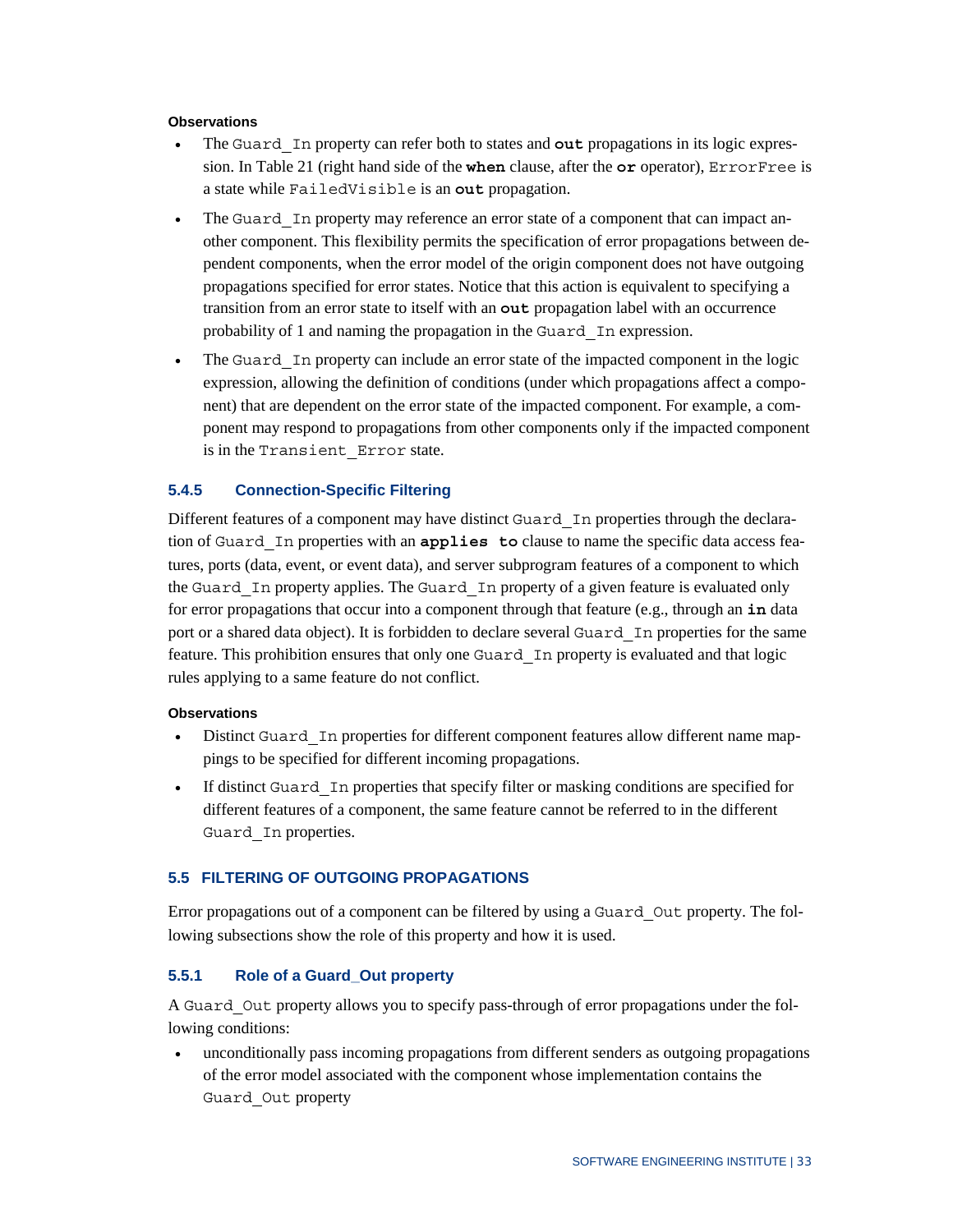**Observations**

- The `Guard_In` property can refer both to states and **`out`** propagations in its logic expression. In Table 21 (right hand side of the **`when`** clause, after the **`or`** operator), `ErrorFree` is a state while `FailedVisible` is an **`out`** propagation.
- The `Guard_In` property may reference an error state of a component that can impact another component. This flexibility permits the specification of error propagations between dependent components, when the error model of the origin component does not have outgoing propagations specified for error states. Notice that this action is equivalent to specifying a transition from an error state to itself with an **`out`** propagation label with an occurrence probability of 1 and naming the propagation in the `Guard_In` expression.
- The `Guard_In` property can include an error state of the impacted component in the logic expression, allowing the definition of conditions (under which propagations affect a component) that are dependent on the error state of the impacted component. For example, a component may respond to propagations from other components only if the impacted component is in the `Transient_Error` state.

### 5.4.5 Connection-Specific Filtering

Different features of a component may have distinct `Guard_In` properties through the declaration of `Guard_In` properties with an **`applies to`** clause to name the specific data access features, ports (data, event, or event data), and server subprogram features of a component to which the `Guard_In` property applies. The `Guard_In` property of a given feature is evaluated only for error propagations that occur into a component through that feature (e.g., through an **`in`** data port or a shared data object). It is forbidden to declare several `Guard_In` properties for the same feature. This prohibition ensures that only one `Guard_In` property is evaluated and that logic rules applying to a same feature do not conflict.

**Observations**

- Distinct `Guard_In` properties for different component features allow different name mappings to be specified for different incoming propagations.
- If distinct `Guard_In` properties that specify filter or masking conditions are specified for different features of a component, the same feature cannot be referred to in the different `Guard_In` properties.

## 5.5 FILTERING OF OUTGOING PROPAGATIONS

Error propagations out of a component can be filtered by using a `Guard_Out` property. The following subsections show the role of this property and how it is used.

### 5.5.1 Role of a Guard_Out property

A `Guard_Out` property allows you to specify pass-through of error propagations under the following conditions:

- unconditionally pass incoming propagations from different senders as outgoing propagations of the error model associated with the component whose implementation contains the `Guard_Out` property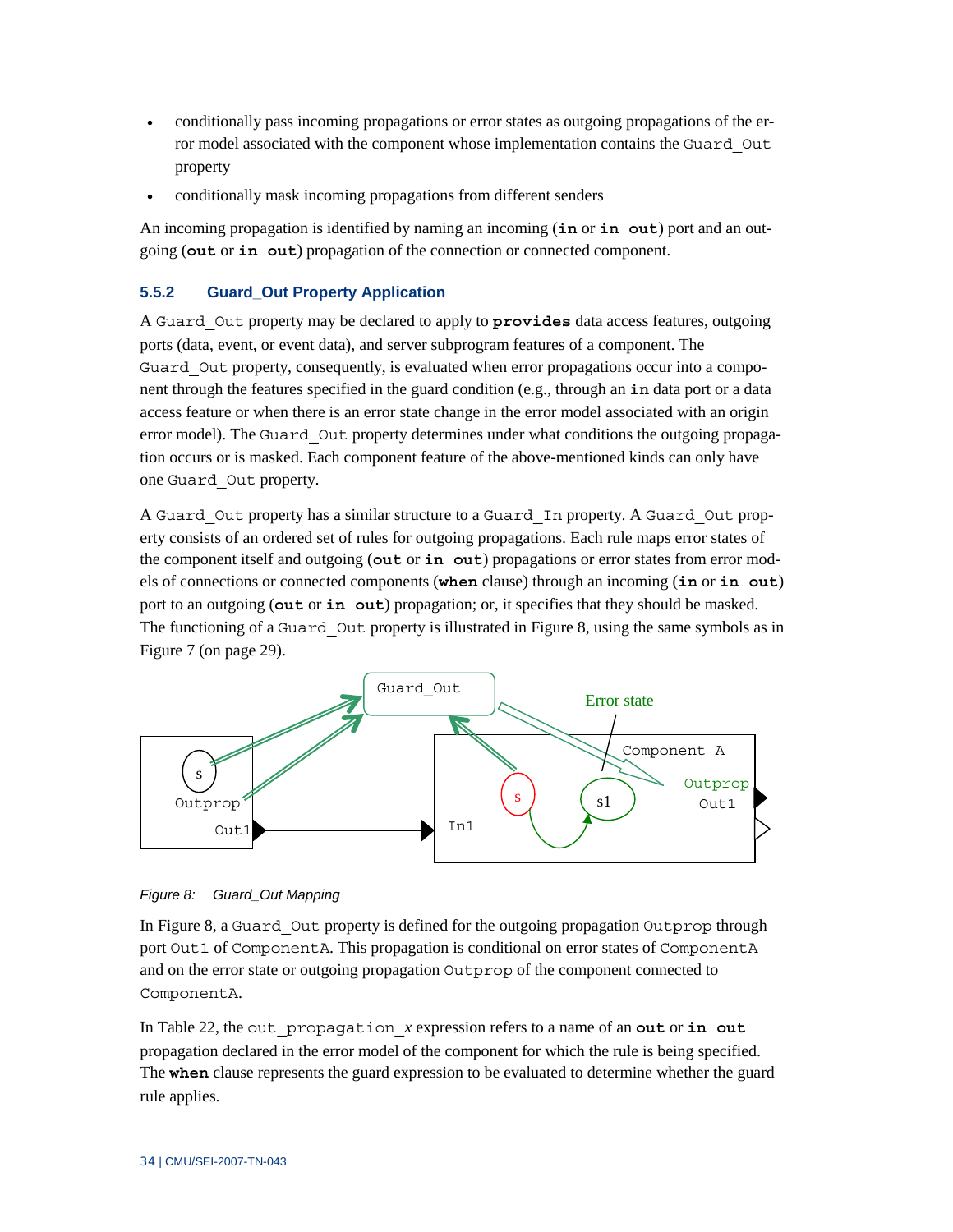- conditionally pass incoming propagations or error states as outgoing propagations of the error model associated with the component whose implementation contains the `Guard_Out` property
- conditionally mask incoming propagations from different senders

An incoming propagation is identified by naming an incoming (**in** or **in out**) port and an outgoing (**out** or **in out**) propagation of the connection or connected component.

### 5.5.2 Guard_Out Property Application

A `Guard_Out` property may be declared to apply to **provides** data access features, outgoing ports (data, event, or event data), and server subprogram features of a component. The `Guard_Out` property, consequently, is evaluated when error propagations occur into a component through the features specified in the guard condition (e.g., through an **in** data port or a data access feature or when there is an error state change in the error model associated with an origin error model). The `Guard_Out` property determines under what conditions the outgoing propagation occurs or is masked. Each component feature of the above-mentioned kinds can only have one `Guard_Out` property.

A `Guard_Out` property has a similar structure to a `Guard_In` property. A `Guard_Out` property consists of an ordered set of rules for outgoing propagations. Each rule maps error states of the component itself and outgoing (**out** or **in out**) propagations or error states from error models of connections or connected components (**when** clause) through an incoming (**in** or **in out**) port to an outgoing (**out** or **in out**) propagation; or, it specifies that they should be masked. The functioning of a `Guard_Out` property is illustrated in Figure 8, using the same symbols as in Figure 7 (on page 29).

*Figure 8: Guard_Out Mapping*

In Figure 8, a `Guard_Out` property is defined for the outgoing propagation `Outprop` through port `Out1` of `ComponentA`. This propagation is conditional on error states of `ComponentA` and on the error state or outgoing propagation `Outprop` of the component connected to `ComponentA`.

In Table 22, the `out_propagation_`*x* expression refers to a name of an **out** or **in out** propagation declared in the error model of the component for which the rule is being specified. The **when** clause represents the guard expression to be evaluated to determine whether the guard rule applies.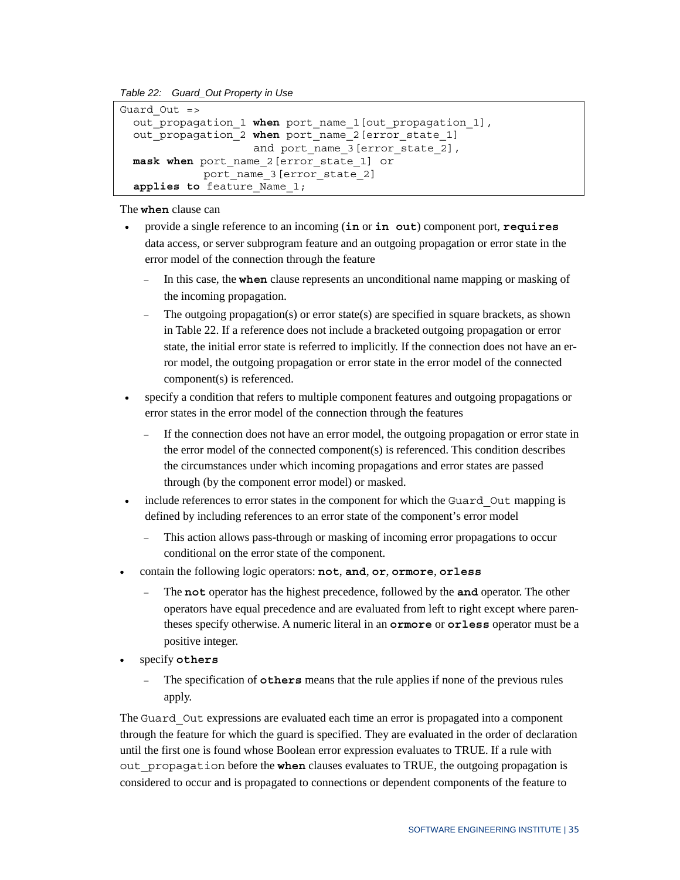*Table 22: Guard_Out Property in Use*

```
Guard_Out =>
  out_propagation_1 when port_name_1[out_propagation_1],
  out_propagation_2 when port_name_2[error_state_1]
                    and port_name_3[error_state_2],
  mask when port_name_2[error_state_1] or
            port_name_3[error_state_2]
  applies to feature_Name_1;
```

The **when** clause can

- provide a single reference to an incoming (**in** or **in out**) component port, **requires** data access, or server subprogram feature and an outgoing propagation or error state in the error model of the connection through the feature
  - In this case, the **when** clause represents an unconditional name mapping or masking of the incoming propagation.
  - The outgoing propagation(s) or error state(s) are specified in square brackets, as shown in Table 22. If a reference does not include a bracketed outgoing propagation or error state, the initial error state is referred to implicitly. If the connection does not have an error model, the outgoing propagation or error state in the error model of the connected component(s) is referenced.
- specify a condition that refers to multiple component features and outgoing propagations or error states in the error model of the connection through the features
  - If the connection does not have an error model, the outgoing propagation or error state in the error model of the connected component(s) is referenced. This condition describes the circumstances under which incoming propagations and error states are passed through (by the component error model) or masked.
- include references to error states in the component for which the `Guard_Out` mapping is defined by including references to an error state of the component's error model
  - This action allows pass-through or masking of incoming error propagations to occur conditional on the error state of the component.
- contain the following logic operators: **not**, **and**, **or**, **ormore**, **orless**
  - The **not** operator has the highest precedence, followed by the **and** operator. The other operators have equal precedence and are evaluated from left to right except where parentheses specify otherwise. A numeric literal in an **ormore** or **orless** operator must be a positive integer.
- specify **others**
  - The specification of **others** means that the rule applies if none of the previous rules apply.

The `Guard_Out` expressions are evaluated each time an error is propagated into a component through the feature for which the guard is specified. They are evaluated in the order of declaration until the first one is found whose Boolean error expression evaluates to TRUE. If a rule with `out_propagation` before the **when** clauses evaluates to TRUE, the outgoing propagation is considered to occur and is propagated to connections or dependent components of the feature to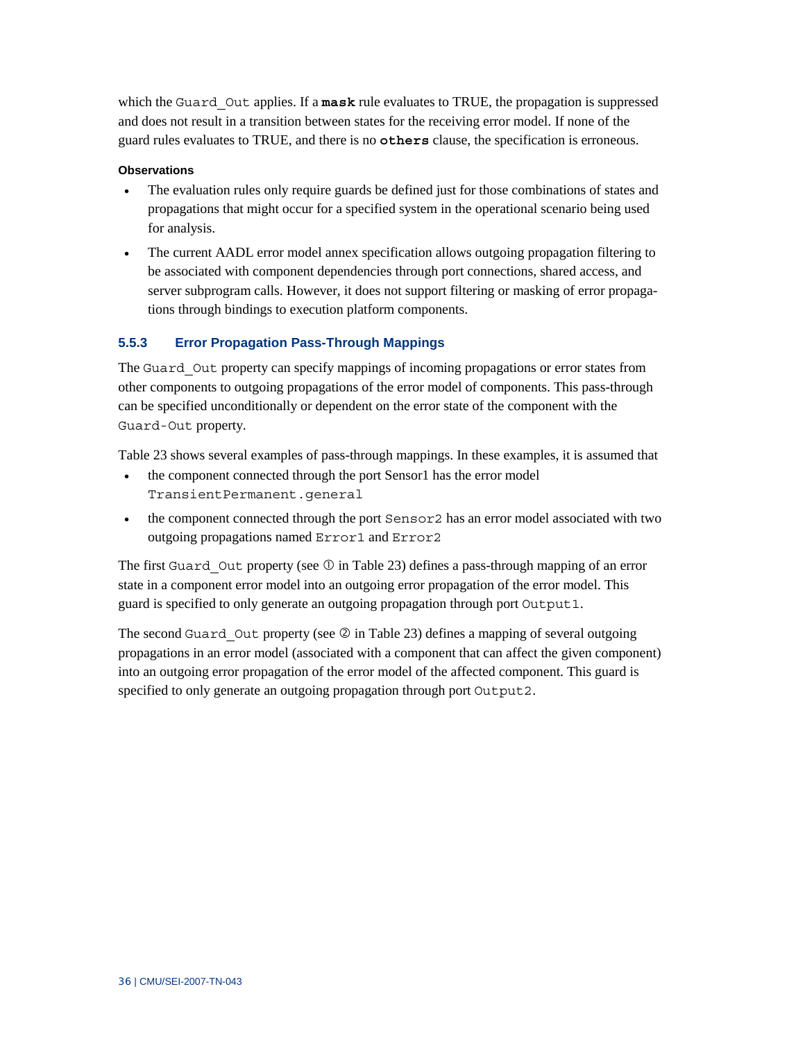which the `Guard_Out` applies. If a **`mask`** rule evaluates to TRUE, the propagation is suppressed and does not result in a transition between states for the receiving error model. If none of the guard rules evaluates to TRUE, and there is no **`others`** clause, the specification is erroneous.

**Observations**

- The evaluation rules only require guards be defined just for those combinations of states and propagations that might occur for a specified system in the operational scenario being used for analysis.
- The current AADL error model annex specification allows outgoing propagation filtering to be associated with component dependencies through port connections, shared access, and server subprogram calls. However, it does not support filtering or masking of error propagations through bindings to execution platform components.

### 5.5.3 Error Propagation Pass-Through Mappings

The `Guard_Out` property can specify mappings of incoming propagations or error states from other components to outgoing propagations of the error model of components. This pass-through can be specified unconditionally or dependent on the error state of the component with the `Guard-Out` property.

Table 23 shows several examples of pass-through mappings. In these examples, it is assumed that

- the component connected through the port Sensor1 has the error model `TransientPermanent.general`
- the component connected through the port `Sensor2` has an error model associated with two outgoing propagations named `Error1` and `Error2`

The first `Guard_Out` property (see ① in Table 23) defines a pass-through mapping of an error state in a component error model into an outgoing error propagation of the error model. This guard is specified to only generate an outgoing propagation through port `Output1`.

The second `Guard_Out` property (see ② in Table 23) defines a mapping of several outgoing propagations in an error model (associated with a component that can affect the given component) into an outgoing error propagation of the error model of the affected component. This guard is specified to only generate an outgoing propagation through port `Output2`.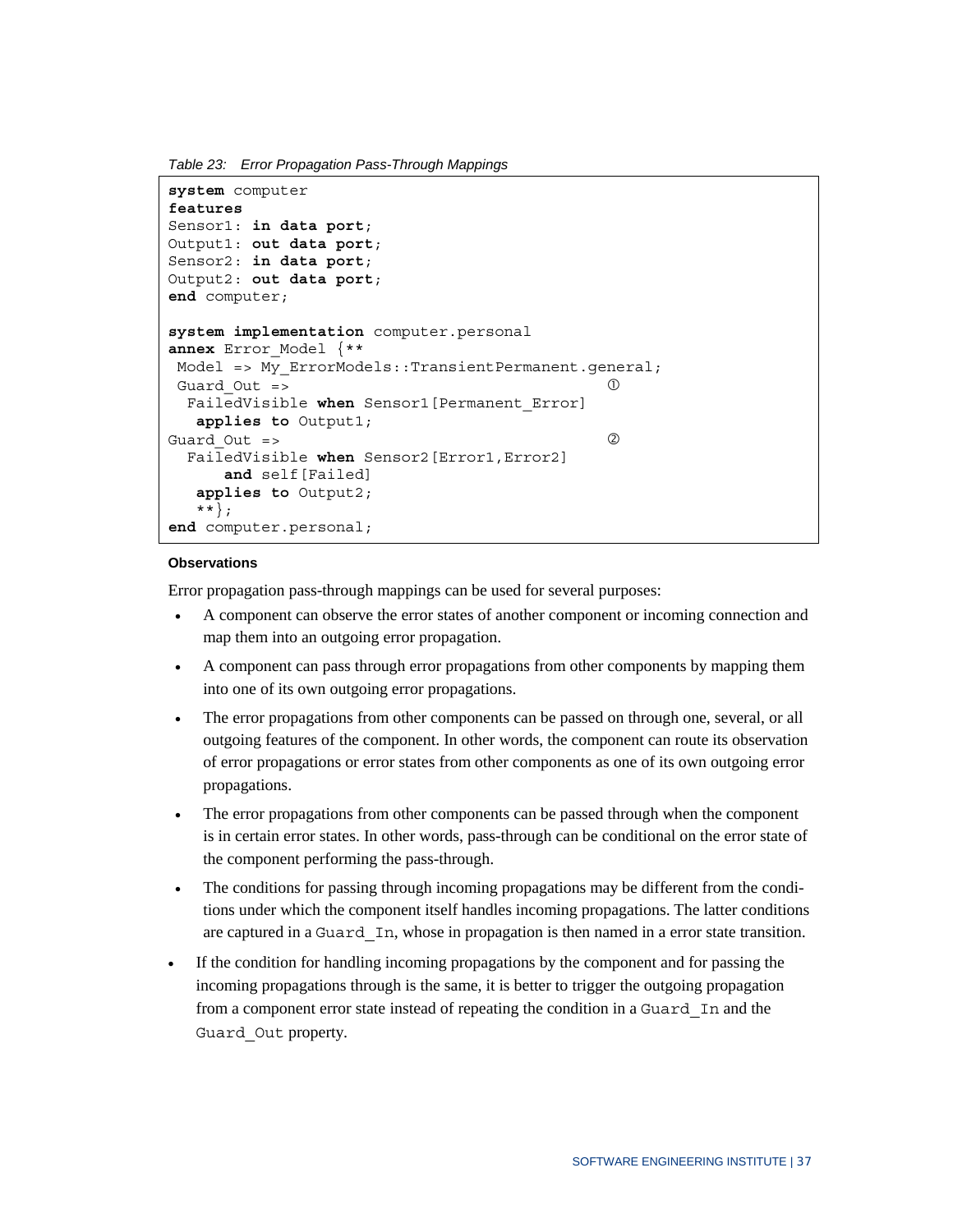*Table 23: Error Propagation Pass-Through Mappings*

```
system computer
features
Sensor1: in data port;
Output1: out data port;
Sensor2: in data port;
Output2: out data port;
end computer;

system implementation computer.personal
annex Error_Model {**
 Model => My_ErrorModels::TransientPermanent.general;
 Guard_Out =>                                          ①
  FailedVisible when Sensor1[Permanent_Error]
   applies to Output1;
Guard_Out =>                                           ②
  FailedVisible when Sensor2[Error1,Error2]
      and self[Failed]
   applies to Output2;
   **};
end computer.personal;
```

#### Observations

Error propagation pass-through mappings can be used for several purposes:

- A component can observe the error states of another component or incoming connection and map them into an outgoing error propagation.
- A component can pass through error propagations from other components by mapping them into one of its own outgoing error propagations.
- The error propagations from other components can be passed on through one, several, or all outgoing features of the component. In other words, the component can route its observation of error propagations or error states from other components as one of its own outgoing error propagations.
- The error propagations from other components can be passed through when the component is in certain error states. In other words, pass-through can be conditional on the error state of the component performing the pass-through.
- The conditions for passing through incoming propagations may be different from the conditions under which the component itself handles incoming propagations. The latter conditions are captured in a `Guard_In`, whose in propagation is then named in a error state transition.
- If the condition for handling incoming propagations by the component and for passing the incoming propagations through is the same, it is better to trigger the outgoing propagation from a component error state instead of repeating the condition in a `Guard_In` and the `Guard_Out` property.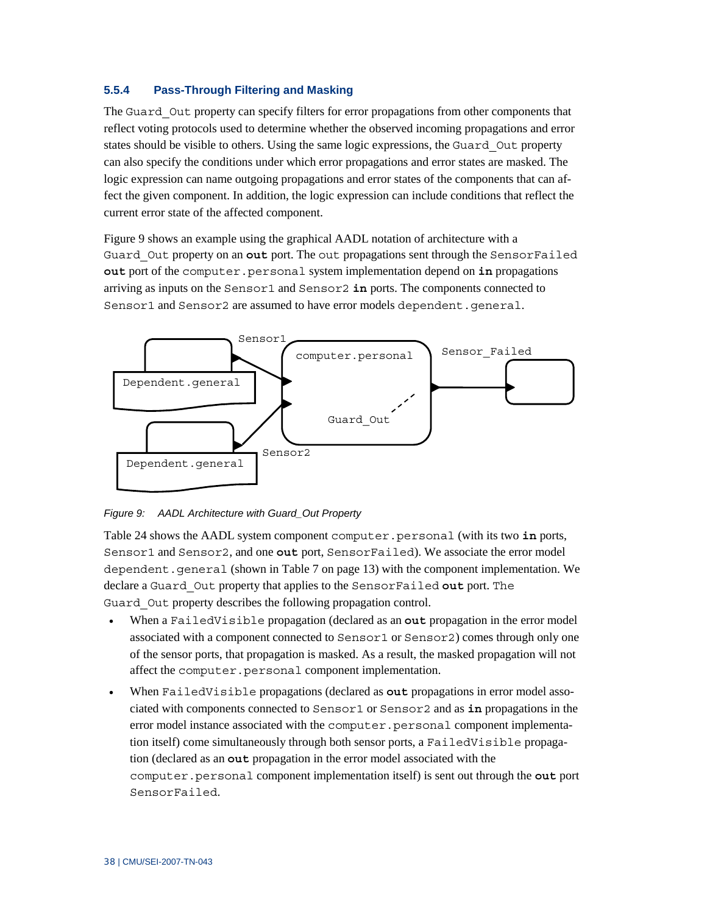### 5.5.4 Pass-Through Filtering and Masking

The `Guard_Out` property can specify filters for error propagations from other components that reflect voting protocols used to determine whether the observed incoming propagations and error states should be visible to others. Using the same logic expressions, the `Guard_Out` property can also specify the conditions under which error propagations and error states are masked. The logic expression can name outgoing propagations and error states of the components that can affect the given component. In addition, the logic expression can include conditions that reflect the current error state of the affected component.

Figure 9 shows an example using the graphical AADL notation of architecture with a `Guard_Out` property on an **out** port. The `out` propagations sent through the `SensorFailed` **out** port of the `computer.personal` system implementation depend on **in** propagations arriving as inputs on the `Sensor1` and `Sensor2` **in** ports. The components connected to `Sensor1` and `Sensor2` are assumed to have error models `dependent.general`.

*Figure 9: AADL Architecture with Guard_Out Property*

Table 24 shows the AADL system component `computer.personal` (with its two **in** ports, `Sensor1` and `Sensor2`, and one **out** port, `SensorFailed`). We associate the error model `dependent.general` (shown in Table 7 on page 13) with the component implementation. We declare a `Guard_Out` property that applies to the `SensorFailed` **out** port. The `Guard_Out` property describes the following propagation control.

- When a `FailedVisible` propagation (declared as an **out** propagation in the error model associated with a component connected to `Sensor1` or `Sensor2`) comes through only one of the sensor ports, that propagation is masked. As a result, the masked propagation will not affect the `computer.personal` component implementation.
- When `FailedVisible` propagations (declared as **out** propagations in error model associated with components connected to `Sensor1` or `Sensor2` and as **in** propagations in the error model instance associated with the `computer.personal` component implementation itself) come simultaneously through both sensor ports, a `FailedVisible` propagation (declared as an **out** propagation in the error model associated with the `computer.personal` component implementation itself) is sent out through the **out** port `SensorFailed`.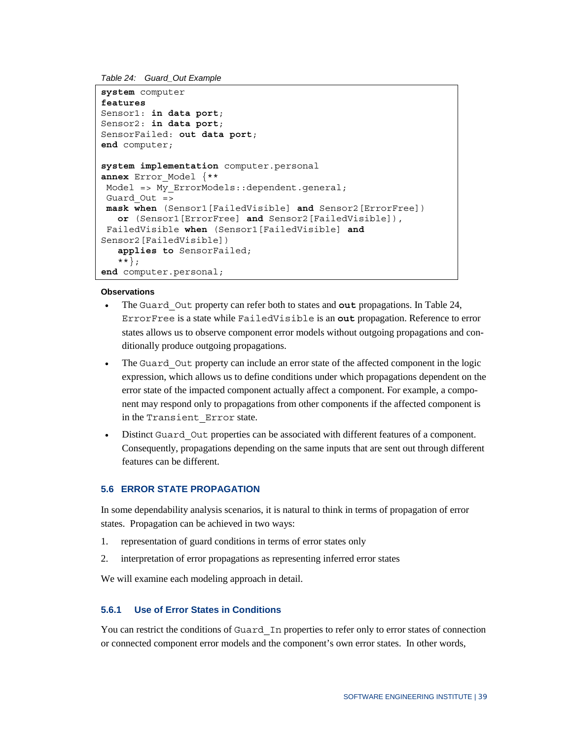*Table 24: Guard_Out Example*

```
system computer
features
Sensor1: in data port;
Sensor2: in data port;
SensorFailed: out data port;
end computer;

system implementation computer.personal
annex Error_Model {**
 Model => My_ErrorModels::dependent.general;
 Guard_Out =>
 mask when (Sensor1[FailedVisible] and Sensor2[ErrorFree])
   or (Sensor1[ErrorFree] and Sensor2[FailedVisible]),
 FailedVisible when (Sensor1[FailedVisible] and
Sensor2[FailedVisible])
   applies to SensorFailed;
   **};
end computer.personal;
```

**Observations**

- The `Guard_Out` property can refer both to states and **`out`** propagations. In Table 24, `ErrorFree` is a state while `FailedVisible` is an **`out`** propagation. Reference to error states allows us to observe component error models without outgoing propagations and conditionally produce outgoing propagations.
- The `Guard_Out` property can include an error state of the affected component in the logic expression, which allows us to define conditions under which propagations dependent on the error state of the impacted component actually affect a component. For example, a component may respond only to propagations from other components if the affected component is in the `Transient_Error` state.
- Distinct `Guard_Out` properties can be associated with different features of a component. Consequently, propagations depending on the same inputs that are sent out through different features can be different.

## 5.6 ERROR STATE PROPAGATION

In some dependability analysis scenarios, it is natural to think in terms of propagation of error states. Propagation can be achieved in two ways:

1. representation of guard conditions in terms of error states only
2. interpretation of error propagations as representing inferred error states

We will examine each modeling approach in detail.

### 5.6.1 Use of Error States in Conditions

You can restrict the conditions of `Guard_In` properties to refer only to error states of connection or connected component error models and the component's own error states. In other words,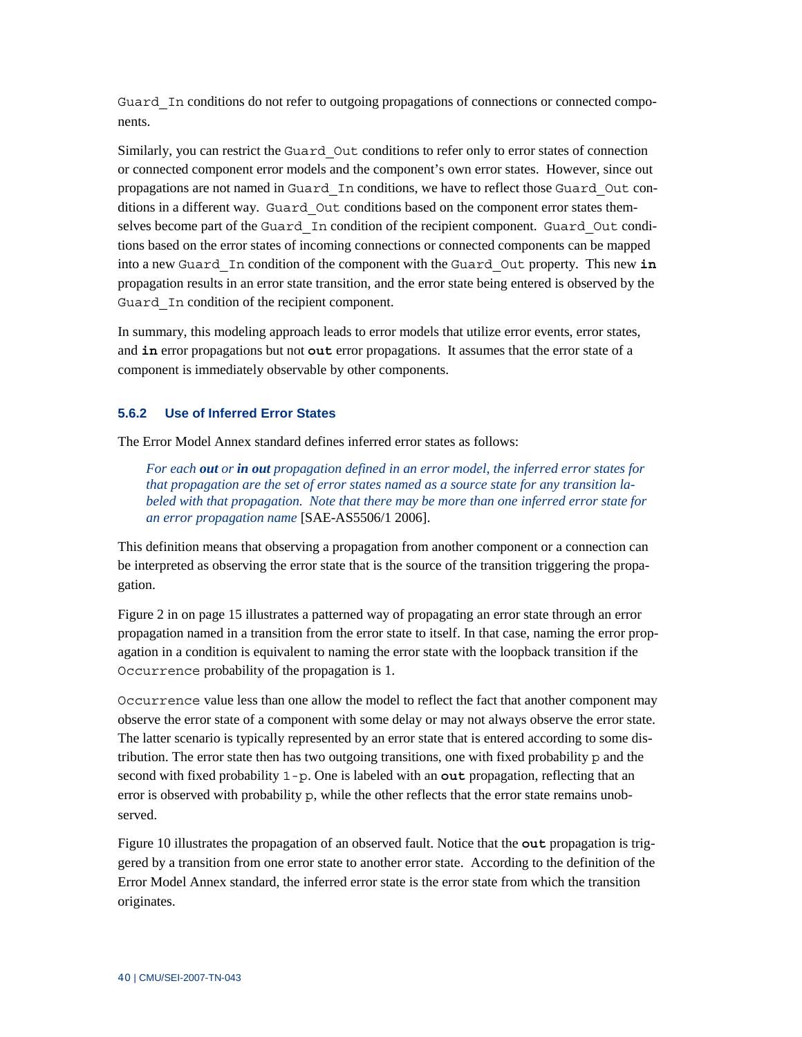Guard_In conditions do not refer to outgoing propagations of connections or connected components.

Similarly, you can restrict the Guard_Out conditions to refer only to error states of connection or connected component error models and the component's own error states. However, since out propagations are not named in Guard_In conditions, we have to reflect those Guard_Out conditions in a different way. Guard_Out conditions based on the component error states themselves become part of the Guard_In condition of the recipient component. Guard_Out conditions based on the error states of incoming connections or connected components can be mapped into a new Guard_In condition of the component with the Guard_Out property. This new **in** propagation results in an error state transition, and the error state being entered is observed by the Guard_In condition of the recipient component.

In summary, this modeling approach leads to error models that utilize error events, error states, and **in** error propagations but not **out** error propagations. It assumes that the error state of a component is immediately observable by other components.

### 5.6.2 Use of Inferred Error States

The Error Model Annex standard defines inferred error states as follows:

> *For each **out** or **in out** propagation defined in an error model, the inferred error states for that propagation are the set of error states named as a source state for any transition labeled with that propagation. Note that there may be more than one inferred error state for an error propagation name* [SAE-AS5506/1 2006].

This definition means that observing a propagation from another component or a connection can be interpreted as observing the error state that is the source of the transition triggering the propagation.

Figure 2 in on page 15 illustrates a patterned way of propagating an error state through an error propagation named in a transition from the error state to itself. In that case, naming the error propagation in a condition is equivalent to naming the error state with the loopback transition if the Occurrence probability of the propagation is 1.

Occurrence value less than one allow the model to reflect the fact that another component may observe the error state of a component with some delay or may not always observe the error state. The latter scenario is typically represented by an error state that is entered according to some distribution. The error state then has two outgoing transitions, one with fixed probability p and the second with fixed probability 1-p. One is labeled with an **out** propagation, reflecting that an error is observed with probability p, while the other reflects that the error state remains unobserved.

Figure 10 illustrates the propagation of an observed fault. Notice that the **out** propagation is triggered by a transition from one error state to another error state. According to the definition of the Error Model Annex standard, the inferred error state is the error state from which the transition originates.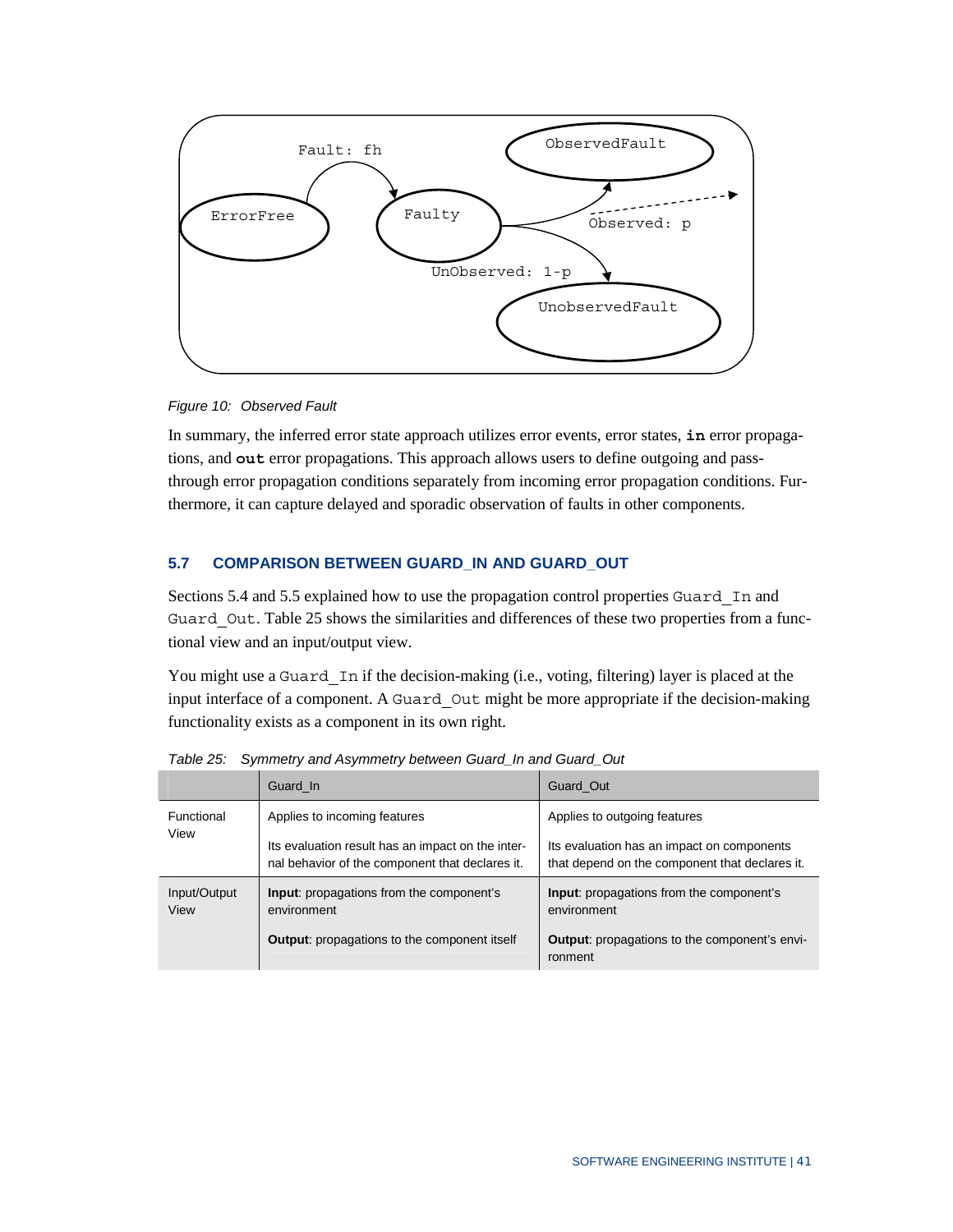Figure 10: Observed Fault

In summary, the inferred error state approach utilizes error events, error states, **`in`** error propagations, and **`out`** error propagations. This approach allows users to define outgoing and pass-through error propagation conditions separately from incoming error propagation conditions. Furthermore, it can capture delayed and sporadic observation of faults in other components.

## 5.7 COMPARISON BETWEEN GUARD_IN AND GUARD_OUT

Sections 5.4 and 5.5 explained how to use the propagation control properties `Guard_In` and `Guard_Out`. Table 25 shows the similarities and differences of these two properties from a functional view and an input/output view.

You might use a `Guard_In` if the decision-making (i.e., voting, filtering) layer is placed at the input interface of a component. A `Guard_Out` might be more appropriate if the decision-making functionality exists as a component in its own right.

*Table 25: Symmetry and Asymmetry between Guard_In and Guard_Out*

| | Guard_In | Guard_Out |
|---|---|---|
| Functional View | Applies to incoming features<br><br>Its evaluation result has an impact on the internal behavior of the component that declares it. | Applies to outgoing features<br><br>Its evaluation has an impact on components that depend on the component that declares it. |
| Input/Output View | **Input**: propagations from the component's environment<br><br>**Output**: propagations to the component itself | **Input**: propagations from the component's environment<br><br>**Output**: propagations to the component's environment |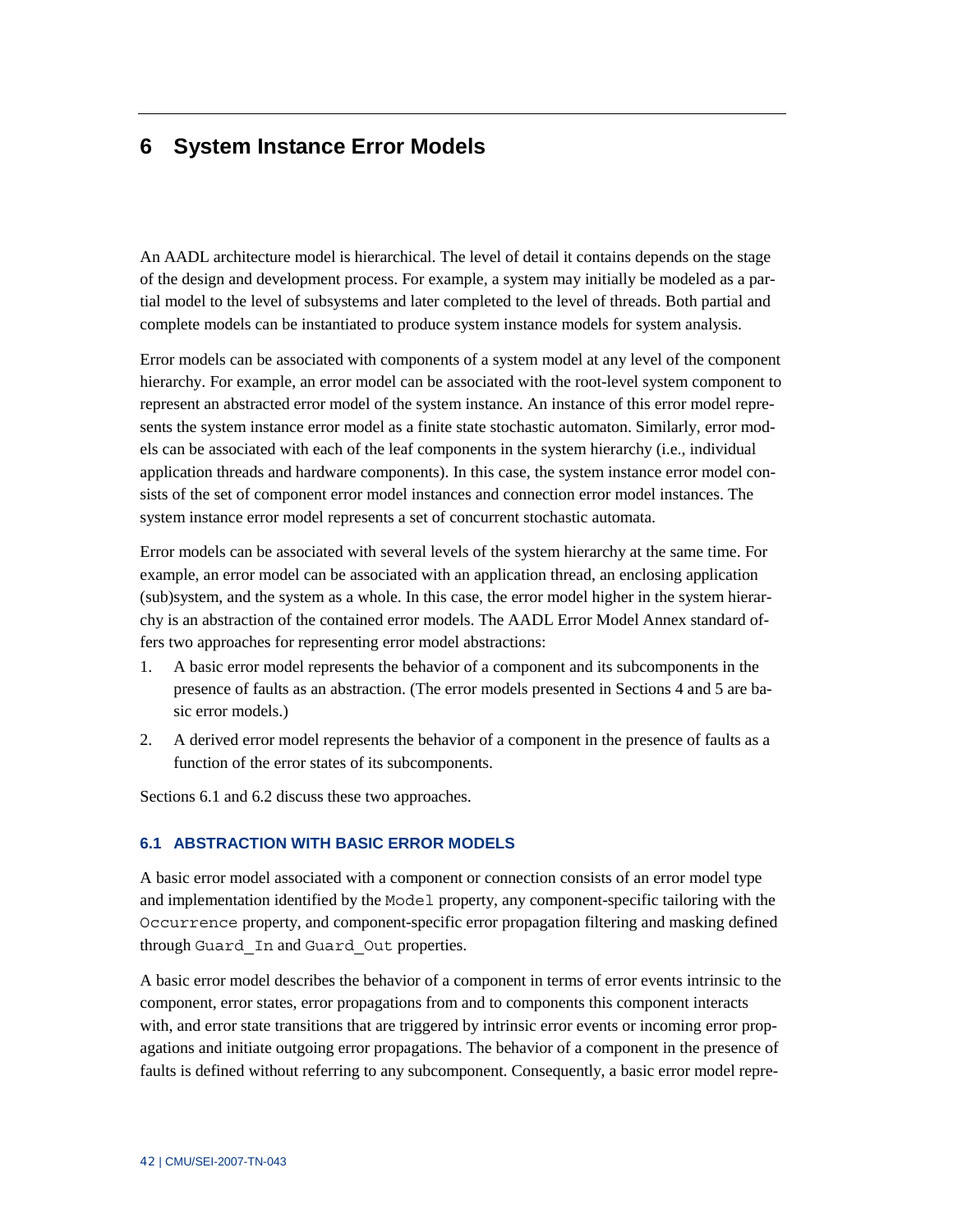# 6 System Instance Error Models

An AADL architecture model is hierarchical. The level of detail it contains depends on the stage of the design and development process. For example, a system may initially be modeled as a partial model to the level of subsystems and later completed to the level of threads. Both partial and complete models can be instantiated to produce system instance models for system analysis.

Error models can be associated with components of a system model at any level of the component hierarchy. For example, an error model can be associated with the root-level system component to represent an abstracted error model of the system instance. An instance of this error model represents the system instance error model as a finite state stochastic automaton. Similarly, error models can be associated with each of the leaf components in the system hierarchy (i.e., individual application threads and hardware components). In this case, the system instance error model consists of the set of component error model instances and connection error model instances. The system instance error model represents a set of concurrent stochastic automata.

Error models can be associated with several levels of the system hierarchy at the same time. For example, an error model can be associated with an application thread, an enclosing application (sub)system, and the system as a whole. In this case, the error model higher in the system hierarchy is an abstraction of the contained error models. The AADL Error Model Annex standard offers two approaches for representing error model abstractions:

1. A basic error model represents the behavior of a component and its subcomponents in the presence of faults as an abstraction. (The error models presented in Sections 4 and 5 are basic error models.)
2. A derived error model represents the behavior of a component in the presence of faults as a function of the error states of its subcomponents.

Sections 6.1 and 6.2 discuss these two approaches.

## 6.1 ABSTRACTION WITH BASIC ERROR MODELS

A basic error model associated with a component or connection consists of an error model type and implementation identified by the `Model` property, any component-specific tailoring with the `Occurrence` property, and component-specific error propagation filtering and masking defined through `Guard_In` and `Guard_Out` properties.

A basic error model describes the behavior of a component in terms of error events intrinsic to the component, error states, error propagations from and to components this component interacts with, and error state transitions that are triggered by intrinsic error events or incoming error propagations and initiate outgoing error propagations. The behavior of a component in the presence of faults is defined without referring to any subcomponent. Consequently, a basic error model repre-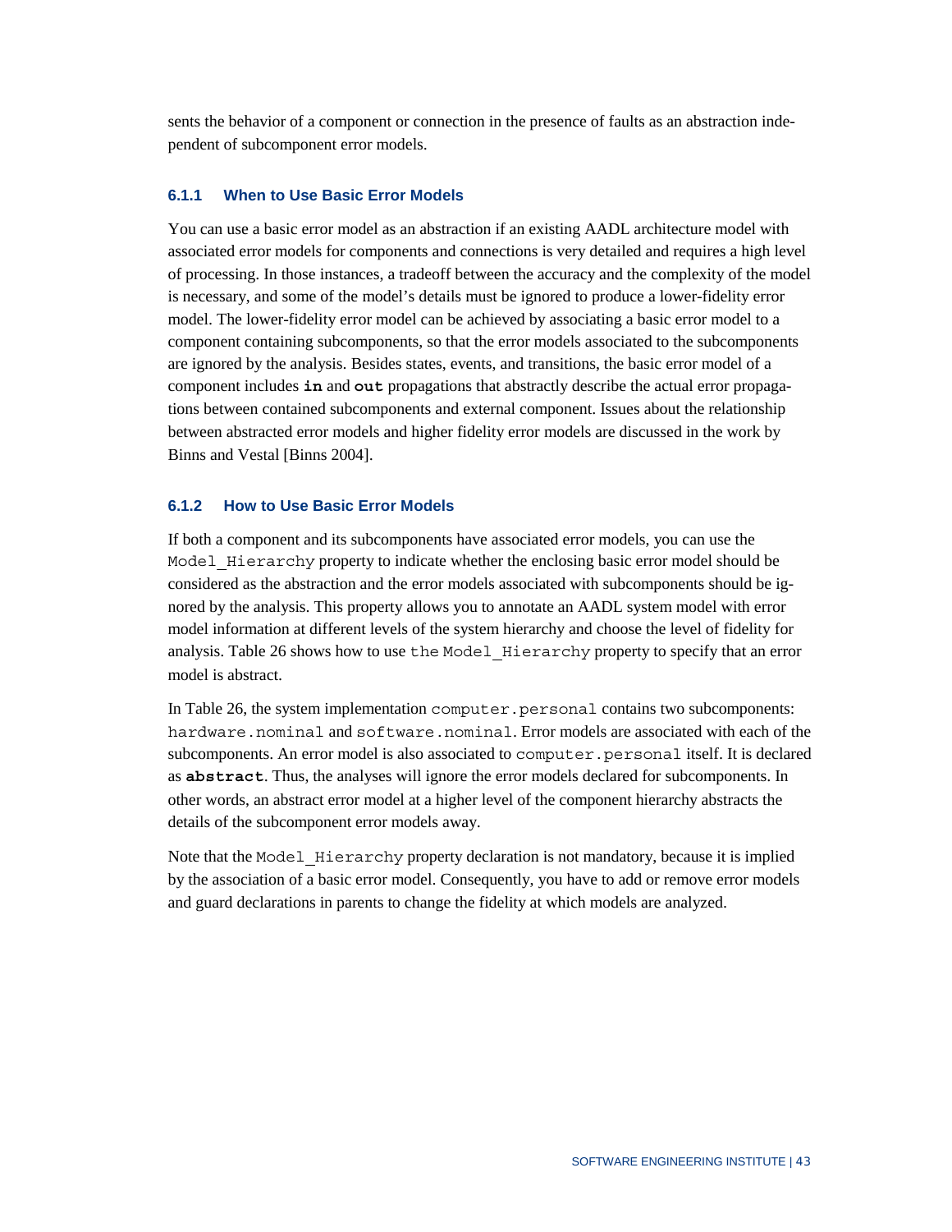sents the behavior of a component or connection in the presence of faults as an abstraction independent of subcomponent error models.

### 6.1.1 When to Use Basic Error Models

You can use a basic error model as an abstraction if an existing AADL architecture model with associated error models for components and connections is very detailed and requires a high level of processing. In those instances, a tradeoff between the accuracy and the complexity of the model is necessary, and some of the model's details must be ignored to produce a lower-fidelity error model. The lower-fidelity error model can be achieved by associating a basic error model to a component containing subcomponents, so that the error models associated to the subcomponents are ignored by the analysis. Besides states, events, and transitions, the basic error model of a component includes **`in`** and **`out`** propagations that abstractly describe the actual error propagations between contained subcomponents and external component. Issues about the relationship between abstracted error models and higher fidelity error models are discussed in the work by Binns and Vestal [Binns 2004].

### 6.1.2 How to Use Basic Error Models

If both a component and its subcomponents have associated error models, you can use the `Model_Hierarchy` property to indicate whether the enclosing basic error model should be considered as the abstraction and the error models associated with subcomponents should be ignored by the analysis. This property allows you to annotate an AADL system model with error model information at different levels of the system hierarchy and choose the level of fidelity for analysis. Table 26 shows how to use `the Model_Hierarchy` property to specify that an error model is abstract.

In Table 26, the system implementation `computer.personal` contains two subcomponents: `hardware.nominal` and `software.nominal`. Error models are associated with each of the subcomponents. An error model is also associated to `computer.personal` itself. It is declared as **`abstract`**. Thus, the analyses will ignore the error models declared for subcomponents. In other words, an abstract error model at a higher level of the component hierarchy abstracts the details of the subcomponent error models away.

Note that the `Model_Hierarchy` property declaration is not mandatory, because it is implied by the association of a basic error model. Consequently, you have to add or remove error models and guard declarations in parents to change the fidelity at which models are analyzed.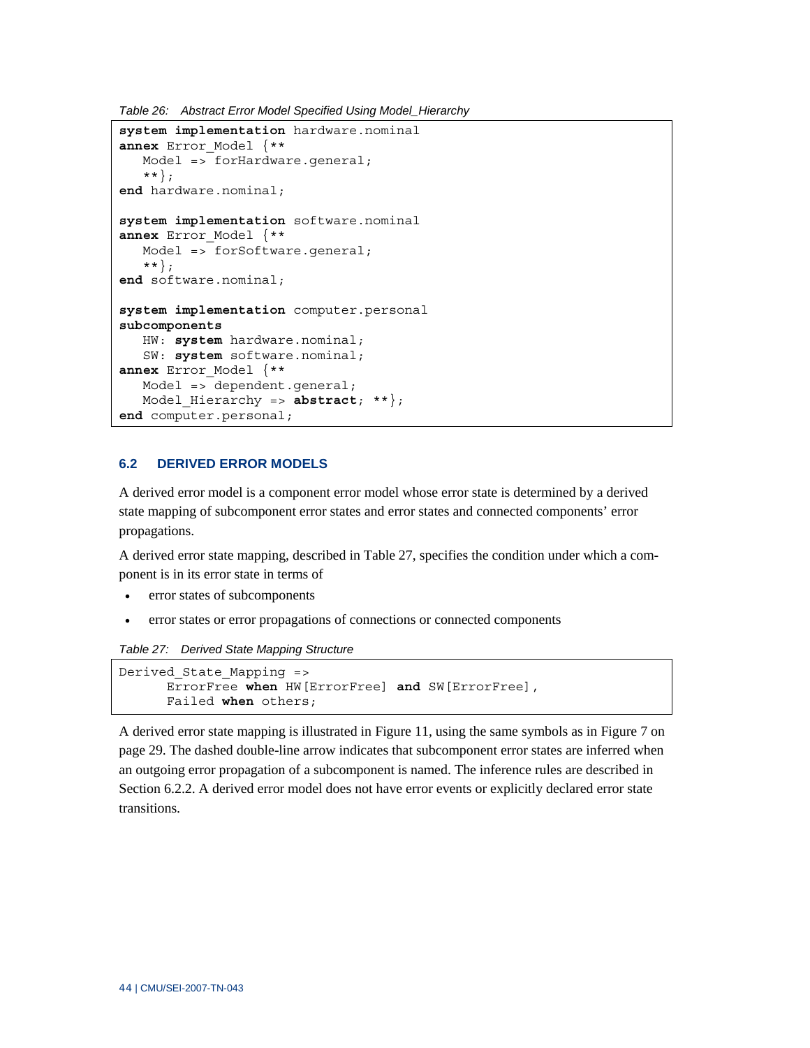*Table 26: Abstract Error Model Specified Using Model_Hierarchy*

```
system implementation hardware.nominal
annex Error_Model {**
   Model => forHardware.general;
   **};
end hardware.nominal;

system implementation software.nominal
annex Error_Model {**
   Model => forSoftware.general;
   **};
end software.nominal;

system implementation computer.personal
subcomponents
   HW: system hardware.nominal;
   SW: system software.nominal;
annex Error_Model {**
   Model => dependent.general;
   Model_Hierarchy => abstract; **};
end computer.personal;
```

## 6.2 DERIVED ERROR MODELS

A derived error model is a component error model whose error state is determined by a derived state mapping of subcomponent error states and error states and connected components' error propagations.

A derived error state mapping, described in Table 27, specifies the condition under which a component is in its error state in terms of

- error states of subcomponents
- error states or error propagations of connections or connected components

*Table 27: Derived State Mapping Structure*

```
Derived_State_Mapping =>
      ErrorFree when HW[ErrorFree] and SW[ErrorFree],
      Failed when others;
```

A derived error state mapping is illustrated in Figure 11, using the same symbols as in Figure 7 on page 29. The dashed double-line arrow indicates that subcomponent error states are inferred when an outgoing error propagation of a subcomponent is named. The inference rules are described in Section 6.2.2. A derived error model does not have error events or explicitly declared error state transitions.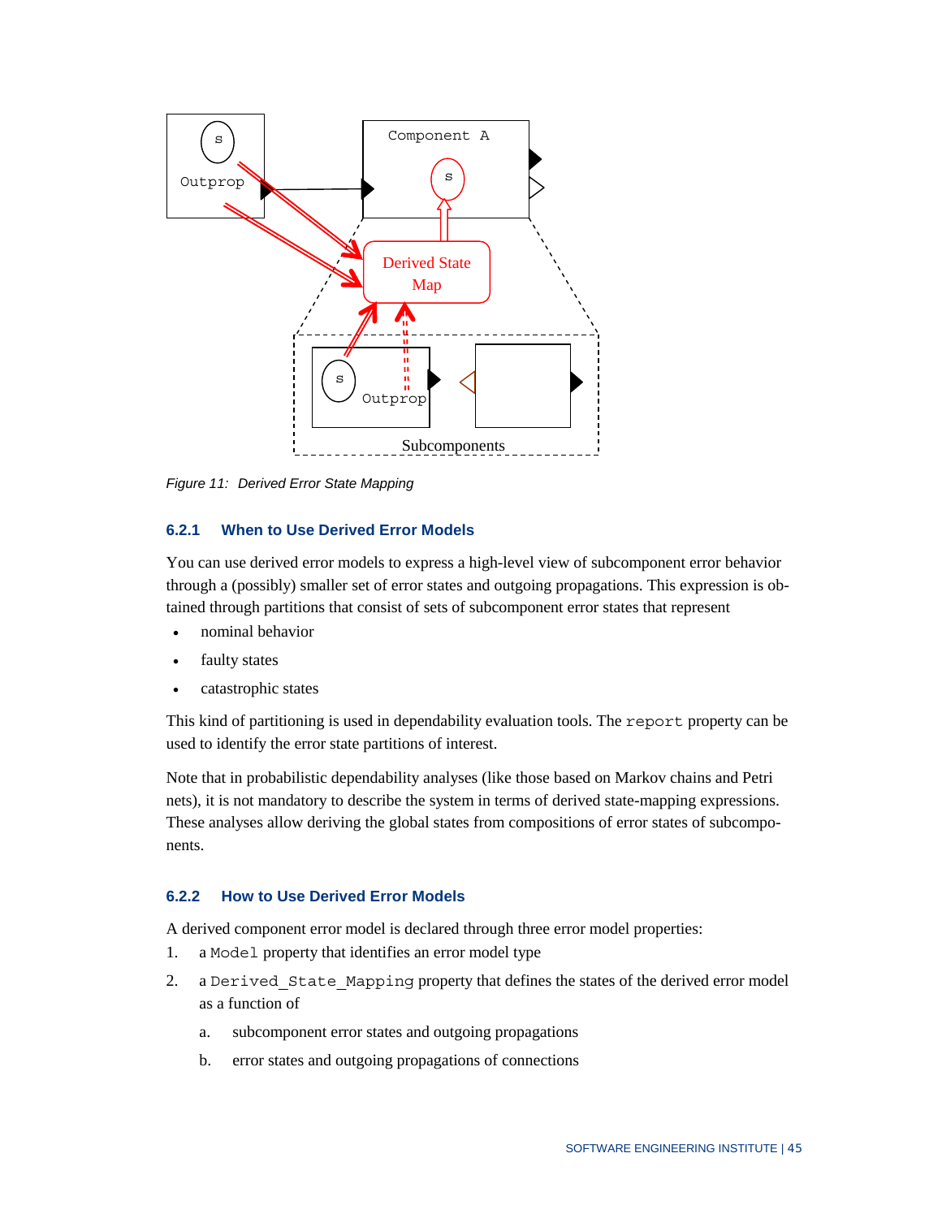*Figure 11: Derived Error State Mapping*

### 6.2.1 When to Use Derived Error Models

You can use derived error models to express a high-level view of subcomponent error behavior through a (possibly) smaller set of error states and outgoing propagations. This expression is obtained through partitions that consist of sets of subcomponent error states that represent

- nominal behavior
- faulty states
- catastrophic states

This kind of partitioning is used in dependability evaluation tools. The `report` property can be used to identify the error state partitions of interest.

Note that in probabilistic dependability analyses (like those based on Markov chains and Petri nets), it is not mandatory to describe the system in terms of derived state-mapping expressions. These analyses allow deriving the global states from compositions of error states of subcomponents.

### 6.2.2 How to Use Derived Error Models

A derived component error model is declared through three error model properties:

1. a `Model` property that identifies an error model type
2. a `Derived_State_Mapping` property that defines the states of the derived error model as a function of
   a. subcomponent error states and outgoing propagations
   b. error states and outgoing propagations of connections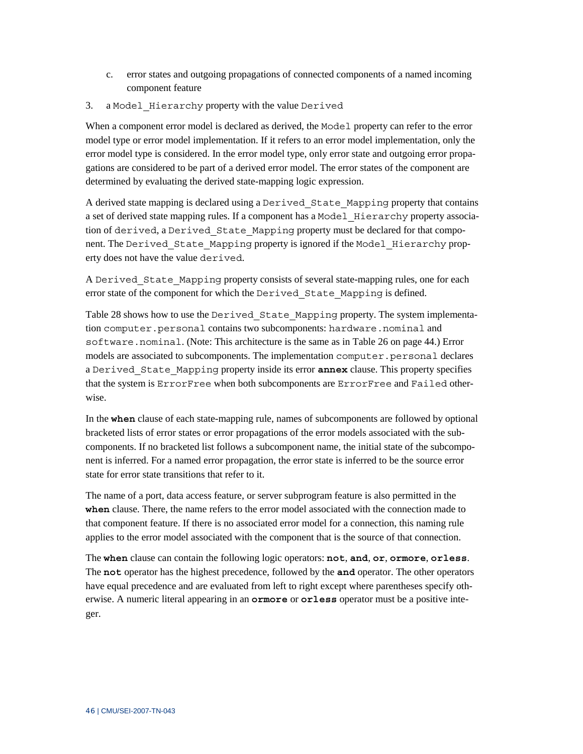c. error states and outgoing propagations of connected components of a named incoming component feature

3. a `Model_Hierarchy` property with the value `Derived`

When a component error model is declared as derived, the `Model` property can refer to the error model type or error model implementation. If it refers to an error model implementation, only the error model type is considered. In the error model type, only error state and outgoing error propagations are considered to be part of a derived error model. The error states of the component are determined by evaluating the derived state-mapping logic expression.

A derived state mapping is declared using a `Derived_State_Mapping` property that contains a set of derived state mapping rules. If a component has a `Model_Hierarchy` property association of `derived`, a `Derived_State_Mapping` property must be declared for that component. The `Derived_State_Mapping` property is ignored if the `Model_Hierarchy` property does not have the value `derived`.

A `Derived_State_Mapping` property consists of several state-mapping rules, one for each error state of the component for which the `Derived_State_Mapping` is defined.

Table 28 shows how to use the `Derived_State_Mapping` property. The system implementation `computer.personal` contains two subcomponents: `hardware.nominal` and `software.nominal`. (Note: This architecture is the same as in Table 26 on page 44.) Error models are associated to subcomponents. The implementation `computer.personal` declares a `Derived_State_Mapping` property inside its error **`annex`** clause. This property specifies that the system is `ErrorFree` when both subcomponents are `ErrorFree` and `Failed` otherwise.

In the **`when`** clause of each state-mapping rule, names of subcomponents are followed by optional bracketed lists of error states or error propagations of the error models associated with the subcomponents. If no bracketed list follows a subcomponent name, the initial state of the subcomponent is inferred. For a named error propagation, the error state is inferred to be the source error state for error state transitions that refer to it.

The name of a port, data access feature, or server subprogram feature is also permitted in the **`when`** clause. There, the name refers to the error model associated with the connection made to that component feature. If there is no associated error model for a connection, this naming rule applies to the error model associated with the component that is the source of that connection.

The **`when`** clause can contain the following logic operators: **`not`**, **`and`**, **`or`**, **`ormore`**, **`orless`**. The **`not`** operator has the highest precedence, followed by the **`and`** operator. The other operators have equal precedence and are evaluated from left to right except where parentheses specify otherwise. A numeric literal appearing in an **`ormore`** or **`orless`** operator must be a positive integer.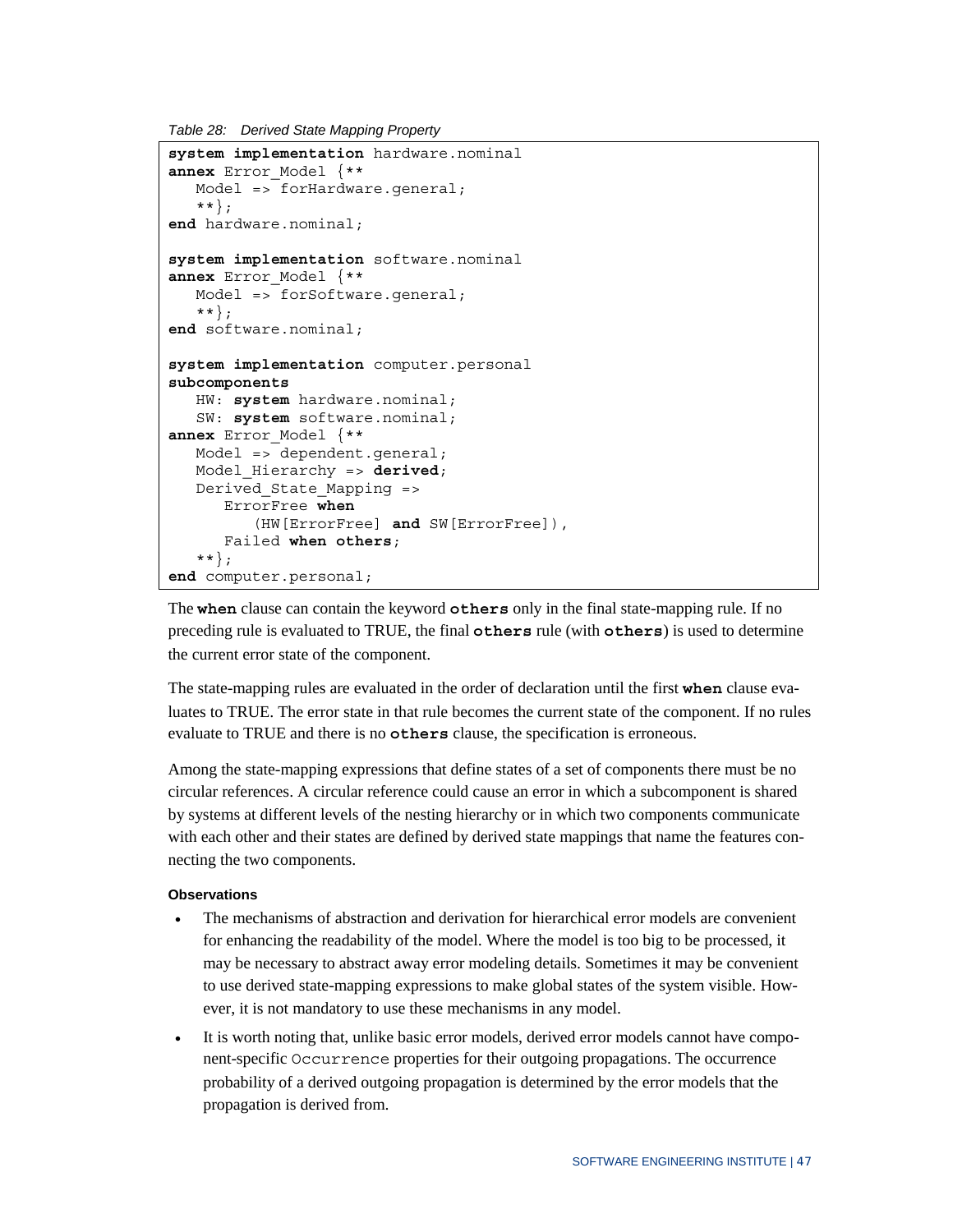*Table 28: Derived State Mapping Property*

```
system implementation hardware.nominal
annex Error_Model {**
   Model => forHardware.general;
   **};
end hardware.nominal;

system implementation software.nominal
annex Error_Model {**
   Model => forSoftware.general;
   **};
end software.nominal;

system implementation computer.personal
subcomponents
   HW: system hardware.nominal;
   SW: system software.nominal;
annex Error_Model {**
   Model => dependent.general;
   Model_Hierarchy => derived;
   Derived_State_Mapping =>
      ErrorFree when
         (HW[ErrorFree] and SW[ErrorFree]),
      Failed when others;
   **};
end computer.personal;
```

The **`when`** clause can contain the keyword **`others`** only in the final state-mapping rule. If no preceding rule is evaluated to TRUE, the final **`others`** rule (with **`others`**) is used to determine the current error state of the component.

The state-mapping rules are evaluated in the order of declaration until the first **`when`** clause evaluates to TRUE. The error state in that rule becomes the current state of the component. If no rules evaluate to TRUE and there is no **`others`** clause, the specification is erroneous.

Among the state-mapping expressions that define states of a set of components there must be no circular references. A circular reference could cause an error in which a subcomponent is shared by systems at different levels of the nesting hierarchy or in which two components communicate with each other and their states are defined by derived state mappings that name the features connecting the two components.

#### Observations

- The mechanisms of abstraction and derivation for hierarchical error models are convenient for enhancing the readability of the model. Where the model is too big to be processed, it may be necessary to abstract away error modeling details. Sometimes it may be convenient to use derived state-mapping expressions to make global states of the system visible. However, it is not mandatory to use these mechanisms in any model.
- It is worth noting that, unlike basic error models, derived error models cannot have component-specific `Occurrence` properties for their outgoing propagations. The occurrence probability of a derived outgoing propagation is determined by the error models that the propagation is derived from.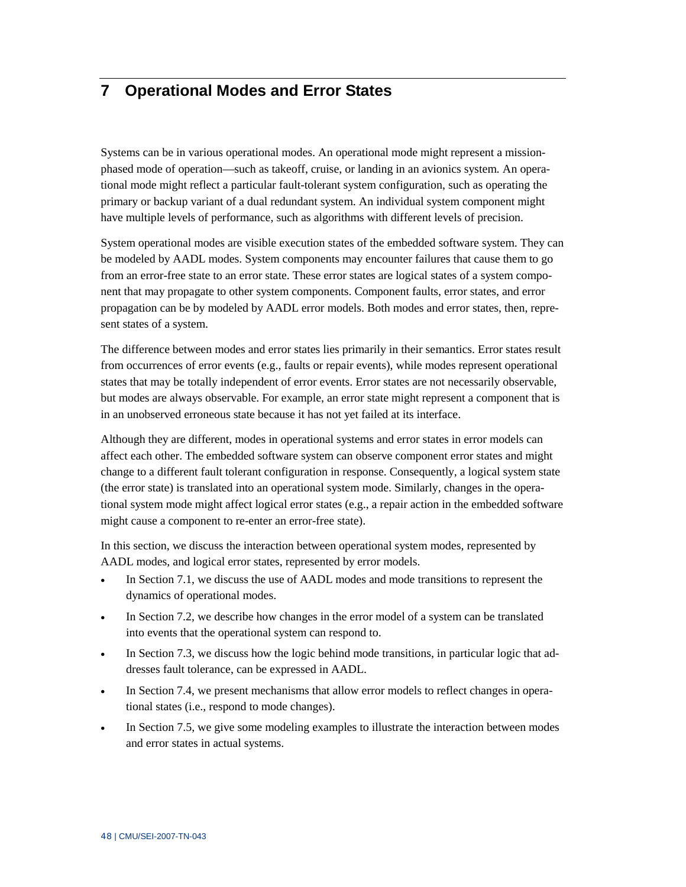# 7 Operational Modes and Error States

Systems can be in various operational modes. An operational mode might represent a mission-phased mode of operation—such as takeoff, cruise, or landing in an avionics system. An operational mode might reflect a particular fault-tolerant system configuration, such as operating the primary or backup variant of a dual redundant system. An individual system component might have multiple levels of performance, such as algorithms with different levels of precision.

System operational modes are visible execution states of the embedded software system. They can be modeled by AADL modes. System components may encounter failures that cause them to go from an error-free state to an error state. These error states are logical states of a system component that may propagate to other system components. Component faults, error states, and error propagation can be by modeled by AADL error models. Both modes and error states, then, represent states of a system.

The difference between modes and error states lies primarily in their semantics. Error states result from occurrences of error events (e.g., faults or repair events), while modes represent operational states that may be totally independent of error events. Error states are not necessarily observable, but modes are always observable. For example, an error state might represent a component that is in an unobserved erroneous state because it has not yet failed at its interface.

Although they are different, modes in operational systems and error states in error models can affect each other. The embedded software system can observe component error states and might change to a different fault tolerant configuration in response. Consequently, a logical system state (the error state) is translated into an operational system mode. Similarly, changes in the operational system mode might affect logical error states (e.g., a repair action in the embedded software might cause a component to re-enter an error-free state).

In this section, we discuss the interaction between operational system modes, represented by AADL modes, and logical error states, represented by error models.

- In Section 7.1, we discuss the use of AADL modes and mode transitions to represent the dynamics of operational modes.
- In Section 7.2, we describe how changes in the error model of a system can be translated into events that the operational system can respond to.
- In Section 7.3, we discuss how the logic behind mode transitions, in particular logic that addresses fault tolerance, can be expressed in AADL.
- In Section 7.4, we present mechanisms that allow error models to reflect changes in operational states (i.e., respond to mode changes).
- In Section 7.5, we give some modeling examples to illustrate the interaction between modes and error states in actual systems.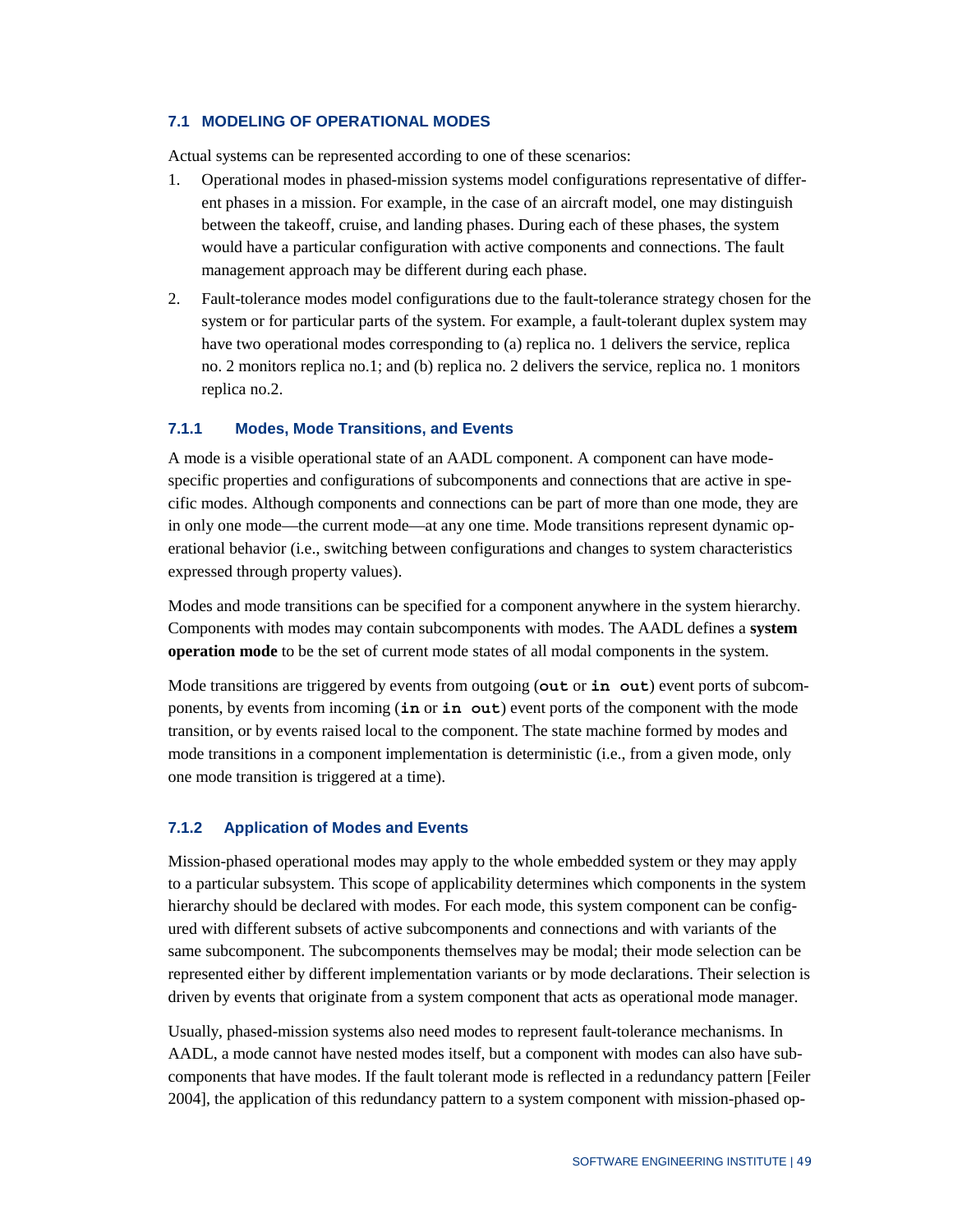## 7.1 MODELING OF OPERATIONAL MODES

Actual systems can be represented according to one of these scenarios:

1. Operational modes in phased-mission systems model configurations representative of different phases in a mission. For example, in the case of an aircraft model, one may distinguish between the takeoff, cruise, and landing phases. During each of these phases, the system would have a particular configuration with active components and connections. The fault management approach may be different during each phase.
2. Fault-tolerance modes model configurations due to the fault-tolerance strategy chosen for the system or for particular parts of the system. For example, a fault-tolerant duplex system may have two operational modes corresponding to (a) replica no. 1 delivers the service, replica no. 2 monitors replica no.1; and (b) replica no. 2 delivers the service, replica no. 1 monitors replica no.2.

### 7.1.1 Modes, Mode Transitions, and Events

A mode is a visible operational state of an AADL component. A component can have mode-specific properties and configurations of subcomponents and connections that are active in specific modes. Although components and connections can be part of more than one mode, they are in only one mode—the current mode—at any one time. Mode transitions represent dynamic operational behavior (i.e., switching between configurations and changes to system characteristics expressed through property values).

Modes and mode transitions can be specified for a component anywhere in the system hierarchy. Components with modes may contain subcomponents with modes. The AADL defines a **system operation mode** to be the set of current mode states of all modal components in the system.

Mode transitions are triggered by events from outgoing (**`out`** or **`in out`**) event ports of subcomponents, by events from incoming (**`in`** or **`in out`**) event ports of the component with the mode transition, or by events raised local to the component. The state machine formed by modes and mode transitions in a component implementation is deterministic (i.e., from a given mode, only one mode transition is triggered at a time).

### 7.1.2 Application of Modes and Events

Mission-phased operational modes may apply to the whole embedded system or they may apply to a particular subsystem. This scope of applicability determines which components in the system hierarchy should be declared with modes. For each mode, this system component can be configured with different subsets of active subcomponents and connections and with variants of the same subcomponent. The subcomponents themselves may be modal; their mode selection can be represented either by different implementation variants or by mode declarations. Their selection is driven by events that originate from a system component that acts as operational mode manager.

Usually, phased-mission systems also need modes to represent fault-tolerance mechanisms. In AADL, a mode cannot have nested modes itself, but a component with modes can also have subcomponents that have modes. If the fault tolerant mode is reflected in a redundancy pattern [Feiler 2004], the application of this redundancy pattern to a system component with mission-phased op-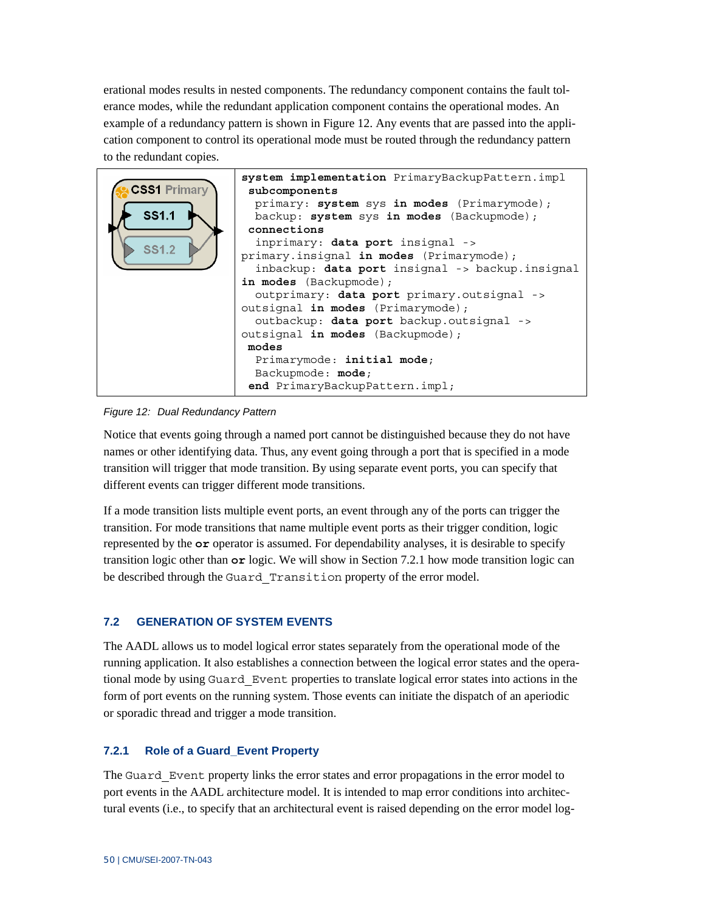erational modes results in nested components. The redundancy component contains the fault tolerance modes, while the redundant application component contains the operational modes. An example of a redundancy pattern is shown in Figure 12. Any events that are passed into the application component to control its operational mode must be routed through the redundancy pattern to the redundant copies.

```
system implementation PrimaryBackupPattern.impl
 subcomponents
  primary: system sys in modes (Primarymode);
  backup: system sys in modes (Backupmode);
 connections
  inprimary: data port insignal ->
primary.insignal in modes (Primarymode);
  inbackup: data port insignal -> backup.insignal
in modes (Backupmode);
  outprimary: data port primary.outsignal ->
outsignal in modes (Primarymode);
  outbackup: data port backup.outsignal ->
outsignal in modes (Backupmode);
 modes
  Primarymode: initial mode;
  Backupmode: mode;
 end PrimaryBackupPattern.impl;
```

*Figure 12: Dual Redundancy Pattern*

Notice that events going through a named port cannot be distinguished because they do not have names or other identifying data. Thus, any event going through a port that is specified in a mode transition will trigger that mode transition. By using separate event ports, you can specify that different events can trigger different mode transitions.

If a mode transition lists multiple event ports, an event through any of the ports can trigger the transition. For mode transitions that name multiple event ports as their trigger condition, logic represented by the **or** operator is assumed. For dependability analyses, it is desirable to specify transition logic other than **or** logic. We will show in Section 7.2.1 how mode transition logic can be described through the `Guard_Transition` property of the error model.

## 7.2 GENERATION OF SYSTEM EVENTS

The AADL allows us to model logical error states separately from the operational mode of the running application. It also establishes a connection between the logical error states and the operational mode by using `Guard_Event` properties to translate logical error states into actions in the form of port events on the running system. Those events can initiate the dispatch of an aperiodic or sporadic thread and trigger a mode transition.

### 7.2.1 Role of a Guard_Event Property

The `Guard_Event` property links the error states and error propagations in the error model to port events in the AADL architecture model. It is intended to map error conditions into architectural events (i.e., to specify that an architectural event is raised depending on the error model log-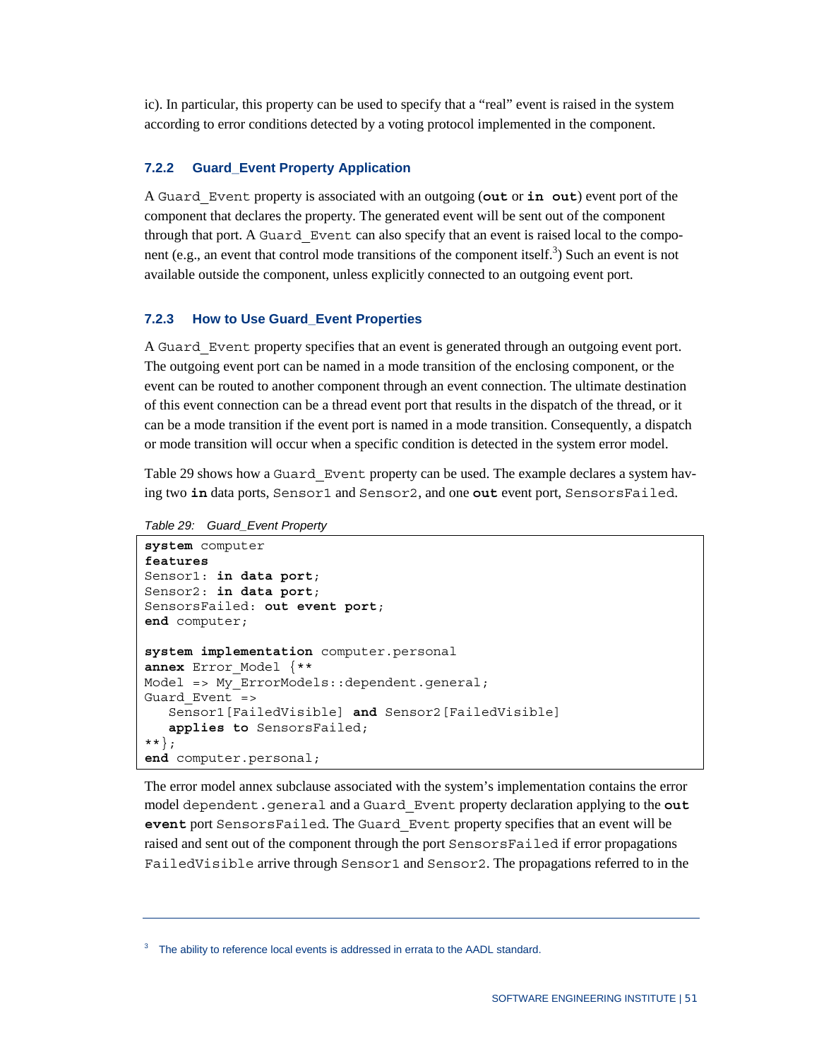ic). In particular, this property can be used to specify that a “real” event is raised in the system according to error conditions detected by a voting protocol implemented in the component.

### 7.2.2 Guard_Event Property Application

A `Guard_Event` property is associated with an outgoing (**`out`** or **`in out`**) event port of the component that declares the property. The generated event will be sent out of the component through that port. A `Guard_Event` can also specify that an event is raised local to the component (e.g., an event that control mode transitions of the component itself.[3]) Such an event is not available outside the component, unless explicitly connected to an outgoing event port.

### 7.2.3 How to Use Guard_Event Properties

A `Guard_Event` property specifies that an event is generated through an outgoing event port. The outgoing event port can be named in a mode transition of the enclosing component, or the event can be routed to another component through an event connection. The ultimate destination of this event connection can be a thread event port that results in the dispatch of the thread, or it can be a mode transition if the event port is named in a mode transition. Consequently, a dispatch or mode transition will occur when a specific condition is detected in the system error model.

Table 29 shows how a `Guard_Event` property can be used. The example declares a system having two **`in`** data ports, `Sensor1` and `Sensor2`, and one **`out`** event port, `SensorsFailed`.

*Table 29: Guard_Event Property*

```
system computer
features
Sensor1: in data port;
Sensor2: in data port;
SensorsFailed: out event port;
end computer;

system implementation computer.personal
annex Error_Model {**
Model => My_ErrorModels::dependent.general;
Guard_Event =>
   Sensor1[FailedVisible] and Sensor2[FailedVisible]
   applies to SensorsFailed;
**};
end computer.personal;
```

The error model annex subclause associated with the system’s implementation contains the error model `dependent.general` and a `Guard_Event` property declaration applying to the **`out event`** port `SensorsFailed`. The `Guard_Event` property specifies that an event will be raised and sent out of the component through the port `SensorsFailed` if error propagations `FailedVisible` arrive through `Sensor1` and `Sensor2`. The propagations referred to in the

---

[3] The ability to reference local events is addressed in errata to the AADL standard.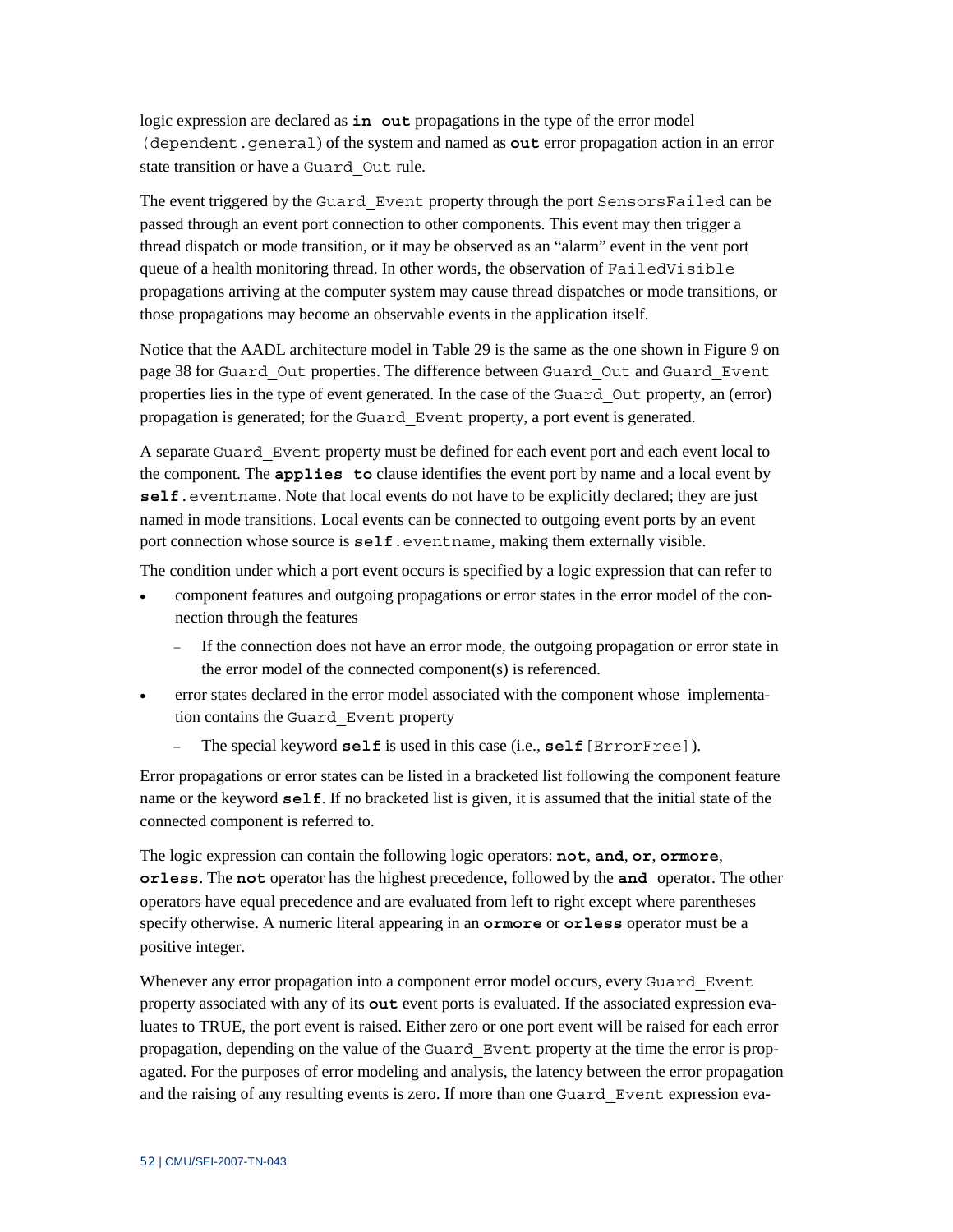logic expression are declared as **in out** propagations in the type of the error model (dependent.general) of the system and named as **out** error propagation action in an error state transition or have a Guard_Out rule.

The event triggered by the Guard_Event property through the port SensorsFailed can be passed through an event port connection to other components. This event may then trigger a thread dispatch or mode transition, or it may be observed as an "alarm" event in the vent port queue of a health monitoring thread. In other words, the observation of FailedVisible propagations arriving at the computer system may cause thread dispatches or mode transitions, or those propagations may become an observable events in the application itself.

Notice that the AADL architecture model in Table 29 is the same as the one shown in Figure 9 on page 38 for Guard_Out properties. The difference between Guard_Out and Guard_Event properties lies in the type of event generated. In the case of the Guard_Out property, an (error) propagation is generated; for the Guard_Event property, a port event is generated.

A separate Guard_Event property must be defined for each event port and each event local to the component. The **applies to** clause identifies the event port by name and a local event by **self**.eventname. Note that local events do not have to be explicitly declared; they are just named in mode transitions. Local events can be connected to outgoing event ports by an event port connection whose source is **self**.eventname, making them externally visible.

The condition under which a port event occurs is specified by a logic expression that can refer to

- component features and outgoing propagations or error states in the error model of the connection through the features
  - If the connection does not have an error mode, the outgoing propagation or error state in the error model of the connected component(s) is referenced.
- error states declared in the error model associated with the component whose implementation contains the Guard_Event property
  - The special keyword **self** is used in this case (i.e., **self**[ErrorFree]).

Error propagations or error states can be listed in a bracketed list following the component feature name or the keyword **self**. If no bracketed list is given, it is assumed that the initial state of the connected component is referred to.

The logic expression can contain the following logic operators: **not**, **and**, **or**, **ormore**, **orless**. The **not** operator has the highest precedence, followed by the **and** operator. The other operators have equal precedence and are evaluated from left to right except where parentheses specify otherwise. A numeric literal appearing in an **ormore** or **orless** operator must be a positive integer.

Whenever any error propagation into a component error model occurs, every Guard_Event property associated with any of its **out** event ports is evaluated. If the associated expression evaluates to TRUE, the port event is raised. Either zero or one port event will be raised for each error propagation, depending on the value of the Guard_Event property at the time the error is propagated. For the purposes of error modeling and analysis, the latency between the error propagation and the raising of any resulting events is zero. If more than one Guard_Event expression eva-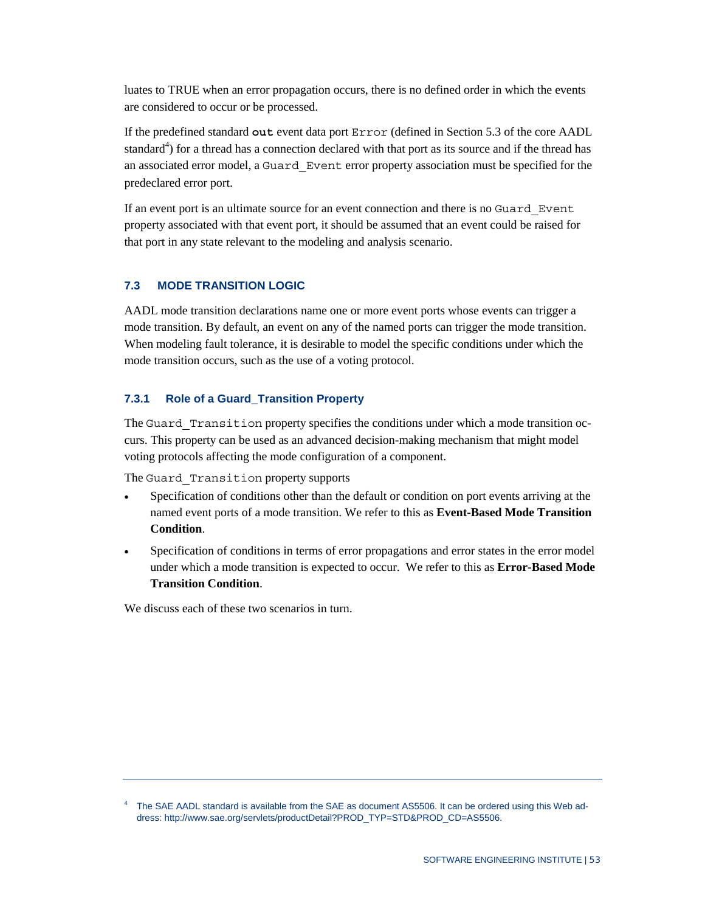luates to TRUE when an error propagation occurs, there is no defined order in which the events are considered to occur or be processed.

If the predefined standard **out** event data port `Error` (defined in Section 5.3 of the core AADL standard[4]) for a thread has a connection declared with that port as its source and if the thread has an associated error model, a `Guard_Event` error property association must be specified for the predeclared error port.

If an event port is an ultimate source for an event connection and there is no `Guard_Event` property associated with that event port, it should be assumed that an event could be raised for that port in any state relevant to the modeling and analysis scenario.

### 7.3 MODE TRANSITION LOGIC

AADL mode transition declarations name one or more event ports whose events can trigger a mode transition. By default, an event on any of the named ports can trigger the mode transition. When modeling fault tolerance, it is desirable to model the specific conditions under which the mode transition occurs, such as the use of a voting protocol.

#### 7.3.1 Role of a Guard_Transition Property

The `Guard_Transition` property specifies the conditions under which a mode transition occurs. This property can be used as an advanced decision-making mechanism that might model voting protocols affecting the mode configuration of a component.

The `Guard_Transition` property supports

- Specification of conditions other than the default or condition on port events arriving at the named event ports of a mode transition. We refer to this as **Event-Based Mode Transition Condition**.
- Specification of conditions in terms of error propagations and error states in the error model under which a mode transition is expected to occur. We refer to this as **Error-Based Mode Transition Condition**.

We discuss each of these two scenarios in turn.

---

[4] The SAE AADL standard is available from the SAE as document AS5506. It can be ordered using this Web address: http://www.sae.org/servlets/productDetail?PROD_TYP=STD&PROD_CD=AS5506.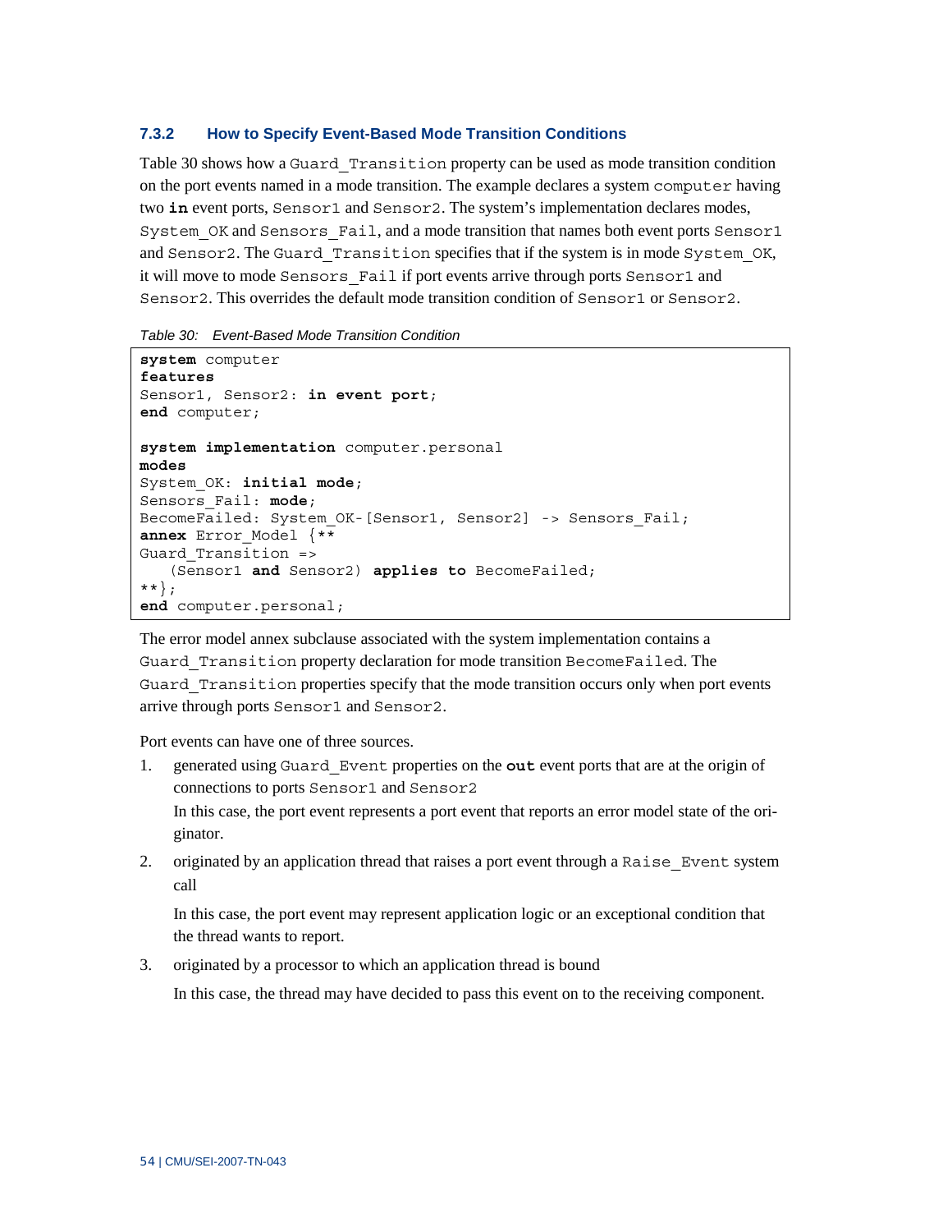### 7.3.2 How to Specify Event-Based Mode Transition Conditions

Table 30 shows how a `Guard_Transition` property can be used as mode transition condition on the port events named in a mode transition. The example declares a system `computer` having two **in** event ports, `Sensor1` and `Sensor2`. The system's implementation declares modes, `System_OK` and `Sensors_Fail`, and a mode transition that names both event ports `Sensor1` and `Sensor2`. The `Guard_Transition` specifies that if the system is in mode `System_OK`, it will move to mode `Sensors_Fail` if port events arrive through ports `Sensor1` and `Sensor2`. This overrides the default mode transition condition of `Sensor1` or `Sensor2`.

*Table 30: Event-Based Mode Transition Condition*

```
system computer
features
Sensor1, Sensor2: in event port;
end computer;

system implementation computer.personal
modes
System_OK: initial mode;
Sensors_Fail: mode;
BecomeFailed: System_OK-[Sensor1, Sensor2] -> Sensors_Fail;
annex Error_Model {**
Guard_Transition =>
   (Sensor1 and Sensor2) applies to BecomeFailed;
**};
end computer.personal;
```

The error model annex subclause associated with the system implementation contains a `Guard_Transition` property declaration for mode transition `BecomeFailed`. The `Guard_Transition` properties specify that the mode transition occurs only when port events arrive through ports `Sensor1` and `Sensor2`.

Port events can have one of three sources.

1. generated using `Guard_Event` properties on the **out** event ports that are at the origin of connections to ports `Sensor1` and `Sensor2`

   In this case, the port event represents a port event that reports an error model state of the originator.

2. originated by an application thread that raises a port event through a `Raise_Event` system call

   In this case, the port event may represent application logic or an exceptional condition that the thread wants to report.

3. originated by a processor to which an application thread is bound

   In this case, the thread may have decided to pass this event on to the receiving component.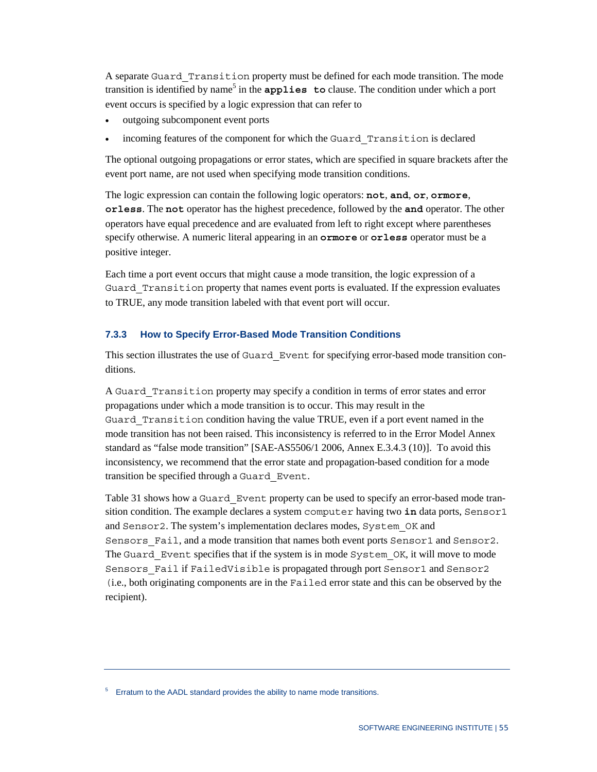A separate `Guard_Transition` property must be defined for each mode transition. The mode transition is identified by name[5] in the **`applies to`** clause. The condition under which a port event occurs is specified by a logic expression that can refer to

- outgoing subcomponent event ports
- incoming features of the component for which the `Guard_Transition` is declared

The optional outgoing propagations or error states, which are specified in square brackets after the event port name, are not used when specifying mode transition conditions.

The logic expression can contain the following logic operators: **`not`**, **`and`**, **`or`**, **`ormore`**, **`orless`**. The **`not`** operator has the highest precedence, followed by the **`and`** operator. The other operators have equal precedence and are evaluated from left to right except where parentheses specify otherwise. A numeric literal appearing in an **`ormore`** or **`orless`** operator must be a positive integer.

Each time a port event occurs that might cause a mode transition, the logic expression of a `Guard_Transition` property that names event ports is evaluated. If the expression evaluates to TRUE, any mode transition labeled with that event port will occur.

### 7.3.3 How to Specify Error-Based Mode Transition Conditions

This section illustrates the use of `Guard_Event` for specifying error-based mode transition conditions.

A `Guard_Transition` property may specify a condition in terms of error states and error propagations under which a mode transition is to occur. This may result in the `Guard_Transition` condition having the value TRUE, even if a port event named in the mode transition has not been raised. This inconsistency is referred to in the Error Model Annex standard as "false mode transition" [SAE-AS5506/1 2006, Annex E.3.4.3 (10)]. To avoid this inconsistency, we recommend that the error state and propagation-based condition for a mode transition be specified through a `Guard_Event`.

Table 31 shows how a `Guard_Event` property can be used to specify an error-based mode transition condition. The example declares a system `computer` having two **`in`** data ports, `Sensor1` and `Sensor2`. The system's implementation declares modes, `System_OK` and `Sensors_Fail`, and a mode transition that names both event ports `Sensor1` and `Sensor2`. The `Guard_Event` specifies that if the system is in mode `System_OK`, it will move to mode `Sensors_Fail` if `FailedVisible` is propagated through port `Sensor1` and `Sensor2` (i.e., both originating components are in the `Failed` error state and this can be observed by the recipient).

---

[5] Erratum to the AADL standard provides the ability to name mode transitions.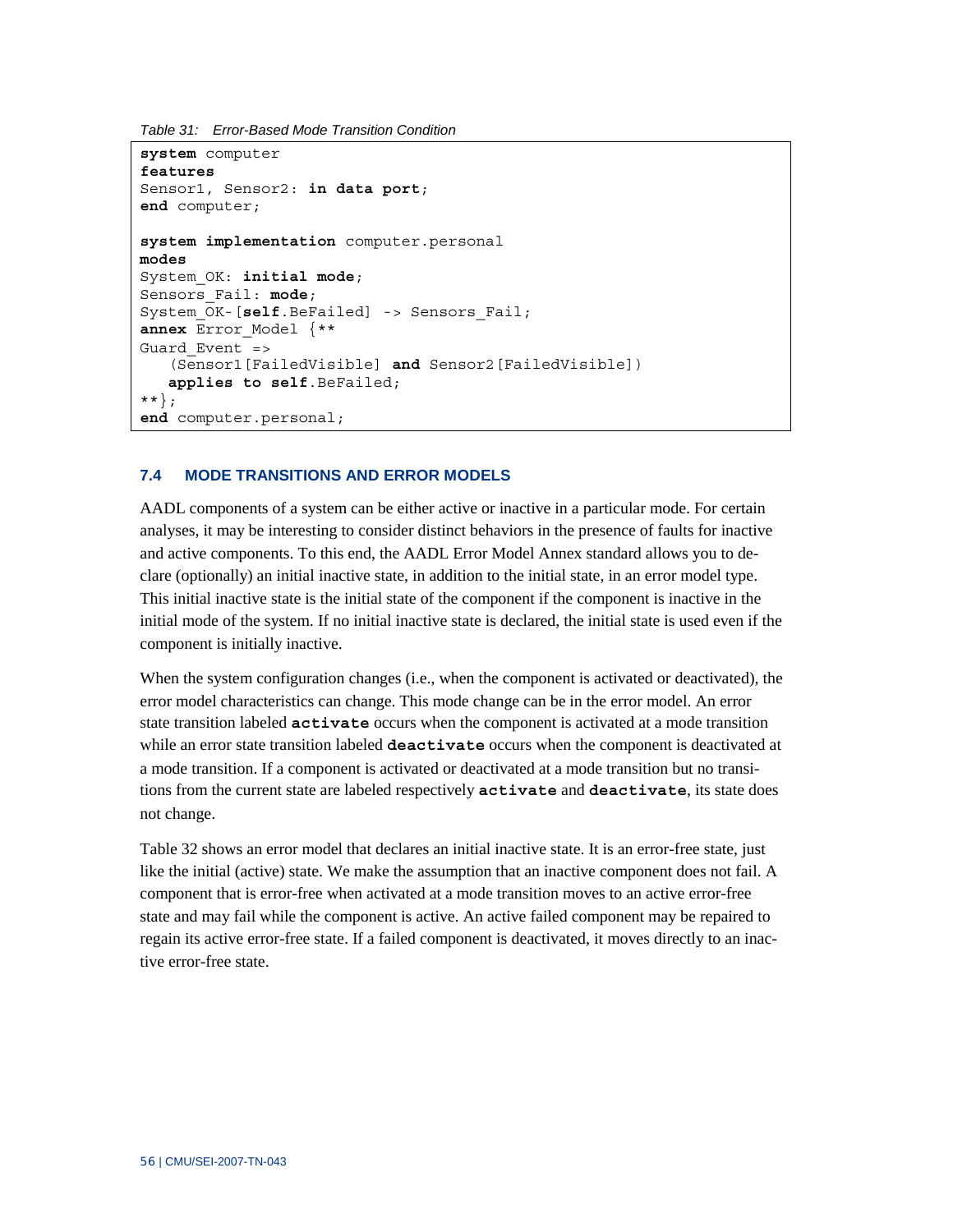*Table 31: Error-Based Mode Transition Condition*

```
system computer
features
Sensor1, Sensor2: in data port;
end computer;

system implementation computer.personal
modes
System_OK: initial mode;
Sensors_Fail: mode;
System_OK-[self.BeFailed] -> Sensors_Fail;
annex Error_Model {**
Guard_Event =>
   (Sensor1[FailedVisible] and Sensor2[FailedVisible])
   applies to self.BeFailed;
**};
end computer.personal;
```

### 7.4 MODE TRANSITIONS AND ERROR MODELS

AADL components of a system can be either active or inactive in a particular mode. For certain analyses, it may be interesting to consider distinct behaviors in the presence of faults for inactive and active components. To this end, the AADL Error Model Annex standard allows you to declare (optionally) an initial inactive state, in addition to the initial state, in an error model type. This initial inactive state is the initial state of the component if the component is inactive in the initial mode of the system. If no initial inactive state is declared, the initial state is used even if the component is initially inactive.

When the system configuration changes (i.e., when the component is activated or deactivated), the error model characteristics can change. This mode change can be in the error model. An error state transition labeled **`activate`** occurs when the component is activated at a mode transition while an error state transition labeled **`deactivate`** occurs when the component is deactivated at a mode transition. If a component is activated or deactivated at a mode transition but no transitions from the current state are labeled respectively **`activate`** and **`deactivate`**, its state does not change.

Table 32 shows an error model that declares an initial inactive state. It is an error-free state, just like the initial (active) state. We make the assumption that an inactive component does not fail. A component that is error-free when activated at a mode transition moves to an active error-free state and may fail while the component is active. An active failed component may be repaired to regain its active error-free state. If a failed component is deactivated, it moves directly to an inactive error-free state.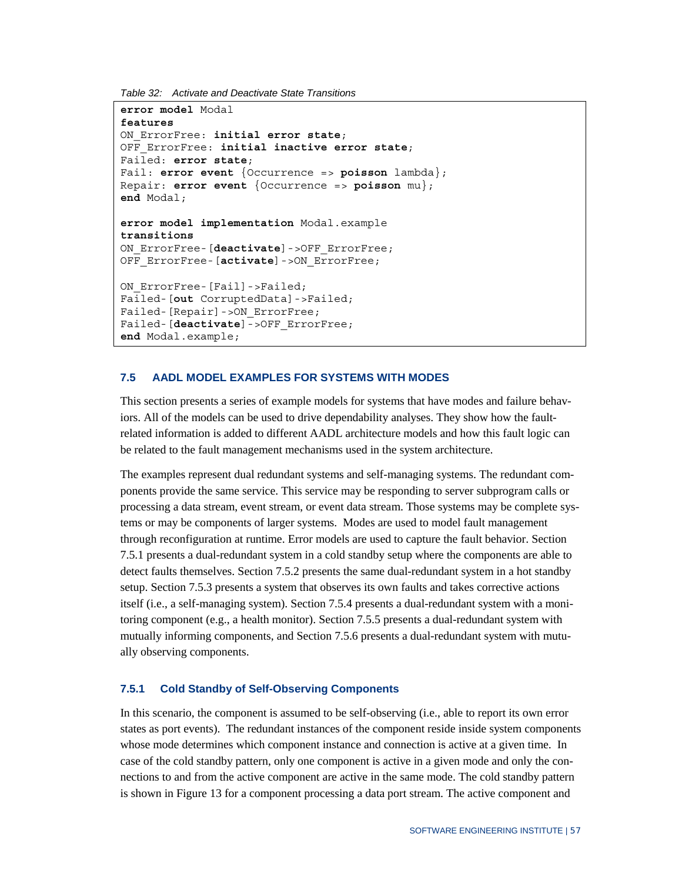*Table 32: Activate and Deactivate State Transitions*

```
error model Modal
features
ON_ErrorFree: initial error state;
OFF_ErrorFree: initial inactive error state;
Failed: error state;
Fail: error event {Occurrence => poisson lambda};
Repair: error event {Occurrence => poisson mu};
end Modal;

error model implementation Modal.example
transitions
ON_ErrorFree-[deactivate]->OFF_ErrorFree;
OFF_ErrorFree-[activate]->ON_ErrorFree;

ON_ErrorFree-[Fail]->Failed;
Failed-[out CorruptedData]->Failed;
Failed-[Repair]->ON_ErrorFree;
Failed-[deactivate]->OFF_ErrorFree;
end Modal.example;
```

## 7.5 AADL MODEL EXAMPLES FOR SYSTEMS WITH MODES

This section presents a series of example models for systems that have modes and failure behaviors. All of the models can be used to drive dependability analyses. They show how the fault-related information is added to different AADL architecture models and how this fault logic can be related to the fault management mechanisms used in the system architecture.

The examples represent dual redundant systems and self-managing systems. The redundant components provide the same service. This service may be responding to server subprogram calls or processing a data stream, event stream, or event data stream. Those systems may be complete systems or may be components of larger systems. Modes are used to model fault management through reconfiguration at runtime. Error models are used to capture the fault behavior. Section 7.5.1 presents a dual-redundant system in a cold standby setup where the components are able to detect faults themselves. Section 7.5.2 presents the same dual-redundant system in a hot standby setup. Section 7.5.3 presents a system that observes its own faults and takes corrective actions itself (i.e., a self-managing system). Section 7.5.4 presents a dual-redundant system with a monitoring component (e.g., a health monitor). Section 7.5.5 presents a dual-redundant system with mutually informing components, and Section 7.5.6 presents a dual-redundant system with mutually observing components.

### 7.5.1 Cold Standby of Self-Observing Components

In this scenario, the component is assumed to be self-observing (i.e., able to report its own error states as port events). The redundant instances of the component reside inside system components whose mode determines which component instance and connection is active at a given time. In case of the cold standby pattern, only one component is active in a given mode and only the connections to and from the active component are active in the same mode. The cold standby pattern is shown in Figure 13 for a component processing a data port stream. The active component and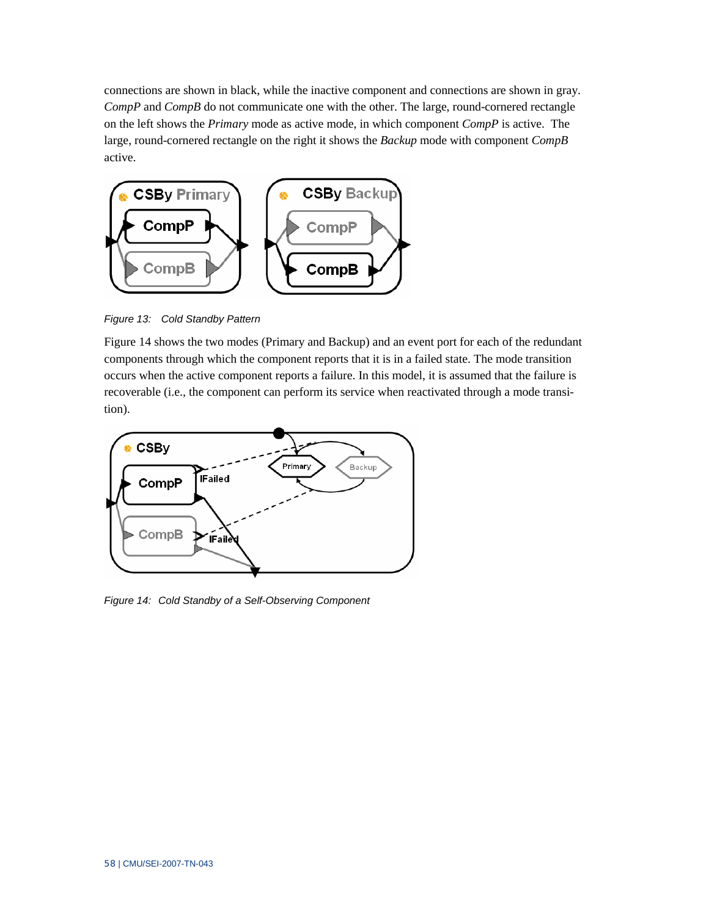connections are shown in black, while the inactive component and connections are shown in gray. *CompP* and *CompB* do not communicate one with the other. The large, round-cornered rectangle on the left shows the *Primary* mode as active mode, in which component *CompP* is active. The large, round-cornered rectangle on the right shows the *Backup* mode with component *CompB* active.

*Figure 13: Cold Standby Pattern*

Figure 14 shows the two modes (Primary and Backup) and an event port for each of the redundant components through which the component reports that it is in a failed state. The mode transition occurs when the active component reports a failure. In this model, it is assumed that the failure is recoverable (i.e., the component can perform its service when reactivated through a mode transition).

*Figure 14: Cold Standby of a Self-Observing Component*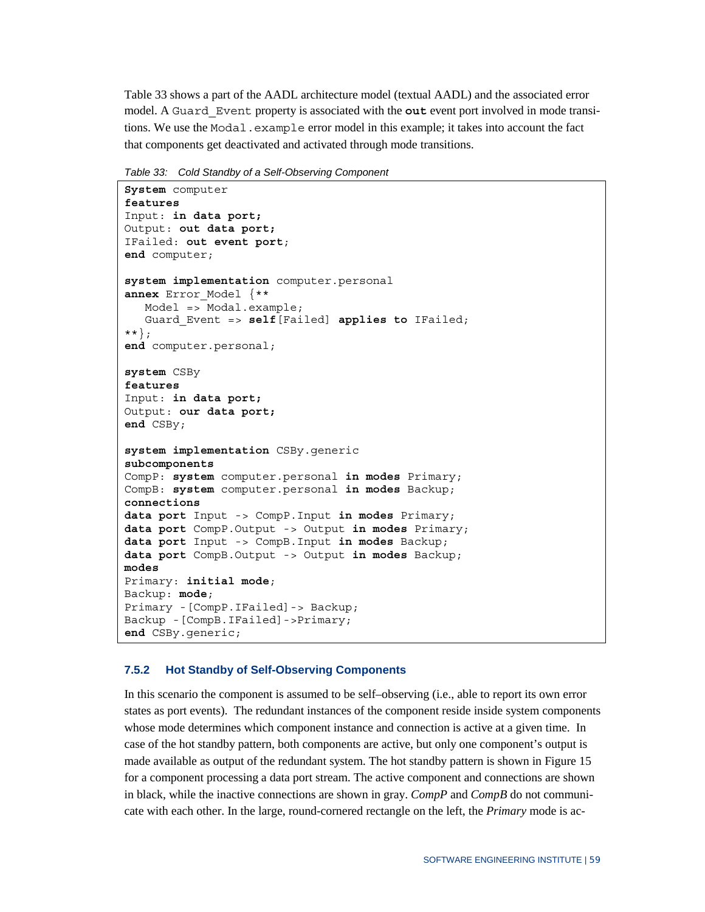Table 33 shows a part of the AADL architecture model (textual AADL) and the associated error model. A `Guard_Event` property is associated with the **`out`** event port involved in mode transitions. We use the `Modal.example` error model in this example; it takes into account the fact that components get deactivated and activated through mode transitions.

*Table 33: Cold Standby of a Self-Observing Component*

```
System computer
features
Input: in data port;
Output: out data port;
IFailed: out event port;
end computer;

system implementation computer.personal
annex Error_Model {**
   Model => Modal.example;
   Guard_Event => self[Failed] applies to IFailed;
**};
end computer.personal;

system CSBy
features
Input: in data port;
Output: our data port;
end CSBy;

system implementation CSBy.generic
subcomponents
CompP: system computer.personal in modes Primary;
CompB: system computer.personal in modes Backup;
connections
data port Input -> CompP.Input in modes Primary;
data port CompP.Output -> Output in modes Primary;
data port Input -> CompB.Input in modes Backup;
data port CompB.Output -> Output in modes Backup;
modes
Primary: initial mode;
Backup: mode;
Primary -[CompP.IFailed]-> Backup;
Backup -[CompB.IFailed]->Primary;
end CSBy.generic;
```

### 7.5.2 Hot Standby of Self-Observing Components

In this scenario the component is assumed to be self–observing (i.e., able to report its own error states as port events). The redundant instances of the component reside inside system components whose mode determines which component instance and connection is active at a given time. In case of the hot standby pattern, both components are active, but only one component's output is made available as output of the redundant system. The hot standby pattern is shown in Figure 15 for a component processing a data port stream. The active component and connections are shown in black, while the inactive connections are shown in gray. *CompP* and *CompB* do not communicate with each other. In the large, round-cornered rectangle on the left, the *Primary* mode is ac-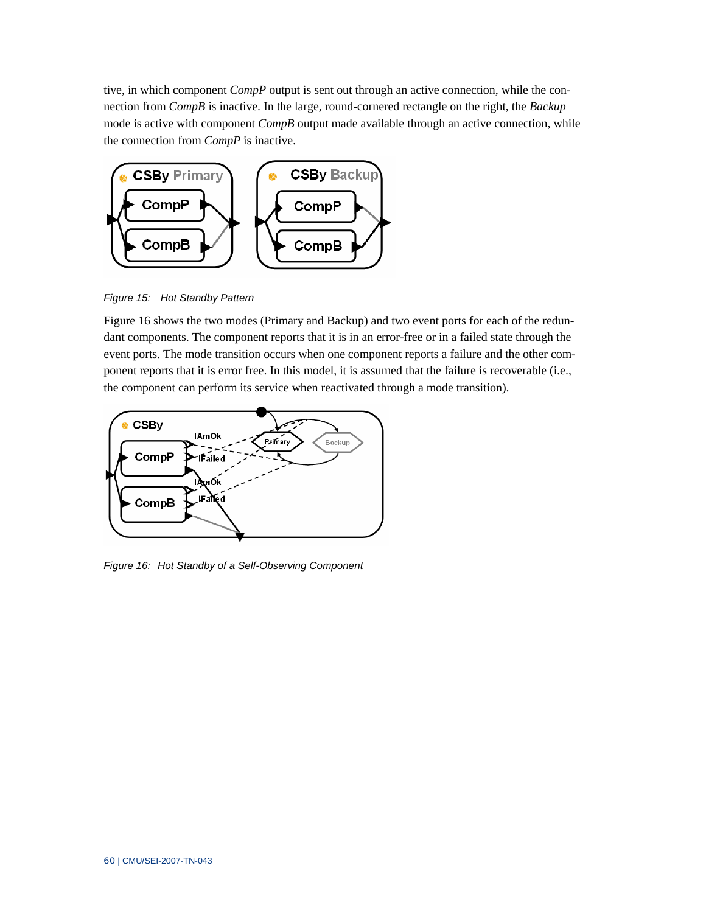tive, in which component *CompP* output is sent out through an active connection, while the connection from *CompB* is inactive. In the large, round-cornered rectangle on the right, the *Backup* mode is active with component *CompB* output made available through an active connection, while the connection from *CompP* is inactive.

*Figure 15: Hot Standby Pattern*

Figure 16 shows the two modes (Primary and Backup) and two event ports for each of the redundant components. The component reports that it is in an error-free or in a failed state through the event ports. The mode transition occurs when one component reports a failure and the other component reports that it is error free. In this model, it is assumed that the failure is recoverable (i.e., the component can perform its service when reactivated through a mode transition).

*Figure 16: Hot Standby of a Self-Observing Component*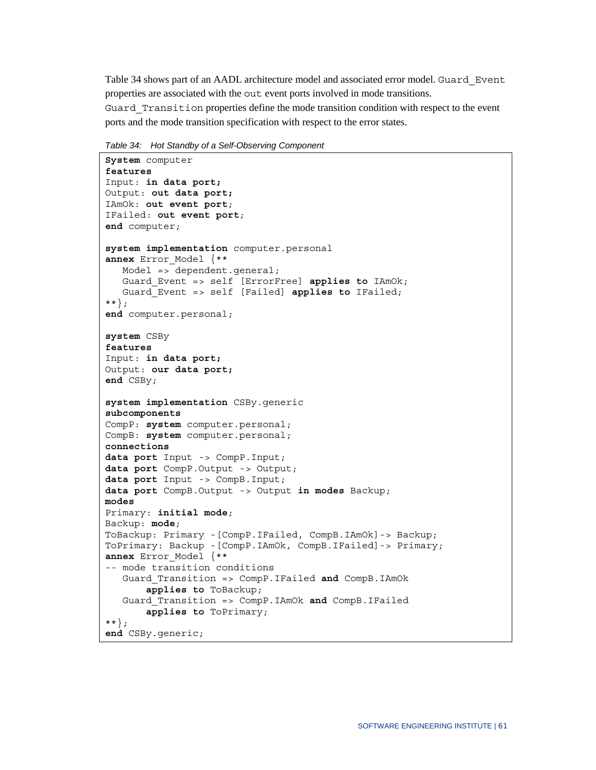Table 34 shows part of an AADL architecture model and associated error model. `Guard_Event` properties are associated with the `out` event ports involved in mode transitions. `Guard_Transition` properties define the mode transition condition with respect to the event ports and the mode transition specification with respect to the error states.

*Table 34: Hot Standby of a Self-Observing Component*

```
System computer
features
Input: in data port;
Output: out data port;
IAmOk: out event port;
IFailed: out event port;
end computer;

system implementation computer.personal
annex Error_Model {**
   Model => dependent.general;
   Guard_Event => self [ErrorFree] applies to IAmOk;
   Guard_Event => self [Failed] applies to IFailed;
**};
end computer.personal;

system CSBy
features
Input: in data port;
Output: our data port;
end CSBy;

system implementation CSBy.generic
subcomponents
CompP: system computer.personal;
CompB: system computer.personal;
connections
data port Input -> CompP.Input;
data port CompP.Output -> Output;
data port Input -> CompB.Input;
data port CompB.Output -> Output in modes Backup;
modes
Primary: initial mode;
Backup: mode;
ToBackup: Primary -[CompP.IFailed, CompB.IAmOk]-> Backup;
ToPrimary: Backup -[CompP.IAmOk, CompB.IFailed]-> Primary;
annex Error_Model {**
-- mode transition conditions
   Guard_Transition => CompP.IFailed and CompB.IAmOk
        applies to ToBackup;
   Guard_Transition => CompP.IAmOk and CompB.IFailed
        applies to ToPrimary;
**};
end CSBy.generic;
```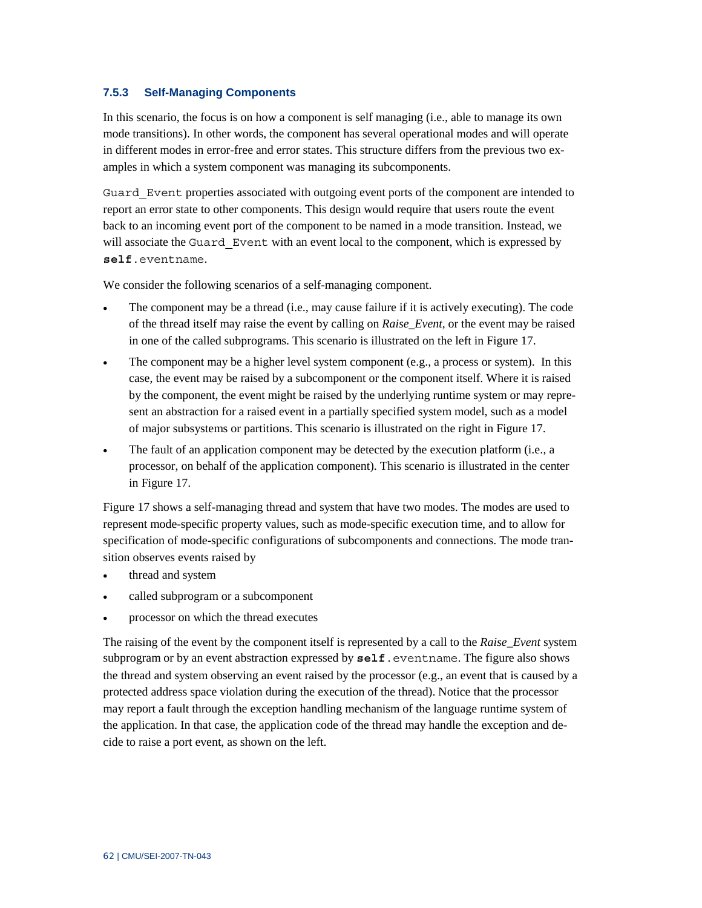### 7.5.3 Self-Managing Components

In this scenario, the focus is on how a component is self managing (i.e., able to manage its own mode transitions). In other words, the component has several operational modes and will operate in different modes in error-free and error states. This structure differs from the previous two examples in which a system component was managing its subcomponents.

`Guard_Event` properties associated with outgoing event ports of the component are intended to report an error state to other components. This design would require that users route the event back to an incoming event port of the component to be named in a mode transition. Instead, we will associate the `Guard_Event` with an event local to the component, which is expressed by **`self`**`.eventname`.

We consider the following scenarios of a self-managing component.

- The component may be a thread (i.e., may cause failure if it is actively executing). The code of the thread itself may raise the event by calling on *Raise_Event*, or the event may be raised in one of the called subprograms. This scenario is illustrated on the left in Figure 17.
- The component may be a higher level system component (e.g., a process or system). In this case, the event may be raised by a subcomponent or the component itself. Where it is raised by the component, the event might be raised by the underlying runtime system or may represent an abstraction for a raised event in a partially specified system model, such as a model of major subsystems or partitions. This scenario is illustrated on the right in Figure 17.
- The fault of an application component may be detected by the execution platform (i.e., a processor, on behalf of the application component). This scenario is illustrated in the center in Figure 17.

Figure 17 shows a self-managing thread and system that have two modes. The modes are used to represent mode-specific property values, such as mode-specific execution time, and to allow for specification of mode-specific configurations of subcomponents and connections. The mode transition observes events raised by

- thread and system
- called subprogram or a subcomponent
- processor on which the thread executes

The raising of the event by the component itself is represented by a call to the *Raise_Event* system subprogram or by an event abstraction expressed by **`self`**`.eventname`. The figure also shows the thread and system observing an event raised by the processor (e.g., an event that is caused by a protected address space violation during the execution of the thread). Notice that the processor may report a fault through the exception handling mechanism of the language runtime system of the application. In that case, the application code of the thread may handle the exception and decide to raise a port event, as shown on the left.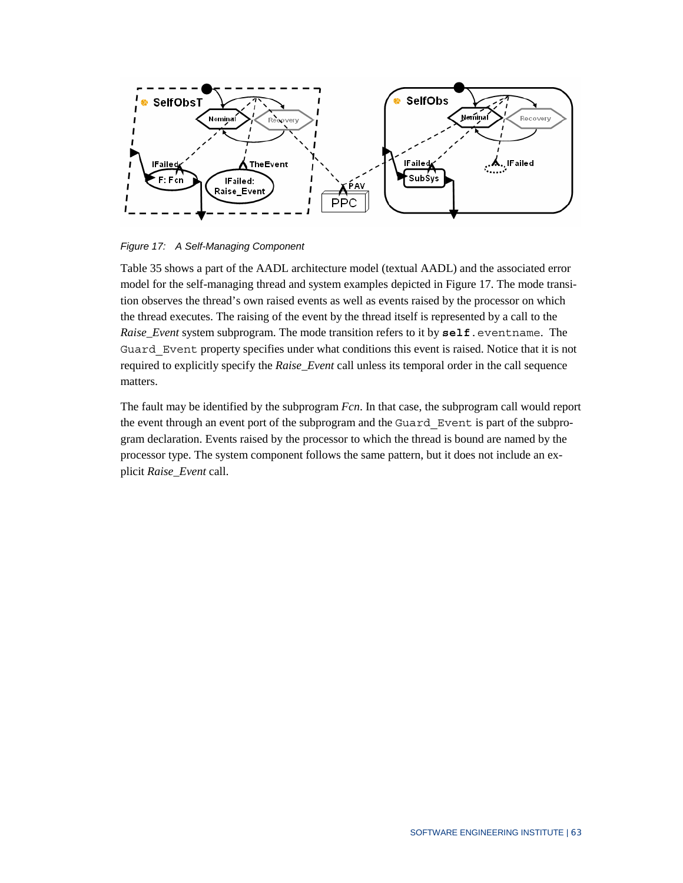*Figure 17: A Self-Managing Component*

Table 35 shows a part of the AADL architecture model (textual AADL) and the associated error model for the self-managing thread and system examples depicted in Figure 17. The mode transition observes the thread's own raised events as well as events raised by the processor on which the thread executes. The raising of the event by the thread itself is represented by a call to the *Raise_Event* system subprogram. The mode transition refers to it by **self**.eventname. The Guard_Event property specifies under what conditions this event is raised. Notice that it is not required to explicitly specify the *Raise_Event* call unless its temporal order in the call sequence matters.

The fault may be identified by the subprogram *Fcn*. In that case, the subprogram call would report the event through an event port of the subprogram and the Guard_Event is part of the subprogram declaration. Events raised by the processor to which the thread is bound are named by the processor type. The system component follows the same pattern, but it does not include an explicit *Raise_Event* call.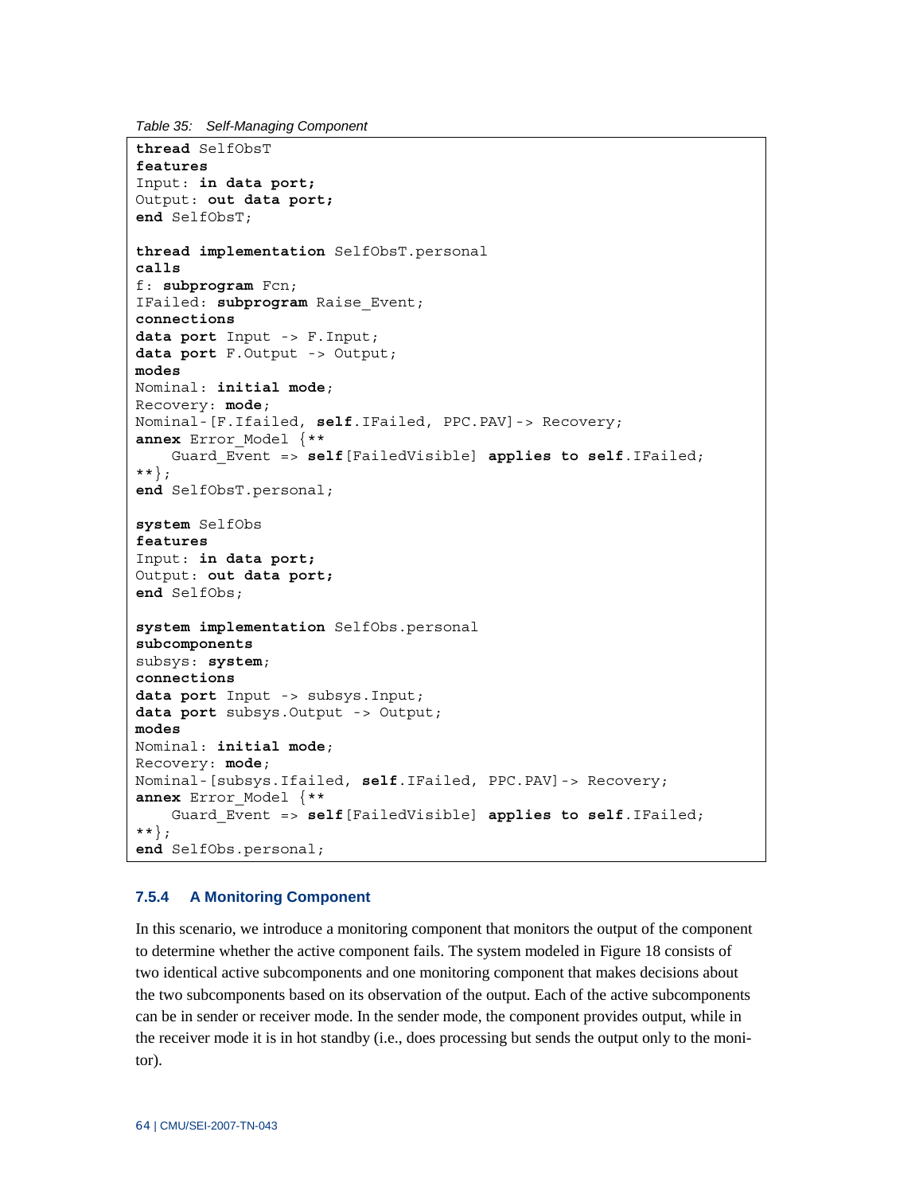*Table 35: Self-Managing Component*

```
thread SelfObsT
features
Input: in data port;
Output: out data port;
end SelfObsT;

thread implementation SelfObsT.personal
calls
f: subprogram Fcn;
IFailed: subprogram Raise_Event;
connections
data port Input -> F.Input;
data port F.Output -> Output;
modes
Nominal: initial mode;
Recovery: mode;
Nominal-[F.Ifailed, self.IFailed, PPC.PAV]-> Recovery;
annex Error_Model {**
    Guard_Event => self[FailedVisible] applies to self.IFailed;
**};
end SelfObsT.personal;

system SelfObs
features
Input: in data port;
Output: out data port;
end SelfObs;

system implementation SelfObs.personal
subcomponents
subsys: system;
connections
data port Input -> subsys.Input;
data port subsys.Output -> Output;
modes
Nominal: initial mode;
Recovery: mode;
Nominal-[subsys.Ifailed, self.IFailed, PPC.PAV]-> Recovery;
annex Error_Model {**
    Guard_Event => self[FailedVisible] applies to self.IFailed;
**};
end SelfObs.personal;
```

### 7.5.4 A Monitoring Component

In this scenario, we introduce a monitoring component that monitors the output of the component to determine whether the active component fails. The system modeled in Figure 18 consists of two identical active subcomponents and one monitoring component that makes decisions about the two subcomponents based on its observation of the output. Each of the active subcomponents can be in sender or receiver mode. In the sender mode, the component provides output, while in the receiver mode it is in hot standby (i.e., does processing but sends the output only to the monitor).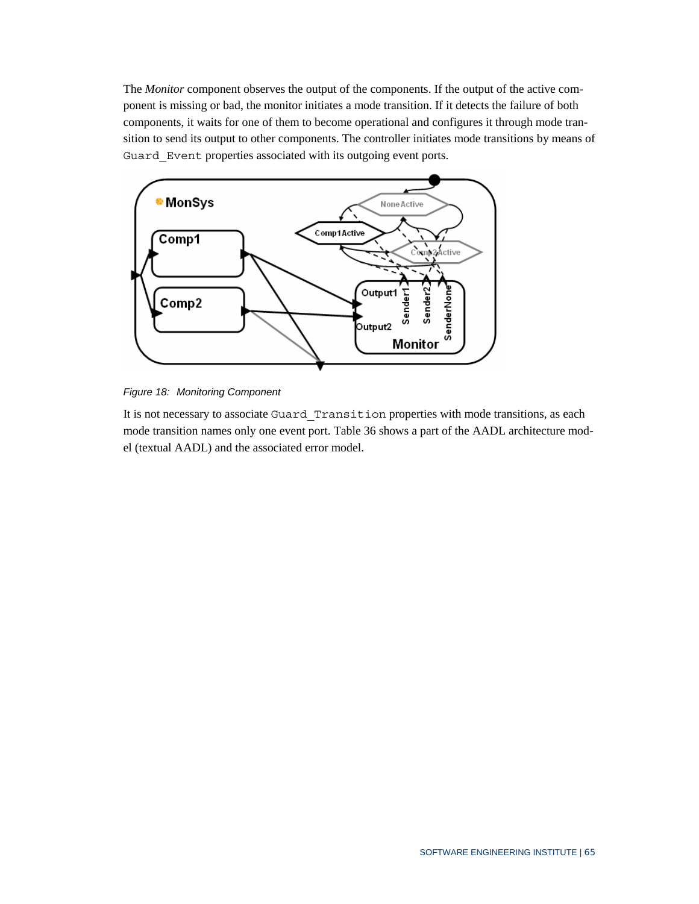The *Monitor* component observes the output of the components. If the output of the active component is missing or bad, the monitor initiates a mode transition. If it detects the failure of both components, it waits for one of them to become operational and configures it through mode transition to send its output to other components. The controller initiates mode transitions by means of `Guard_Event` properties associated with its outgoing event ports.

*Figure 18: Monitoring Component*

It is not necessary to associate `Guard_Transition` properties with mode transitions, as each mode transition names only one event port. Table 36 shows a part of the AADL architecture model (textual AADL) and the associated error model.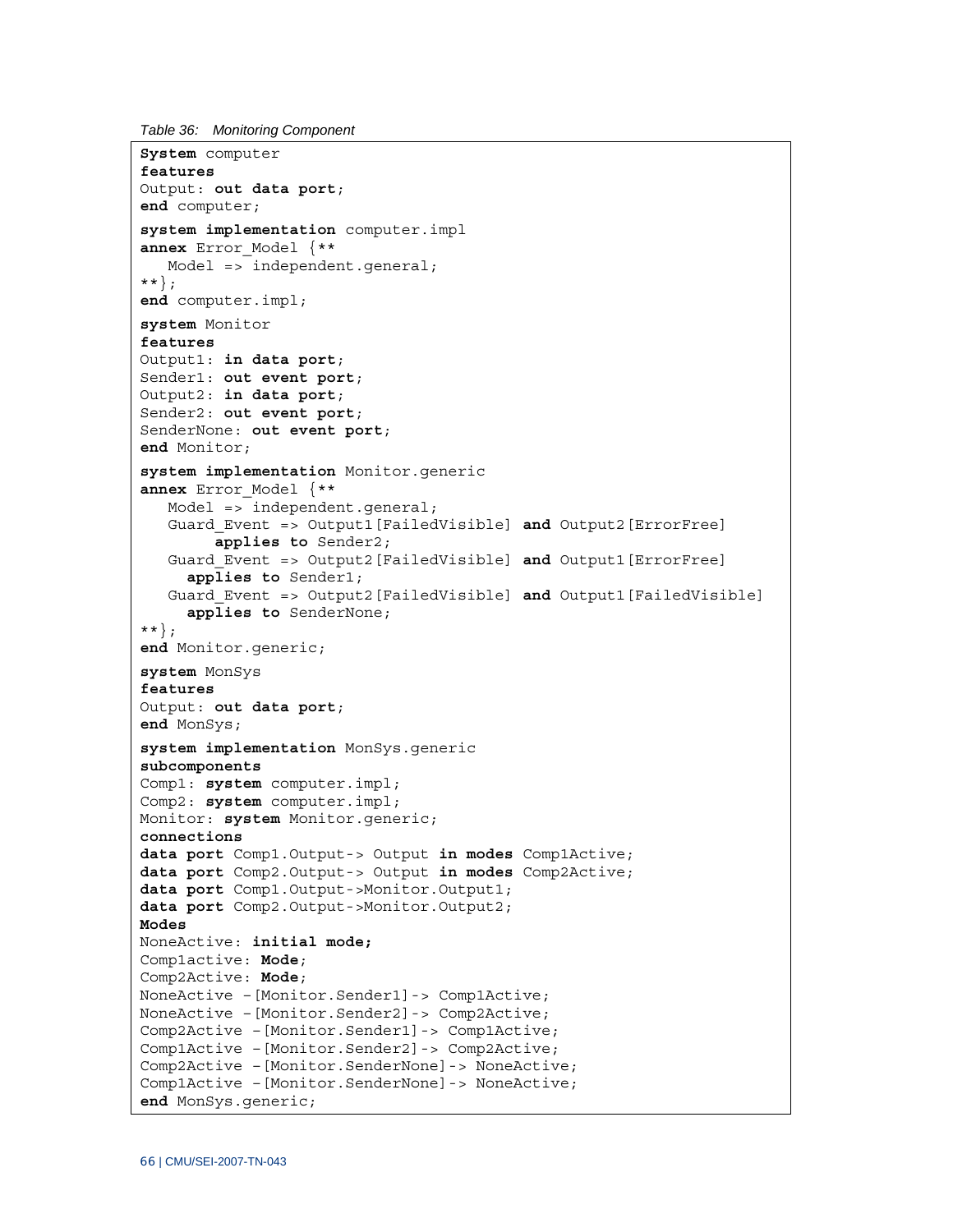*Table 36: Monitoring Component*

```
System computer
features
Output: out data port;
end computer;

system implementation computer.impl
annex Error_Model {**
   Model => independent.general;
**};
end computer.impl;

system Monitor
features
Output1: in data port;
Sender1: out event port;
Output2: in data port;
Sender2: out event port;
SenderNone: out event port;
end Monitor;

system implementation Monitor.generic
annex Error_Model {**
   Model => independent.general;
   Guard_Event => Output1[FailedVisible] and Output2[ErrorFree]
        applies to Sender2;
   Guard_Event => Output2[FailedVisible] and Output1[ErrorFree]
     applies to Sender1;
   Guard_Event => Output2[FailedVisible] and Output1[FailedVisible]
     applies to SenderNone;
**};
end Monitor.generic;

system MonSys
features
Output: out data port;
end MonSys;

system implementation MonSys.generic
subcomponents
Comp1: system computer.impl;
Comp2: system computer.impl;
Monitor: system Monitor.generic;
connections
data port Comp1.Output-> Output in modes Comp1Active;
data port Comp2.Output-> Output in modes Comp2Active;
data port Comp1.Output->Monitor.Output1;
data port Comp2.Output->Monitor.Output2;
Modes
NoneActive: initial mode;
Comp1active: Mode;
Comp2Active: Mode;
NoneActive -[Monitor.Sender1]-> Comp1Active;
NoneActive -[Monitor.Sender2]-> Comp2Active;
Comp2Active -[Monitor.Sender1]-> Comp1Active;
Comp1Active -[Monitor.Sender2]-> Comp2Active;
Comp2Active -[Monitor.SenderNone]-> NoneActive;
Comp1Active -[Monitor.SenderNone]-> NoneActive;
end MonSys.generic;
```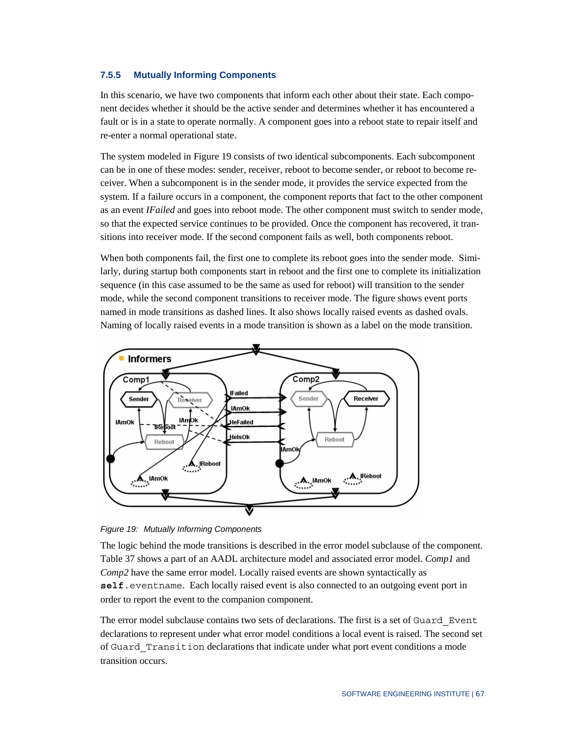### 7.5.5 Mutually Informing Components

In this scenario, we have two components that inform each other about their state. Each component decides whether it should be the active sender and determines whether it has encountered a fault or is in a state to operate normally. A component goes into a reboot state to repair itself and re-enter a normal operational state.

The system modeled in Figure 19 consists of two identical subcomponents. Each subcomponent can be in one of these modes: sender, receiver, reboot to become sender, or reboot to become receiver. When a subcomponent is in the sender mode, it provides the service expected from the system. If a failure occurs in a component, the component reports that fact to the other component as an event *IFailed* and goes into reboot mode. The other component must switch to sender mode, so that the expected service continues to be provided. Once the component has recovered, it transitions into receiver mode. If the second component fails as well, both components reboot.

When both components fail, the first one to complete its reboot goes into the sender mode. Similarly, during startup both components start in reboot and the first one to complete its initialization sequence (in this case assumed to be the same as used for reboot) will transition to the sender mode, while the second component transitions to receiver mode. The figure shows event ports named in mode transitions as dashed lines. It also shows locally raised events as dashed ovals. Naming of locally raised events in a mode transition is shown as a label on the mode transition.

*Figure 19: Mutually Informing Components*

The logic behind the mode transitions is described in the error model subclause of the component. Table 37 shows a part of an AADL architecture model and associated error model. *Comp1* and *Comp2* have the same error model. Locally raised events are shown syntactically as `self.eventname`. Each locally raised event is also connected to an outgoing event port in order to report the event to the companion component.

The error model subclause contains two sets of declarations. The first is a set of `Guard_Event` declarations to represent under what error model conditions a local event is raised. The second set of `Guard_Transition` declarations that indicate under what port event conditions a mode transition occurs.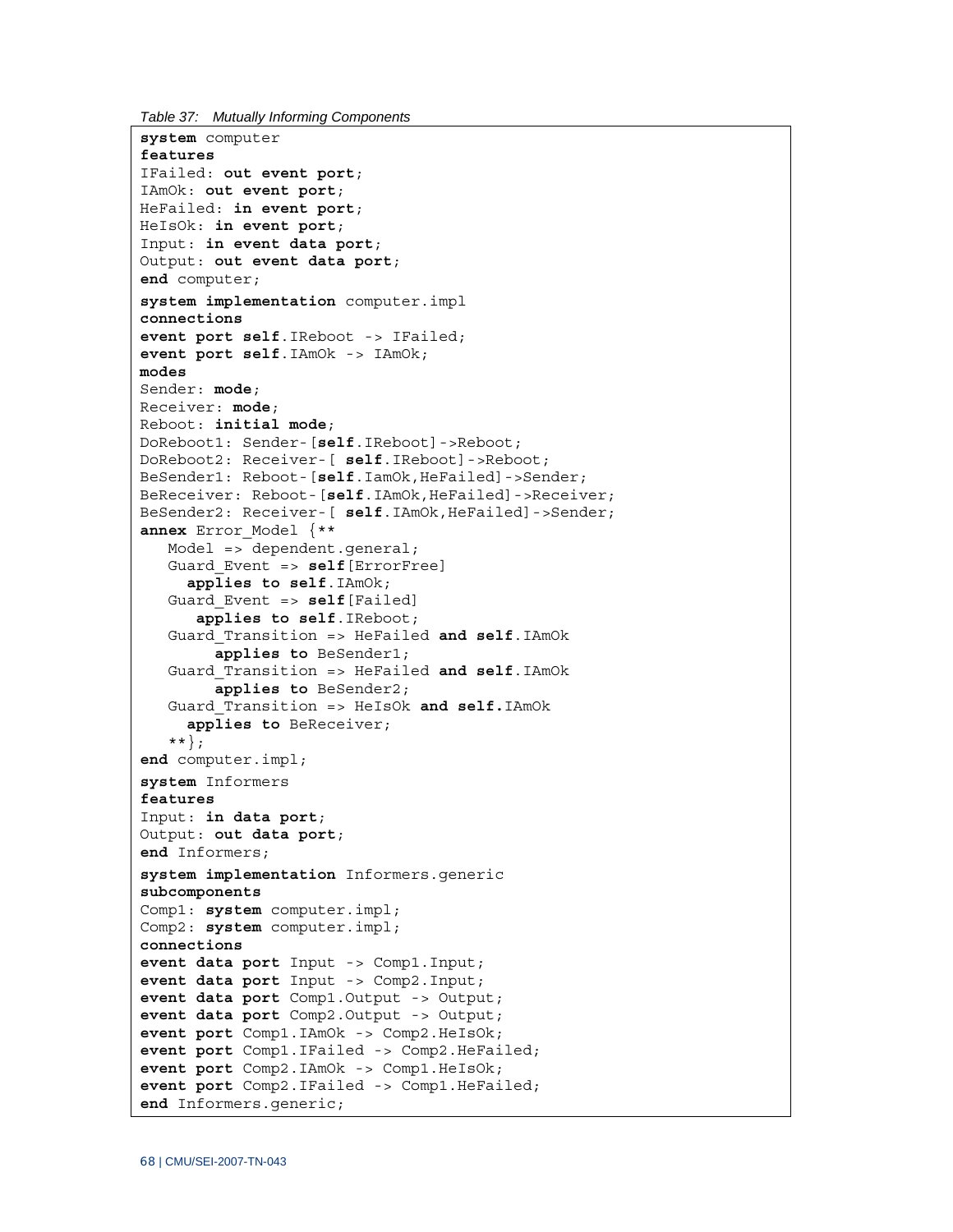*Table 37: Mutually Informing Components*

```
system computer
features
IFailed: out event port;
IAmOk: out event port;
HeFailed: in event port;
HeIsOk: in event port;
Input: in event data port;
Output: out event data port;
end computer;
system implementation computer.impl
connections
event port self.IReboot -> IFailed;
event port self.IAmOk -> IAmOk;
modes
Sender: mode;
Receiver: mode;
Reboot: initial mode;
DoReboot1: Sender-[self.IReboot]->Reboot;
DoReboot2: Receiver-[ self.IReboot]->Reboot;
BeSender1: Reboot-[self.IamOk,HeFailed]->Sender;
BeReceiver: Reboot-[self.IAmOk,HeFailed]->Receiver;
BeSender2: Receiver-[ self.IAmOk,HeFailed]->Sender;
annex Error_Model {**
   Model => dependent.general;
   Guard_Event => self[ErrorFree]
     applies to self.IAmOk;
   Guard_Event => self[Failed]
      applies to self.IReboot;
   Guard_Transition => HeFailed and self.IAmOk
        applies to BeSender1;
   Guard_Transition => HeFailed and self.IAmOk
        applies to BeSender2;
   Guard_Transition => HeIsOk and self.IAmOk
     applies to BeReceiver;
   **};
end computer.impl;
system Informers
features
Input: in data port;
Output: out data port;
end Informers;
system implementation Informers.generic
subcomponents
Comp1: system computer.impl;
Comp2: system computer.impl;
connections
event data port Input -> Comp1.Input;
event data port Input -> Comp2.Input;
event data port Comp1.Output -> Output;
event data port Comp2.Output -> Output;
event port Comp1.IAmOk -> Comp2.HeIsOk;
event port Comp1.IFailed -> Comp2.HeFailed;
event port Comp2.IAmOk -> Comp1.HeIsOk;
event port Comp2.IFailed -> Comp1.HeFailed;
end Informers.generic;
```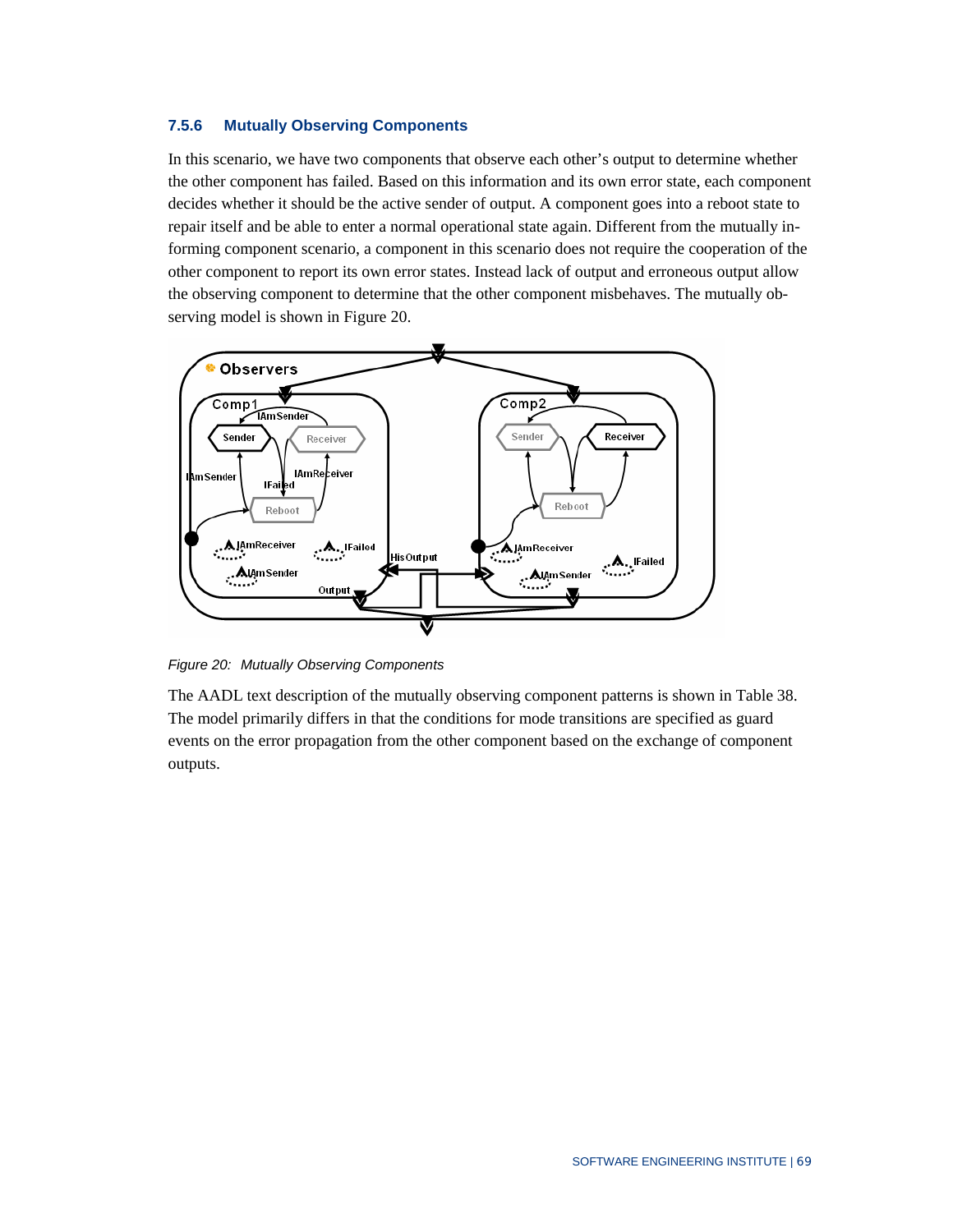### 7.5.6 Mutually Observing Components

In this scenario, we have two components that observe each other's output to determine whether the other component has failed. Based on this information and its own error state, each component decides whether it should be the active sender of output. A component goes into a reboot state to repair itself and be able to enter a normal operational state again. Different from the mutually informing component scenario, a component in this scenario does not require the cooperation of the other component to report its own error states. Instead lack of output and erroneous output allow the observing component to determine that the other component misbehaves. The mutually observing model is shown in Figure 20.

*Figure 20: Mutually Observing Components*

The AADL text description of the mutually observing component patterns is shown in Table 38. The model primarily differs in that the conditions for mode transitions are specified as guard events on the error propagation from the other component based on the exchange of component outputs.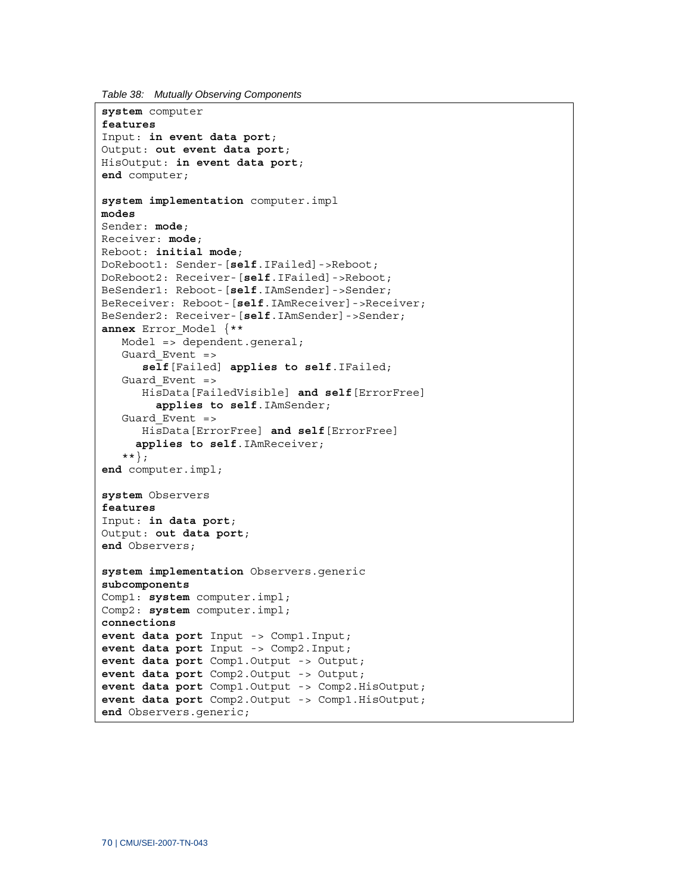*Table 38: Mutually Observing Components*

```
system computer
features
Input: in event data port;
Output: out event data port;
HisOutput: in event data port;
end computer;

system implementation computer.impl
modes
Sender: mode;
Receiver: mode;
Reboot: initial mode;
DoReboot1: Sender-[self.IFailed]->Reboot;
DoReboot2: Receiver-[self.IFailed]->Reboot;
BeSender1: Reboot-[self.IAmSender]->Sender;
BeReceiver: Reboot-[self.IAmReceiver]->Receiver;
BeSender2: Receiver-[self.IAmSender]->Sender;
annex Error_Model {**
   Model => dependent.general;
   Guard_Event =>
      self[Failed] applies to self.IFailed;
   Guard_Event =>
      HisData[FailedVisible] and self[ErrorFree]
        applies to self.IAmSender;
   Guard_Event =>
      HisData[ErrorFree] and self[ErrorFree]
     applies to self.IAmReceiver;
   **};
end computer.impl;

system Observers
features
Input: in data port;
Output: out data port;
end Observers;

system implementation Observers.generic
subcomponents
Comp1: system computer.impl;
Comp2: system computer.impl;
connections
event data port Input -> Comp1.Input;
event data port Input -> Comp2.Input;
event data port Comp1.Output -> Output;
event data port Comp2.Output -> Output;
event data port Comp1.Output -> Comp2.HisOutput;
event data port Comp2.Output -> Comp1.HisOutput;
end Observers.generic;
```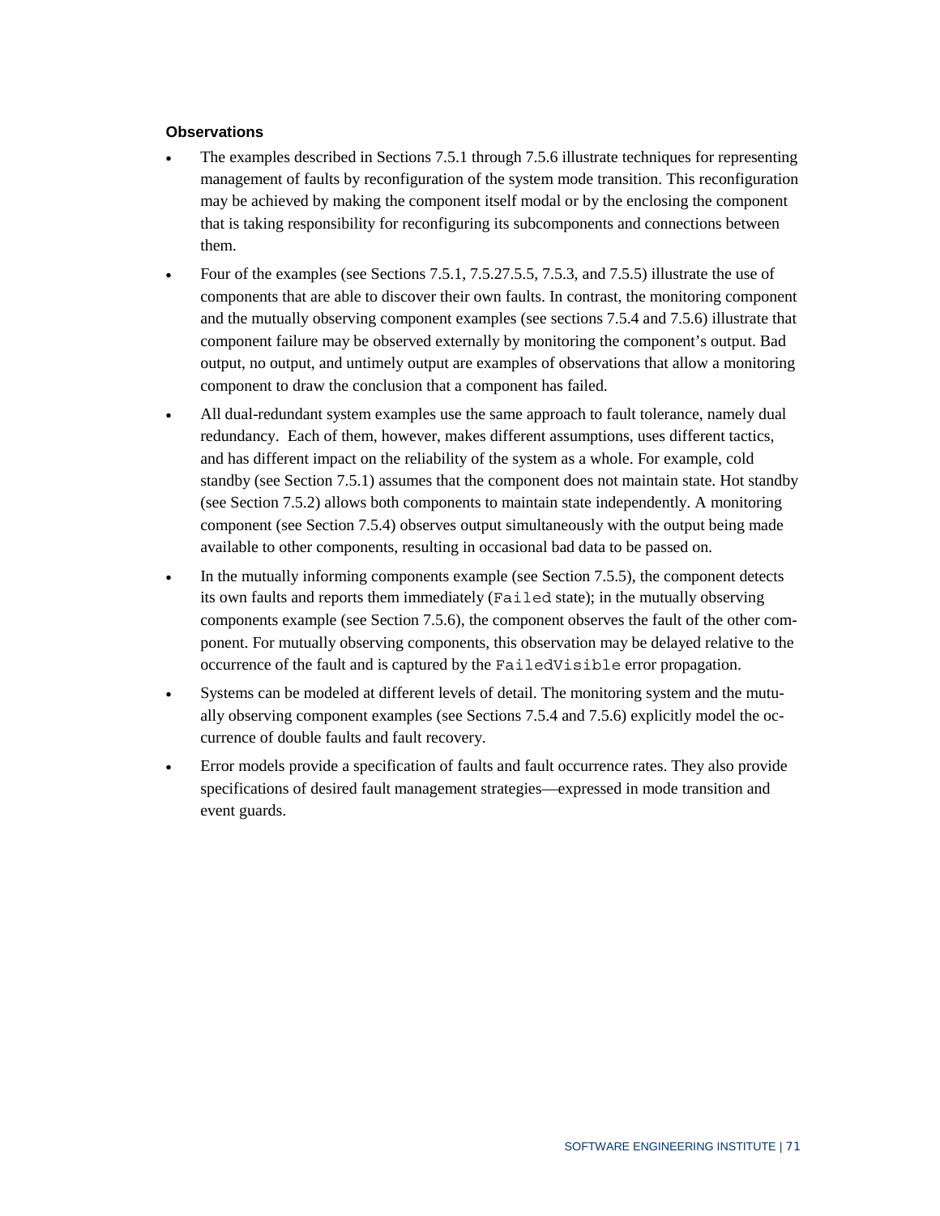**Observations**

- The examples described in Sections 7.5.1 through 7.5.6 illustrate techniques for representing management of faults by reconfiguration of the system mode transition. This reconfiguration may be achieved by making the component itself modal or by the enclosing the component that is taking responsibility for reconfiguring its subcomponents and connections between them.
- Four of the examples (see Sections 7.5.1, 7.5.27.5.5, 7.5.3, and 7.5.5) illustrate the use of components that are able to discover their own faults. In contrast, the monitoring component and the mutually observing component examples (see sections 7.5.4 and 7.5.6) illustrate that component failure may be observed externally by monitoring the component's output. Bad output, no output, and untimely output are examples of observations that allow a monitoring component to draw the conclusion that a component has failed.
- All dual-redundant system examples use the same approach to fault tolerance, namely dual redundancy. Each of them, however, makes different assumptions, uses different tactics, and has different impact on the reliability of the system as a whole. For example, cold standby (see Section 7.5.1) assumes that the component does not maintain state. Hot standby (see Section 7.5.2) allows both components to maintain state independently. A monitoring component (see Section 7.5.4) observes output simultaneously with the output being made available to other components, resulting in occasional bad data to be passed on.
- In the mutually informing components example (see Section 7.5.5), the component detects its own faults and reports them immediately (`Failed` state); in the mutually observing components example (see Section 7.5.6), the component observes the fault of the other component. For mutually observing components, this observation may be delayed relative to the occurrence of the fault and is captured by the `FailedVisible` error propagation.
- Systems can be modeled at different levels of detail. The monitoring system and the mutually observing component examples (see Sections 7.5.4 and 7.5.6) explicitly model the occurrence of double faults and fault recovery.
- Error models provide a specification of faults and fault occurrence rates. They also provide specifications of desired fault management strategies—expressed in mode transition and event guards.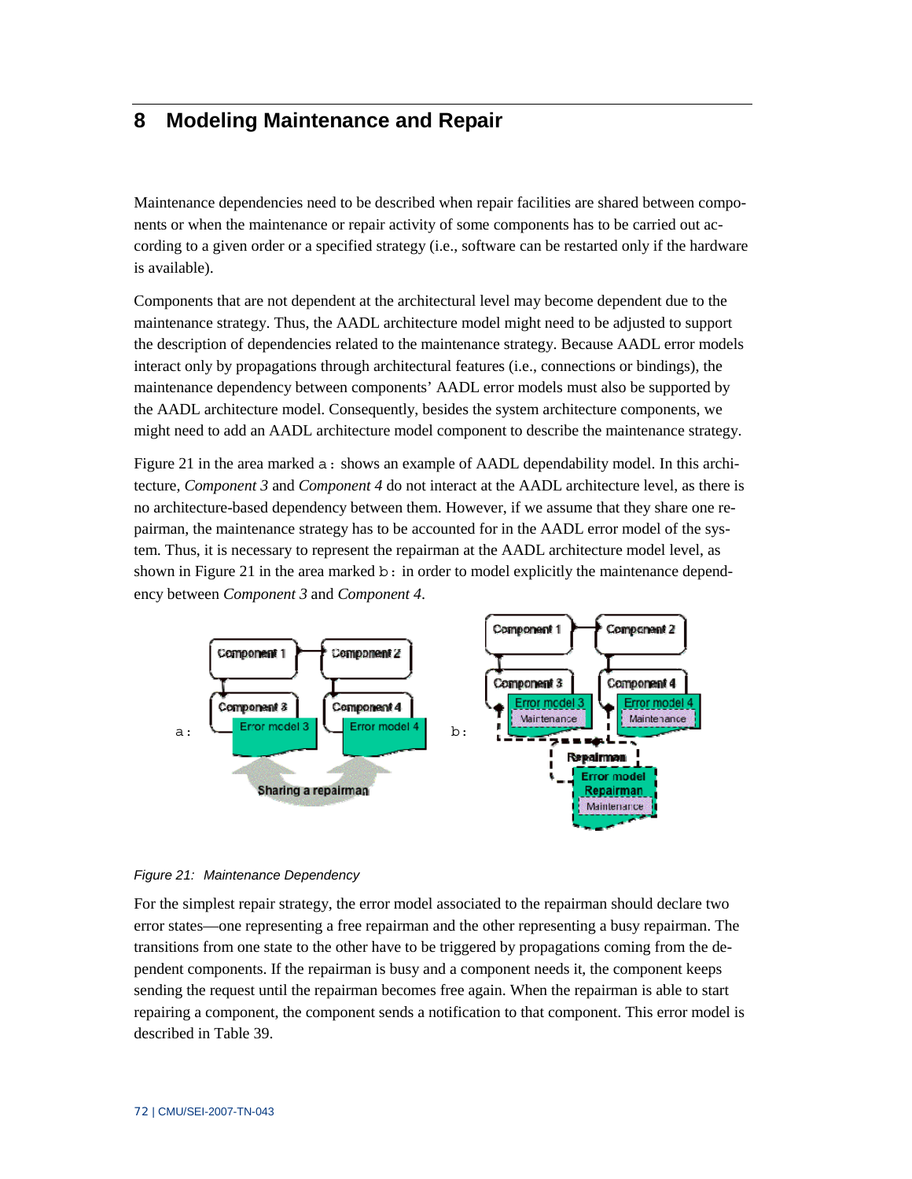# 8 Modeling Maintenance and Repair

Maintenance dependencies need to be described when repair facilities are shared between components or when the maintenance or repair activity of some components has to be carried out according to a given order or a specified strategy (i.e., software can be restarted only if the hardware is available).

Components that are not dependent at the architectural level may become dependent due to the maintenance strategy. Thus, the AADL architecture model might need to be adjusted to support the description of dependencies related to the maintenance strategy. Because AADL error models interact only by propagations through architectural features (i.e., connections or bindings), the maintenance dependency between components' AADL error models must also be supported by the AADL architecture model. Consequently, besides the system architecture components, we might need to add an AADL architecture model component to describe the maintenance strategy.

Figure 21 in the area marked `a:` shows an example of AADL dependability model. In this architecture, *Component 3* and *Component 4* do not interact at the AADL architecture level, as there is no architecture-based dependency between them. However, if we assume that they share one repairman, the maintenance strategy has to be accounted for in the AADL error model of the system. Thus, it is necessary to represent the repairman at the AADL architecture model level, as shown in Figure 21 in the area marked `b:` in order to model explicitly the maintenance dependency between *Component 3* and *Component 4*.

*Figure 21: Maintenance Dependency*

For the simplest repair strategy, the error model associated to the repairman should declare two error states—one representing a free repairman and the other representing a busy repairman. The transitions from one state to the other have to be triggered by propagations coming from the dependent components. If the repairman is busy and a component needs it, the component keeps sending the request until the repairman becomes free again. When the repairman is able to start repairing a component, the component sends a notification to that component. This error model is described in Table 39.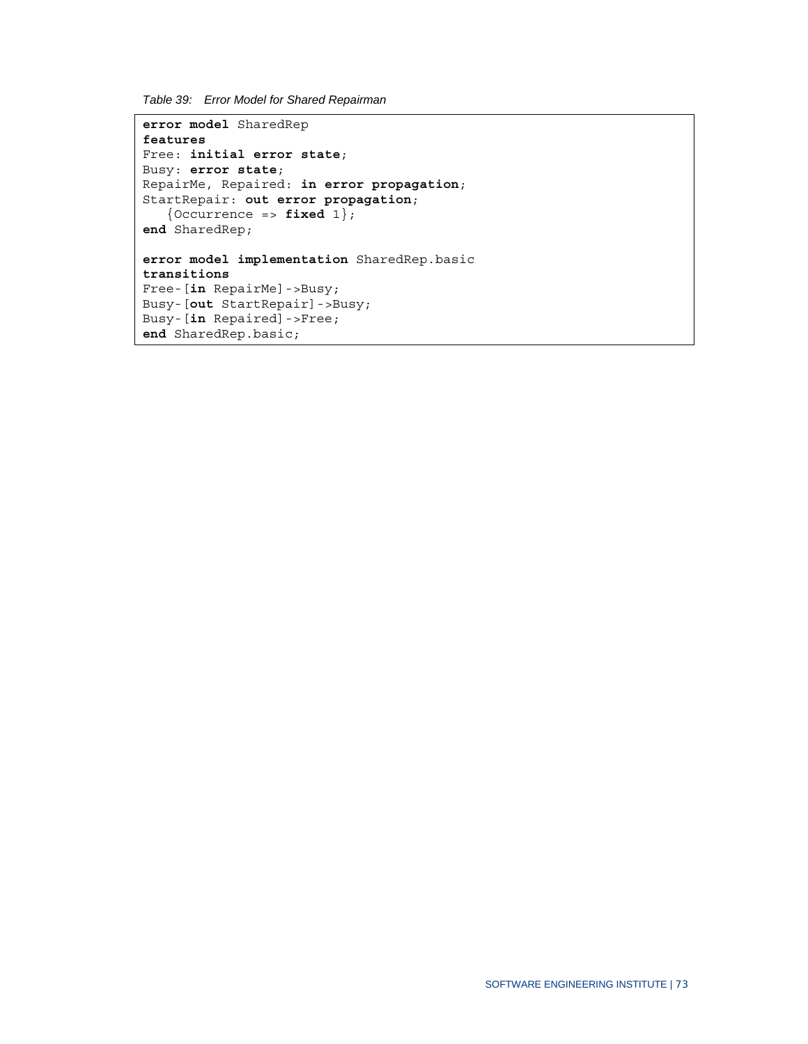*Table 39: Error Model for Shared Repairman*

```
error model SharedRep
features
Free: initial error state;
Busy: error state;
RepairMe, Repaired: in error propagation;
StartRepair: out error propagation;
   {Occurrence => fixed 1};
end SharedRep;

error model implementation SharedRep.basic
transitions
Free-[in RepairMe]->Busy;
Busy-[out StartRepair]->Busy;
Busy-[in Repaired]->Free;
end SharedRep.basic;
```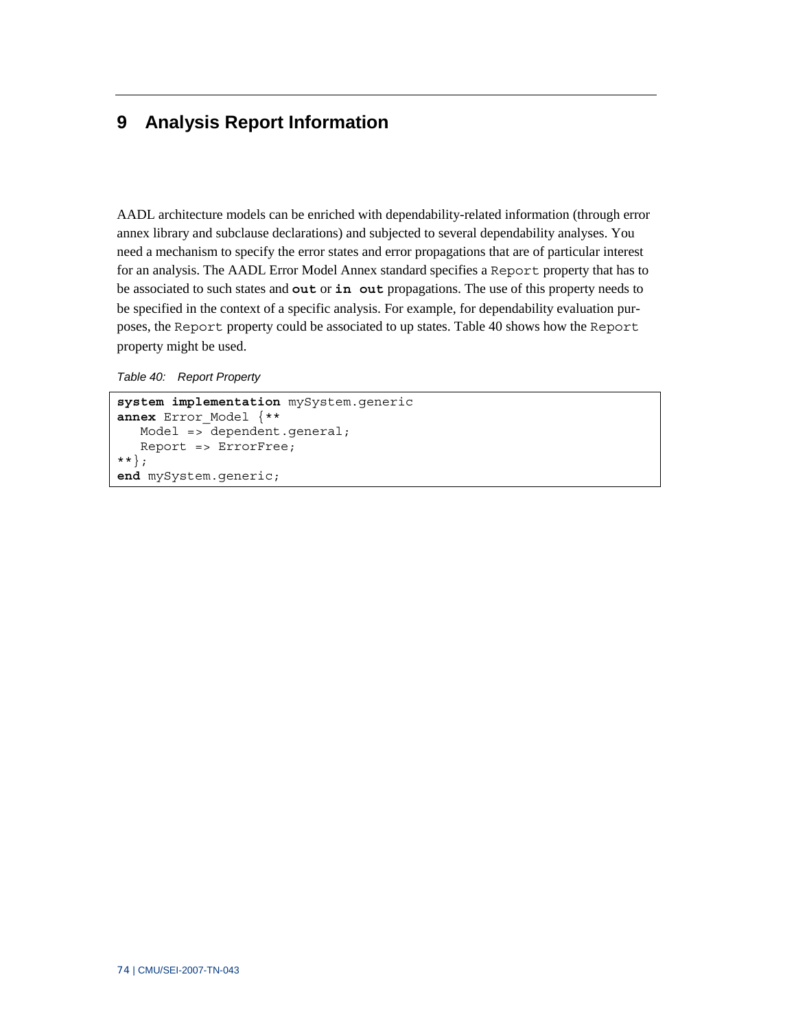# 9 Analysis Report Information

AADL architecture models can be enriched with dependability-related information (through error annex library and subclause declarations) and subjected to several dependability analyses. You need a mechanism to specify the error states and error propagations that are of particular interest for an analysis. The AADL Error Model Annex standard specifies a `Report` property that has to be associated to such states and **`out`** or **`in out`** propagations. The use of this property needs to be specified in the context of a specific analysis. For example, for dependability evaluation purposes, the `Report` property could be associated to up states. Table 40 shows how the `Report` property might be used.

*Table 40: Report Property*

```
system implementation mySystem.generic
annex Error_Model {**
   Model => dependent.general;
   Report => ErrorFree;
**};
end mySystem.generic;
```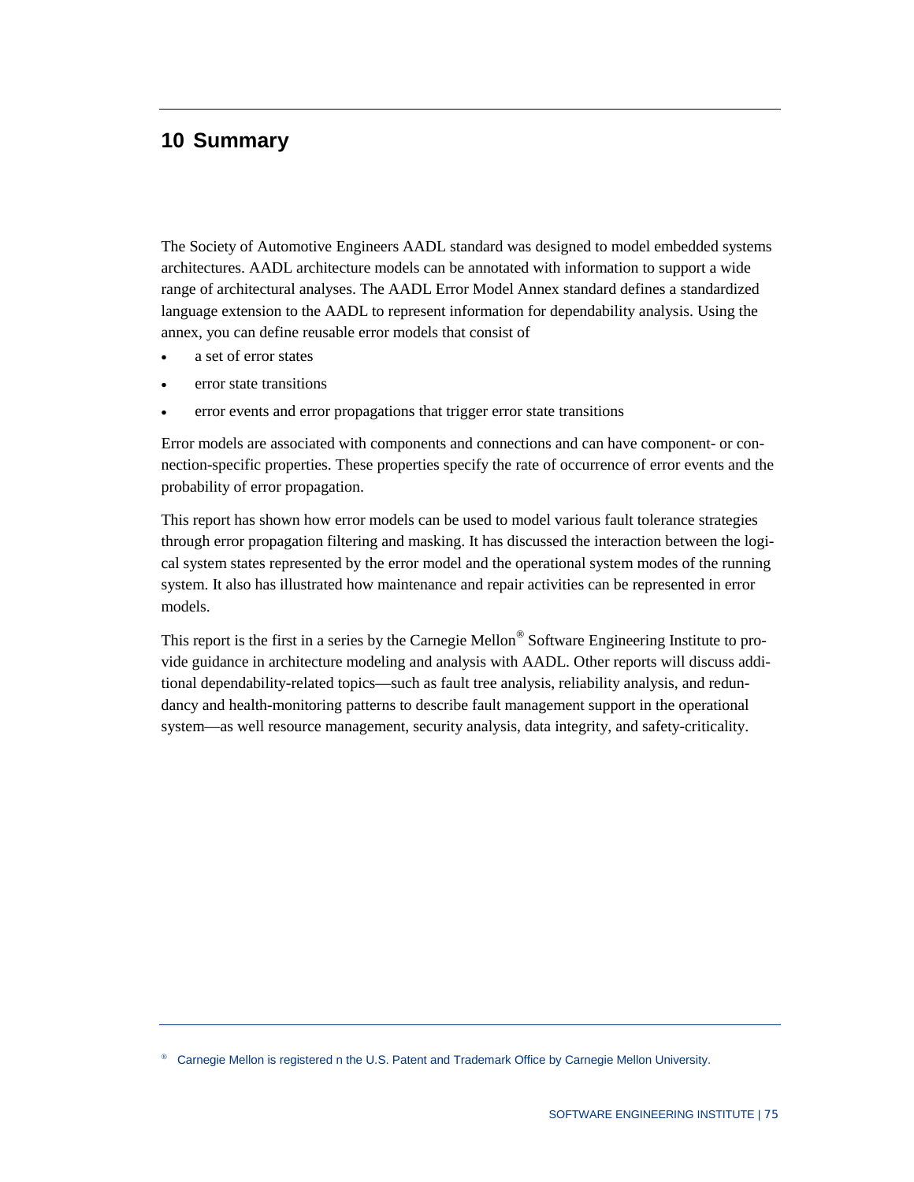# 10 Summary

The Society of Automotive Engineers AADL standard was designed to model embedded systems architectures. AADL architecture models can be annotated with information to support a wide range of architectural analyses. The AADL Error Model Annex standard defines a standardized language extension to the AADL to represent information for dependability analysis. Using the annex, you can define reusable error models that consist of

- a set of error states
- error state transitions
- error events and error propagations that trigger error state transitions

Error models are associated with components and connections and can have component- or connection-specific properties. These properties specify the rate of occurrence of error events and the probability of error propagation.

This report has shown how error models can be used to model various fault tolerance strategies through error propagation filtering and masking. It has discussed the interaction between the logical system states represented by the error model and the operational system modes of the running system. It also has illustrated how maintenance and repair activities can be represented in error models.

This report is the first in a series by the Carnegie Mellon® Software Engineering Institute to provide guidance in architecture modeling and analysis with AADL. Other reports will discuss additional dependability-related topics—such as fault tree analysis, reliability analysis, and redundancy and health-monitoring patterns to describe fault management support in the operational system—as well resource management, security analysis, data integrity, and safety-criticality.

® Carnegie Mellon is registered n the U.S. Patent and Trademark Office by Carnegie Mellon University.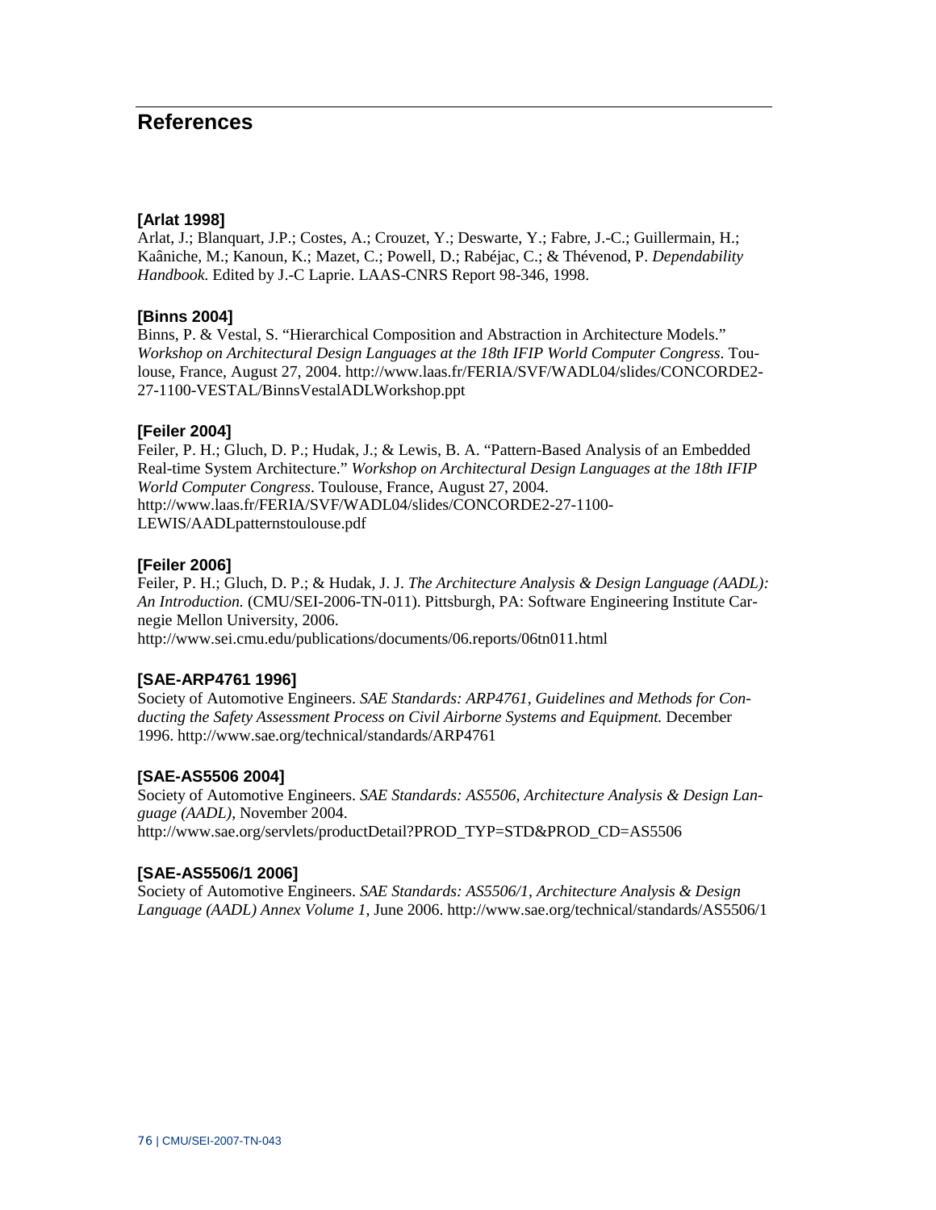# References

**[Arlat 1998]**
Arlat, J.; Blanquart, J.P.; Costes, A.; Crouzet, Y.; Deswarte, Y.; Fabre, J.-C.; Guillermain, H.; Kaâniche, M.; Kanoun, K.; Mazet, C.; Powell, D.; Rabéjac, C.; & Thévenod, P. *Dependability Handbook.* Edited by J.-C Laprie. LAAS-CNRS Report 98-346, 1998.

**[Binns 2004]**
Binns, P. & Vestal, S. "Hierarchical Composition and Abstraction in Architecture Models." *Workshop on Architectural Design Languages at the 18th IFIP World Computer Congress*. Toulouse, France, August 27, 2004. http://www.laas.fr/FERIA/SVF/WADL04/slides/CONCORDE2-27-1100-VESTAL/BinnsVestalADLWorkshop.ppt

**[Feiler 2004]**
Feiler, P. H.; Gluch, D. P.; Hudak, J.; & Lewis, B. A. "Pattern-Based Analysis of an Embedded Real-time System Architecture." *Workshop on Architectural Design Languages at the 18th IFIP World Computer Congress*. Toulouse, France, August 27, 2004. http://www.laas.fr/FERIA/SVF/WADL04/slides/CONCORDE2-27-1100-LEWIS/AADLpatternstoulouse.pdf

**[Feiler 2006]**
Feiler, P. H.; Gluch, D. P.; & Hudak, J. J. *The Architecture Analysis & Design Language (AADL): An Introduction.* (CMU/SEI-2006-TN-011). Pittsburgh, PA: Software Engineering Institute Carnegie Mellon University, 2006.
http://www.sei.cmu.edu/publications/documents/06.reports/06tn011.html

**[SAE-ARP4761 1996]**
Society of Automotive Engineers. *SAE Standards: ARP4761, Guidelines and Methods for Conducting the Safety Assessment Process on Civil Airborne Systems and Equipment.* December 1996. http://www.sae.org/technical/standards/ARP4761

**[SAE-AS5506 2004]**
Society of Automotive Engineers. *SAE Standards: AS5506, Architecture Analysis & Design Language (AADL)*, November 2004.
http://www.sae.org/servlets/productDetail?PROD_TYP=STD&PROD_CD=AS5506

**[SAE-AS5506/1 2006]**
Society of Automotive Engineers. *SAE Standards: AS5506/1, Architecture Analysis & Design Language (AADL) Annex Volume 1*, June 2006. http://www.sae.org/technical/standards/AS5506/1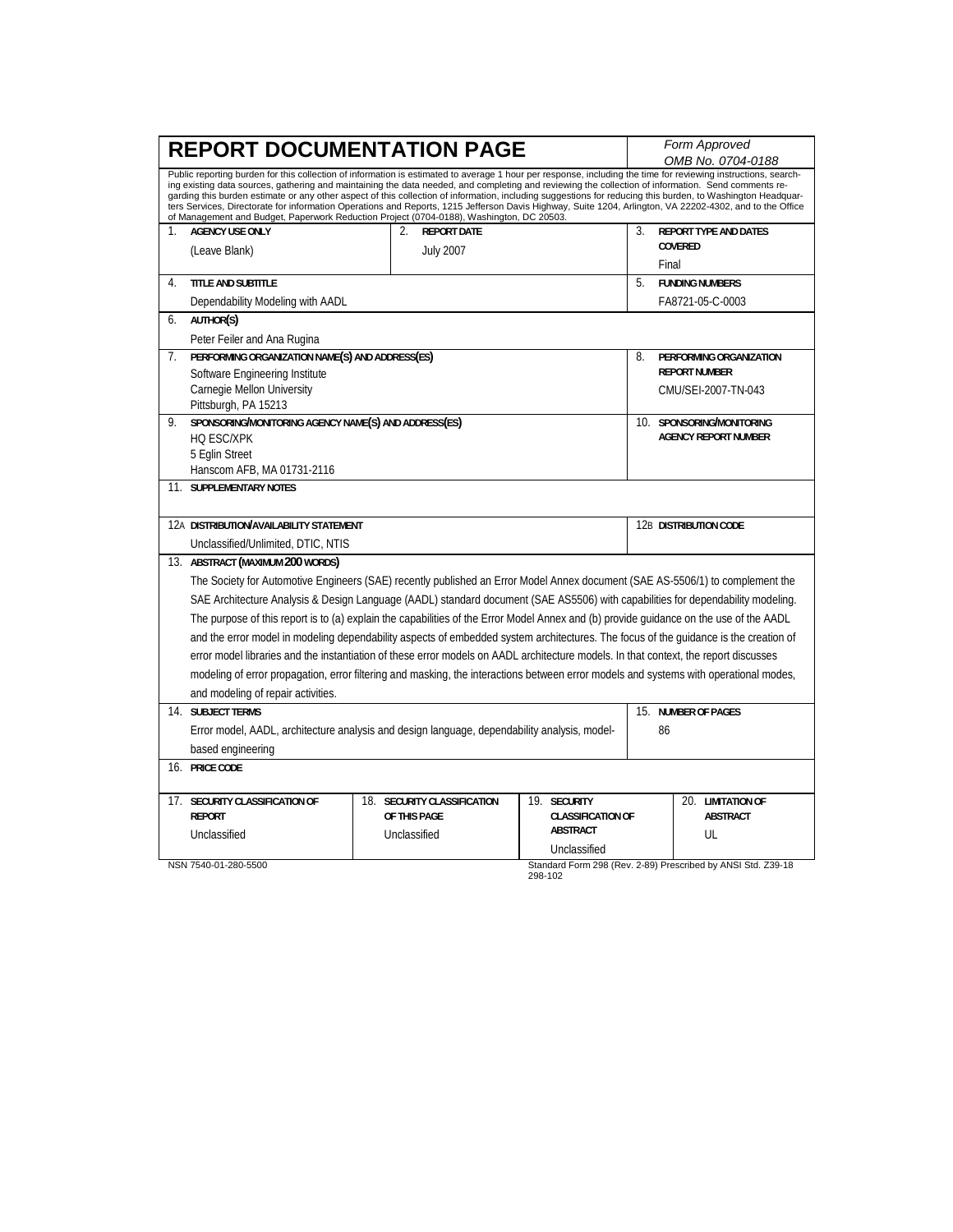# REPORT DOCUMENTATION PAGE

*Form Approved*
*OMB No. 0704-0188*

Public reporting burden for this collection of information is estimated to average 1 hour per response, including the time for reviewing instructions, searching existing data sources, gathering and maintaining the data needed, and completing and reviewing the collection of information. Send comments regarding this burden estimate or any other aspect of this collection of information, including suggestions for reducing this burden, to Washington Headquarters Services, Directorate for information Operations and Reports, 1215 Jefferson Davis Highway, Suite 1204, Arlington, VA 22202-4302, and to the Office of Management and Budget, Paperwork Reduction Project (0704-0188), Washington, DC 20503.

| | | |
|---|---|---|
| 1. **AGENCY USE ONLY**<br>(Leave Blank) | 2. **REPORT DATE**<br>July 2007 | 3. **REPORT TYPE AND DATES COVERED**<br>Final |
| 4. **TITLE AND SUBTITLE**<br>Dependability Modeling with AADL | | 5. **FUNDING NUMBERS**<br>FA8721-05-C-0003 |
| 6. **AUTHOR(S)**<br>Peter Feiler and Ana Rugina | | |
| 7. **PERFORMING ORGANIZATION NAME(S) AND ADDRESS(ES)**<br>Software Engineering Institute<br>Carnegie Mellon University<br>Pittsburgh, PA 15213 | | 8. **PERFORMING ORGANIZATION REPORT NUMBER**<br>CMU/SEI-2007-TN-043 |
| 9. **SPONSORING/MONITORING AGENCY NAME(S) AND ADDRESS(ES)**<br>HQ ESC/XPK<br>5 Eglin Street<br>Hanscom AFB, MA 01731-2116 | | 10. **SPONSORING/MONITORING AGENCY REPORT NUMBER** |
| 11. **SUPPLEMENTARY NOTES** | | |
| 12A **DISTRIBUTION/AVAILABILITY STATEMENT**<br>Unclassified/Unlimited, DTIC, NTIS | | 12B **DISTRIBUTION CODE** |

13. **ABSTRACT (MAXIMUM 200 WORDS)**

The Society for Automotive Engineers (SAE) recently published an Error Model Annex document (SAE AS-5506/1) to complement the SAE Architecture Analysis & Design Language (AADL) standard document (SAE AS5506) with capabilities for dependability modeling. The purpose of this report is to (a) explain the capabilities of the Error Model Annex and (b) provide guidance on the use of the AADL and the error model in modeling dependability aspects of embedded system architectures. The focus of the guidance is the creation of error model libraries and the instantiation of these error models on AADL architecture models. In that context, the report discusses modeling of error propagation, error filtering and masking, the interactions between error models and systems with operational modes, and modeling of repair activities.

| | |
|---|---|
| 14. **SUBJECT TERMS**<br>Error model, AADL, architecture analysis and design language, dependability analysis, model-based engineering | 15. **NUMBER OF PAGES**<br>86 |
| 16. **PRICE CODE** | |

| | | | |
|---|---|---|---|
| 17. **SECURITY CLASSIFICATION OF REPORT**<br>Unclassified | 18. **SECURITY CLASSIFICATION OF THIS PAGE**<br>Unclassified | 19. **SECURITY CLASSIFICATION OF ABSTRACT**<br>Unclassified | 20. **LIMITATION OF ABSTRACT**<br>UL |

NSN 7540-01-280-5500

Standard Form 298 (Rev. 2-89) Prescribed by ANSI Std. Z39-18 298-102